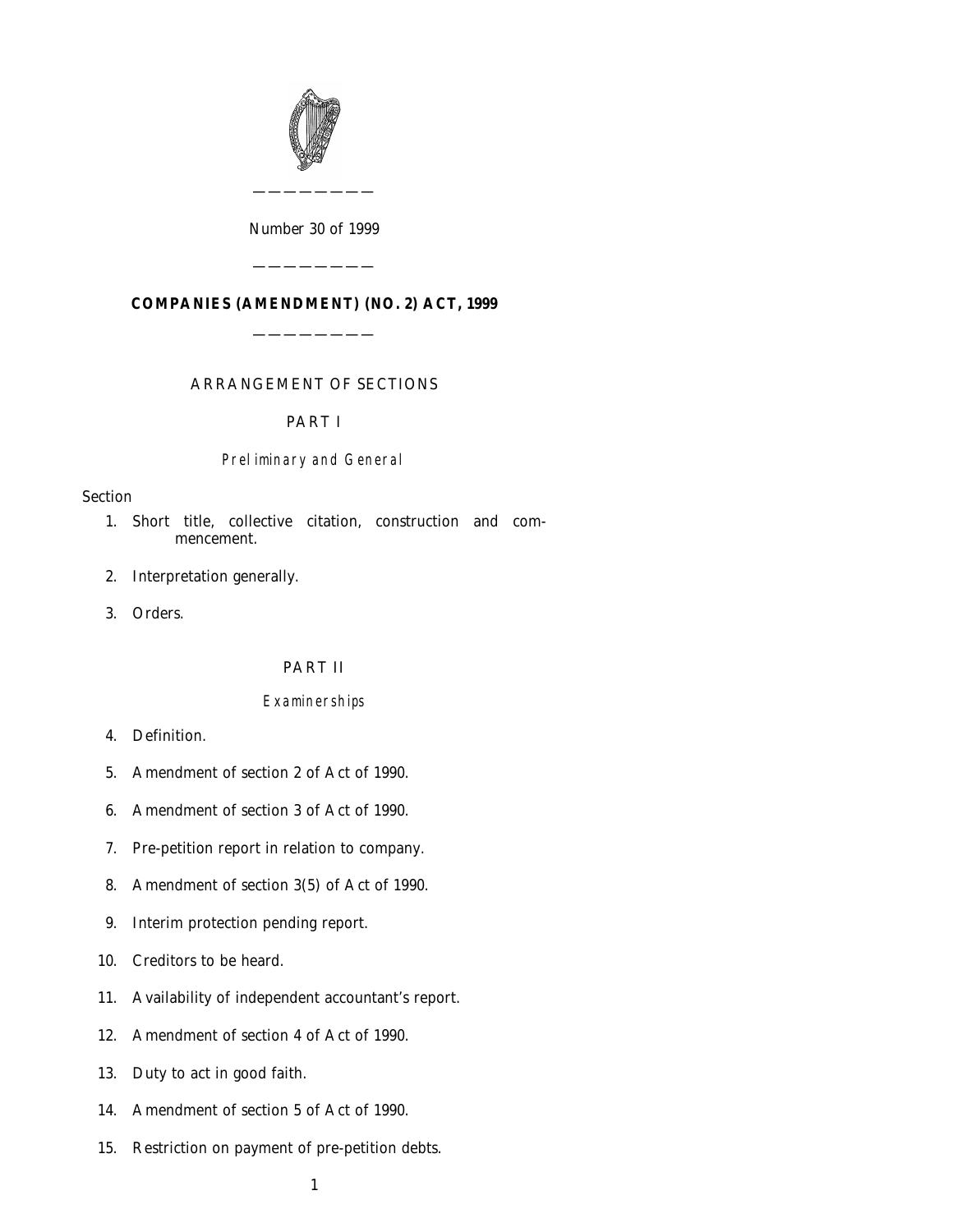Number 30 of 1999

---

# COMPANIES (AMENDMENT) (NO. 2) ACT, 1999

---

ARRANGEMENT OF SECTIONS

PART I

*Preliminary and General*

Section

1. Short title, collective citation, construction and commencement.
2. Interpretation generally.
3. Orders.

PART II

*Examinerships*

4. Definition.
5. Amendment of section 2 of Act of 1990.
6. Amendment of section 3 of Act of 1990.
7. Pre-petition report in relation to company.
8. Amendment of section 3(5) of Act of 1990.
9. Interim protection pending report.
10. Creditors to be heard.
11. Availability of independent accountant's report.
12. Amendment of section 4 of Act of 1990.
13. Duty to act in good faith.
14. Amendment of section 5 of Act of 1990.
15. Restriction on payment of pre-petition debts.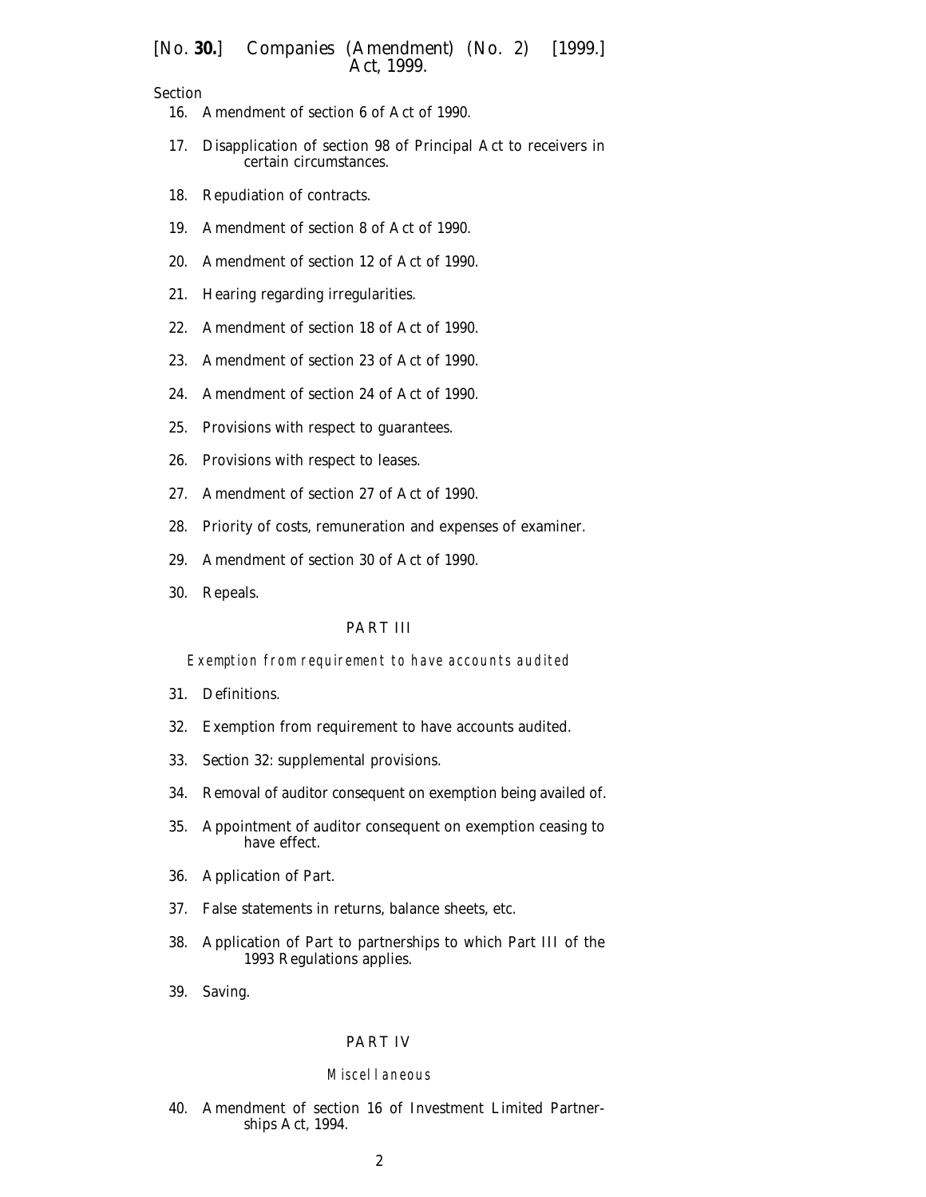Section

16. Amendment of section 6 of Act of 1990.
17. Disapplication of section 98 of Principal Act to receivers in certain circumstances.
18. Repudiation of contracts.
19. Amendment of section 8 of Act of 1990.
20. Amendment of section 12 of Act of 1990.
21. Hearing regarding irregularities.
22. Amendment of section 18 of Act of 1990.
23. Amendment of section 23 of Act of 1990.
24. Amendment of section 24 of Act of 1990.
25. Provisions with respect to guarantees.
26. Provisions with respect to leases.
27. Amendment of section 27 of Act of 1990.
28. Priority of costs, remuneration and expenses of examiner.
29. Amendment of section 30 of Act of 1990.
30. Repeals.

## PART III

*Exemption from requirement to have accounts audited*

31. Definitions.
32. Exemption from requirement to have accounts audited.
33. Section 32: supplemental provisions.
34. Removal of auditor consequent on exemption being availed of.
35. Appointment of auditor consequent on exemption ceasing to have effect.
36. Application of Part.
37. False statements in returns, balance sheets, etc.
38. Application of Part to partnerships to which Part III of the 1993 Regulations applies.
39. Saving.

## PART IV

*Miscellaneous*

40. Amendment of section 16 of Investment Limited Partnerships Act, 1994.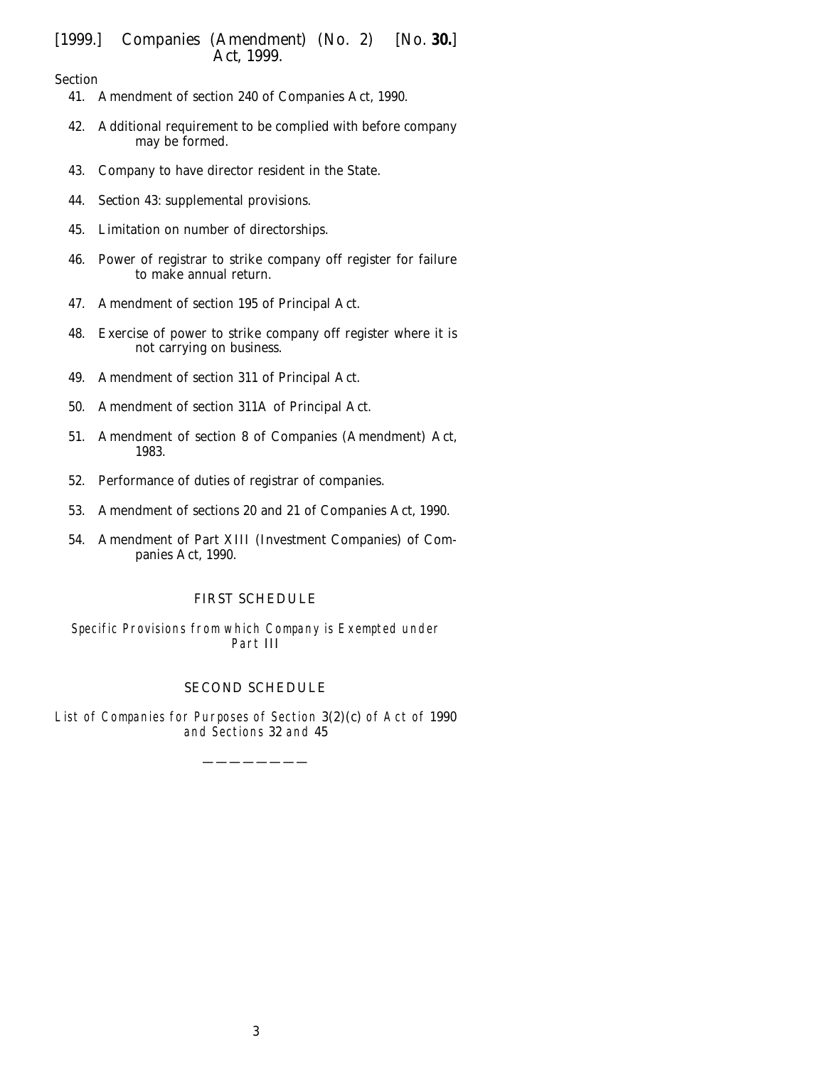Section

41. Amendment of section 240 of Companies Act, 1990.

42. Additional requirement to be complied with before company may be formed.

43. Company to have director resident in the State.

44. Section 43: supplemental provisions.

45. Limitation on number of directorships.

46. Power of registrar to strike company off register for failure to make annual return.

47. Amendment of section 195 of Principal Act.

48. Exercise of power to strike company off register where it is not carrying on business.

49. Amendment of section 311 of Principal Act.

50. Amendment of section 311A of Principal Act.

51. Amendment of section 8 of Companies (Amendment) Act, 1983.

52. Performance of duties of registrar of companies.

53. Amendment of sections 20 and 21 of Companies Act, 1990.

54. Amendment of Part XIII (Investment Companies) of Companies Act, 1990.

FIRST SCHEDULE

*Specific Provisions from which Company is Exempted under Part III*

SECOND SCHEDULE

*List of Companies for Purposes of Section 3(2)(c) of Act of 1990 and Sections 32 and 45*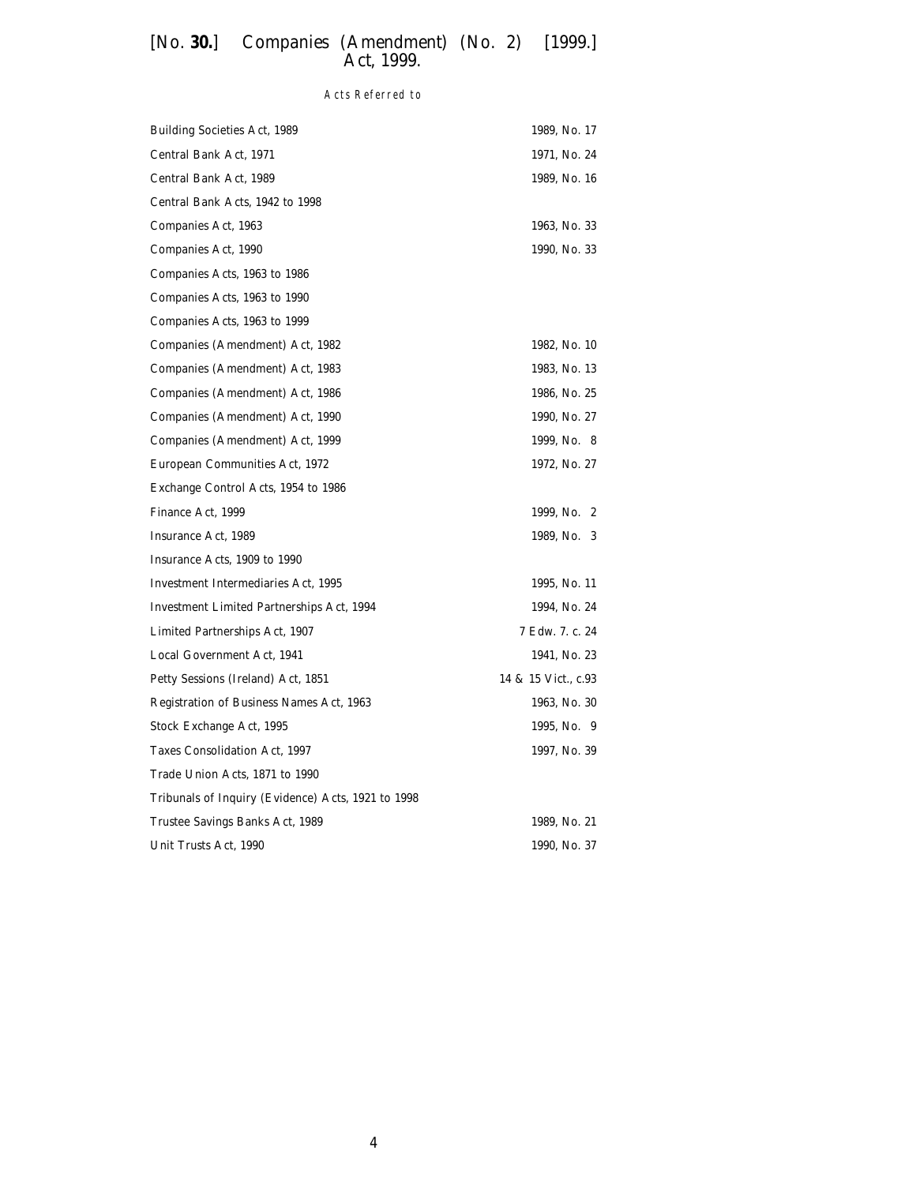*Acts Referred to*

| | |
|---|---|
| Building Societies Act, 1989 | 1989, No. 17 |
| Central Bank Act, 1971 | 1971, No. 24 |
| Central Bank Act, 1989 | 1989, No. 16 |
| Central Bank Acts, 1942 to 1998 | |
| Companies Act, 1963 | 1963, No. 33 |
| Companies Act, 1990 | 1990, No. 33 |
| Companies Acts, 1963 to 1986 | |
| Companies Acts, 1963 to 1990 | |
| Companies Acts, 1963 to 1999 | |
| Companies (Amendment) Act, 1982 | 1982, No. 10 |
| Companies (Amendment) Act, 1983 | 1983, No. 13 |
| Companies (Amendment) Act, 1986 | 1986, No. 25 |
| Companies (Amendment) Act, 1990 | 1990, No. 27 |
| Companies (Amendment) Act, 1999 | 1999, No. 8 |
| European Communities Act, 1972 | 1972, No. 27 |
| Exchange Control Acts, 1954 to 1986 | |
| Finance Act, 1999 | 1999, No. 2 |
| Insurance Act, 1989 | 1989, No. 3 |
| Insurance Acts, 1909 to 1990 | |
| Investment Intermediaries Act, 1995 | 1995, No. 11 |
| Investment Limited Partnerships Act, 1994 | 1994, No. 24 |
| Limited Partnerships Act, 1907 | 7 Edw. 7. c. 24 |
| Local Government Act, 1941 | 1941, No. 23 |
| Petty Sessions (Ireland) Act, 1851 | 14 & 15 Vict., c.93 |
| Registration of Business Names Act, 1963 | 1963, No. 30 |
| Stock Exchange Act, 1995 | 1995, No. 9 |
| Taxes Consolidation Act, 1997 | 1997, No. 39 |
| Trade Union Acts, 1871 to 1990 | |
| Tribunals of Inquiry (Evidence) Acts, 1921 to 1998 | |
| Trustee Savings Banks Act, 1989 | 1989, No. 21 |
| Unit Trusts Act, 1990 | 1990, No. 37 |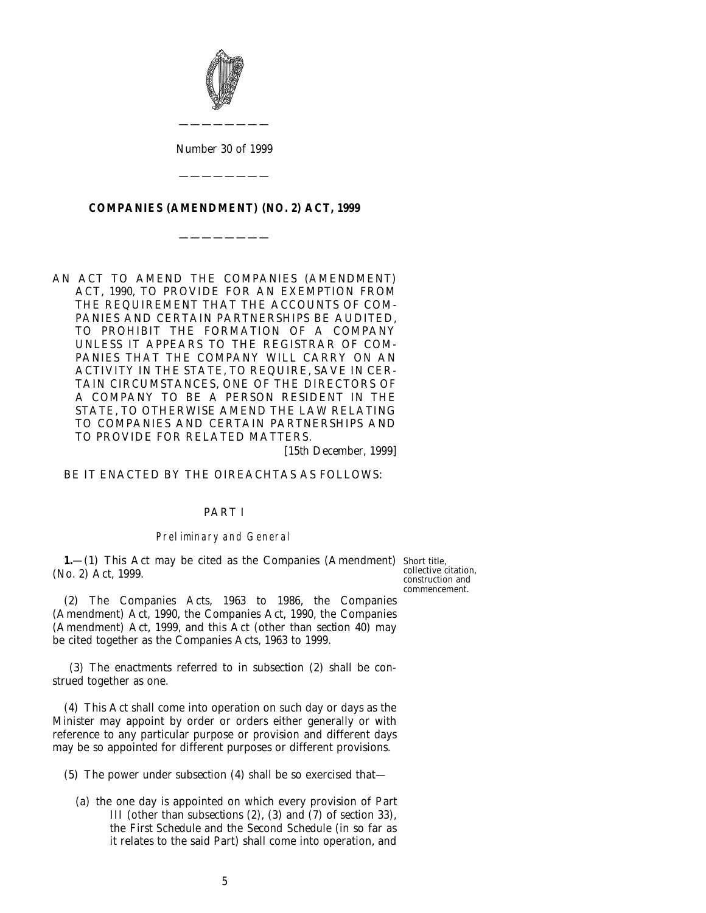Number 30 of 1999

---

# COMPANIES (AMENDMENT) (NO. 2) ACT, 1999

---

AN ACT TO AMEND THE COMPANIES (AMENDMENT) ACT, 1990, TO PROVIDE FOR AN EXEMPTION FROM THE REQUIREMENT THAT THE ACCOUNTS OF COMPANIES AND CERTAIN PARTNERSHIPS BE AUDITED, TO PROHIBIT THE FORMATION OF A COMPANY UNLESS IT APPEARS TO THE REGISTRAR OF COMPANIES THAT THE COMPANY WILL CARRY ON AN ACTIVITY IN THE STATE, TO REQUIRE, SAVE IN CERTAIN CIRCUMSTANCES, ONE OF THE DIRECTORS OF A COMPANY TO BE A PERSON RESIDENT IN THE STATE, TO OTHERWISE AMEND THE LAW RELATING TO COMPANIES AND CERTAIN PARTNERSHIPS AND TO PROVIDE FOR RELATED MATTERS.

[15th December, 1999]

BE IT ENACTED BY THE OIREACHTAS AS FOLLOWS:

## PART I

### *Preliminary and General*

*Short title, collective citation, construction and commencement.*

**1.**—(1) This Act may be cited as the Companies (Amendment) (No. 2) Act, 1999.

(2) The Companies Acts, 1963 to 1986, the Companies (Amendment) Act, 1990, the Companies Act, 1990, the Companies (Amendment) Act, 1999, and this Act (other than section 40) may be cited together as the Companies Acts, 1963 to 1999.

(3) The enactments referred to in subsection (2) shall be construed together as one.

(4) This Act shall come into operation on such day or days as the Minister may appoint by order or orders either generally or with reference to any particular purpose or provision and different days may be so appointed for different purposes or different provisions.

(5) The power under subsection (4) shall be so exercised that—

(*a*) the one day is appointed on which every provision of Part III (other than subsections (2), (3) and (7) of section 33), the First Schedule and the Second Schedule (in so far as it relates to the said Part) shall come into operation, and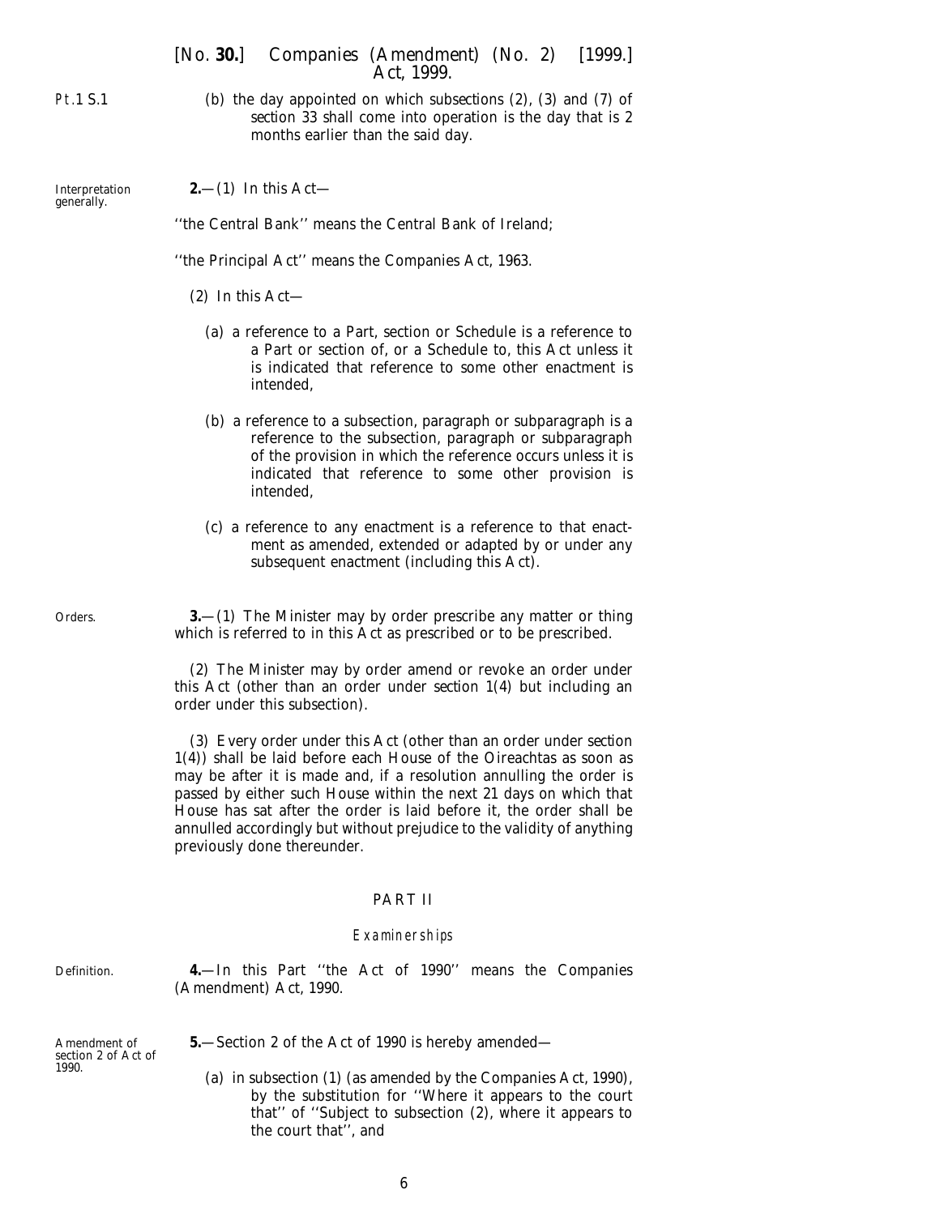Pt.1 S.1

(b) the day appointed on which subsections (2), (3) and (7) of section 33 shall come into operation is the day that is 2 months earlier than the said day.

Interpretation generally.

**2.**—(1) In this Act—

''the Central Bank'' means the Central Bank of Ireland;

''the Principal Act'' means the Companies Act, 1963.

(2) In this Act—

(a) a reference to a Part, section or Schedule is a reference to a Part or section of, or a Schedule to, this Act unless it is indicated that reference to some other enactment is intended,

(b) a reference to a subsection, paragraph or subparagraph is a reference to the subsection, paragraph or subparagraph of the provision in which the reference occurs unless it is indicated that reference to some other provision is intended,

(c) a reference to any enactment is a reference to that enactment as amended, extended or adapted by or under any subsequent enactment (including this Act).

Orders.

**3.**—(1) The Minister may by order prescribe any matter or thing which is referred to in this Act as prescribed or to be prescribed.

(2) The Minister may by order amend or revoke an order under this Act (other than an order under section 1(4) but including an order under this subsection).

(3) Every order under this Act (other than an order under section 1(4)) shall be laid before each House of the Oireachtas as soon as may be after it is made and, if a resolution annulling the order is passed by either such House within the next 21 days on which that House has sat after the order is laid before it, the order shall be annulled accordingly but without prejudice to the validity of anything previously done thereunder.

## PART II

### *Examinerships*

Definition.

**4.**—In this Part ''the Act of 1990'' means the Companies (Amendment) Act, 1990.

Amendment of section 2 of Act of 1990.

**5.**—Section 2 of the Act of 1990 is hereby amended—

(a) in subsection (1) (as amended by the Companies Act, 1990), by the substitution for ''Where it appears to the court that'' of ''Subject to subsection (2), where it appears to the court that'', and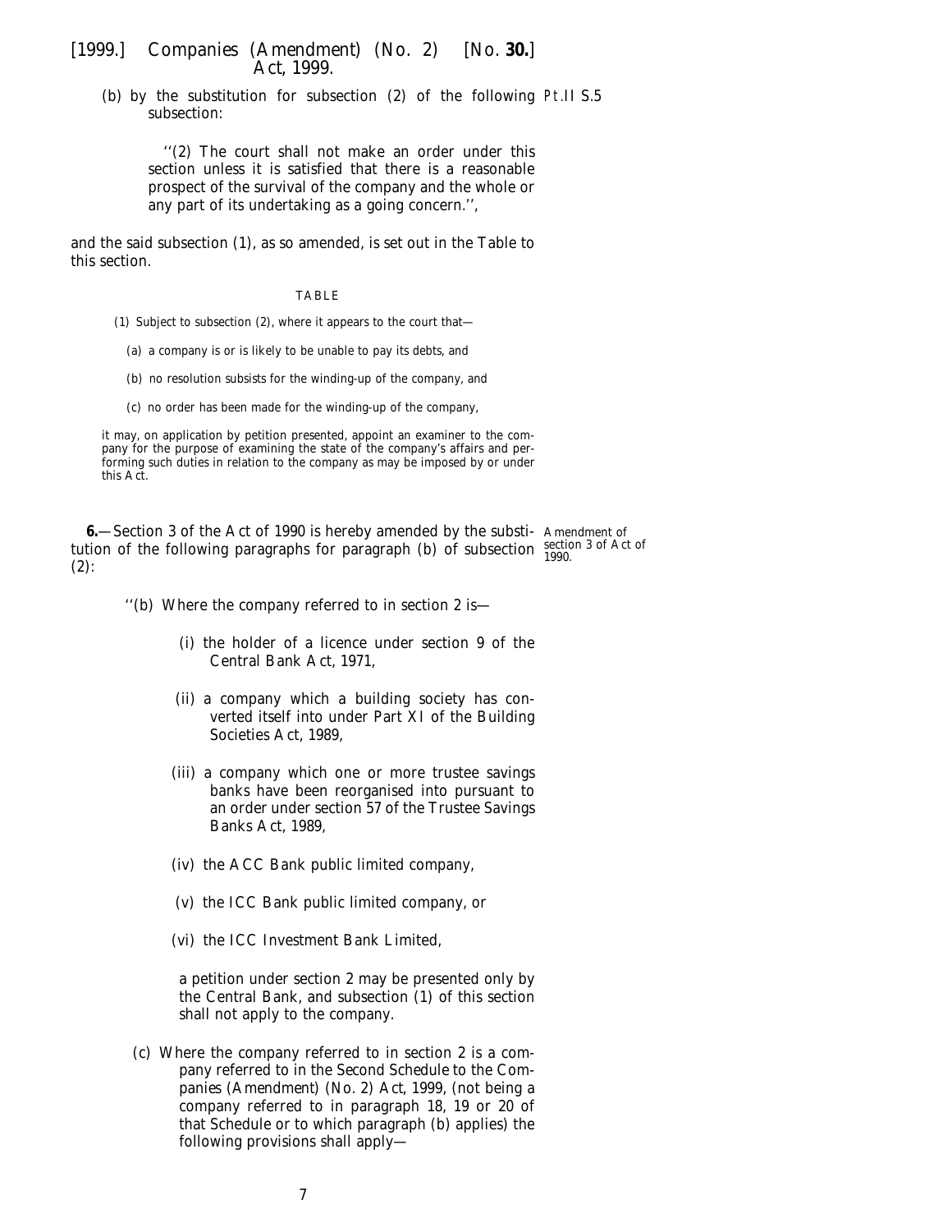(b) by the substitution for subsection (2) of the following subsection:

> ''(2) The court shall not make an order under this section unless it is satisfied that there is a reasonable prospect of the survival of the company and the whole or any part of its undertaking as a going concern.'',

and the said subsection (1), as so amended, is set out in the Table to this section.

TABLE

(1) Subject to subsection (2), where it appears to the court that—

(a) a company is or is likely to be unable to pay its debts, and

(b) no resolution subsists for the winding-up of the company, and

(c) no order has been made for the winding-up of the company,

it may, on application by petition presented, appoint an examiner to the company for the purpose of examining the state of the company's affairs and performing such duties in relation to the company as may be imposed by or under this Act.

Amendment of section 3 of Act of 1990.

**6.**—Section 3 of the Act of 1990 is hereby amended by the substitution of the following paragraphs for paragraph (b) of subsection (2):

> ''(b) Where the company referred to in section 2 is—
>
> (i) the holder of a licence under section 9 of the Central Bank Act, 1971,
>
> (ii) a company which a building society has converted itself into under Part XI of the Building Societies Act, 1989,
>
> (iii) a company which one or more trustee savings banks have been reorganised into pursuant to an order under section 57 of the Trustee Savings Banks Act, 1989,
>
> (iv) the ACC Bank public limited company,
>
> (v) the ICC Bank public limited company, or
>
> (vi) the ICC Investment Bank Limited,
>
> a petition under section 2 may be presented only by the Central Bank, and subsection (1) of this section shall not apply to the company.
>
> (c) Where the company referred to in section 2 is a company referred to in the *Second Schedule* to the *Companies (Amendment) (No. 2) Act, 1999*, (not being a company referred to in *paragraph 18, 19* or *20* of that Schedule or to which paragraph (b) applies) the following provisions shall apply—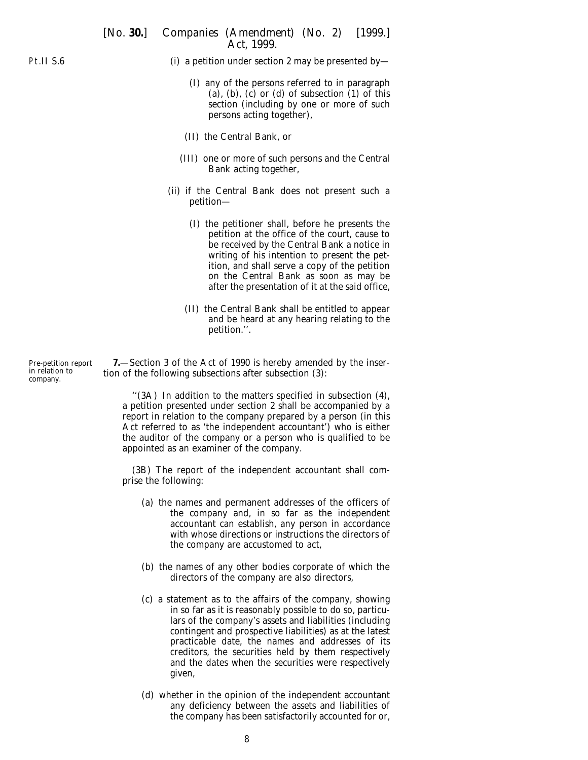(i) a petition under section 2 may be presented by—

(I) any of the persons referred to in paragraph (a), (b), (c) or (d) of subsection (1) of this section (including by one or more of such persons acting together),

(II) the Central Bank, or

(III) one or more of such persons and the Central Bank acting together,

(ii) if the Central Bank does not present such a petition—

(I) the petitioner shall, before he presents the petition at the office of the court, cause to be received by the Central Bank a notice in writing of his intention to present the petition, and shall serve a copy of the petition on the Central Bank as soon as may be after the presentation of it at the said office,

(II) the Central Bank shall be entitled to appear and be heard at any hearing relating to the petition.''.

Pre-petition report in relation to company.

**7.**—Section 3 of the Act of 1990 is hereby amended by the insertion of the following subsections after subsection (3):

''(3A) In addition to the matters specified in subsection (4), a petition presented under section 2 shall be accompanied by a report in relation to the company prepared by a person (in this Act referred to as 'the independent accountant') who is either the auditor of the company or a person who is qualified to be appointed as an examiner of the company.

(3B) The report of the independent accountant shall comprise the following:

(a) the names and permanent addresses of the officers of the company and, in so far as the independent accountant can establish, any person in accordance with whose directions or instructions the directors of the company are accustomed to act,

(b) the names of any other bodies corporate of which the directors of the company are also directors,

(c) a statement as to the affairs of the company, showing in so far as it is reasonably possible to do so, particulars of the company's assets and liabilities (including contingent and prospective liabilities) as at the latest practicable date, the names and addresses of its creditors, the securities held by them respectively and the dates when the securities were respectively given,

(d) whether in the opinion of the independent accountant any deficiency between the assets and liabilities of the company has been satisfactorily accounted for or,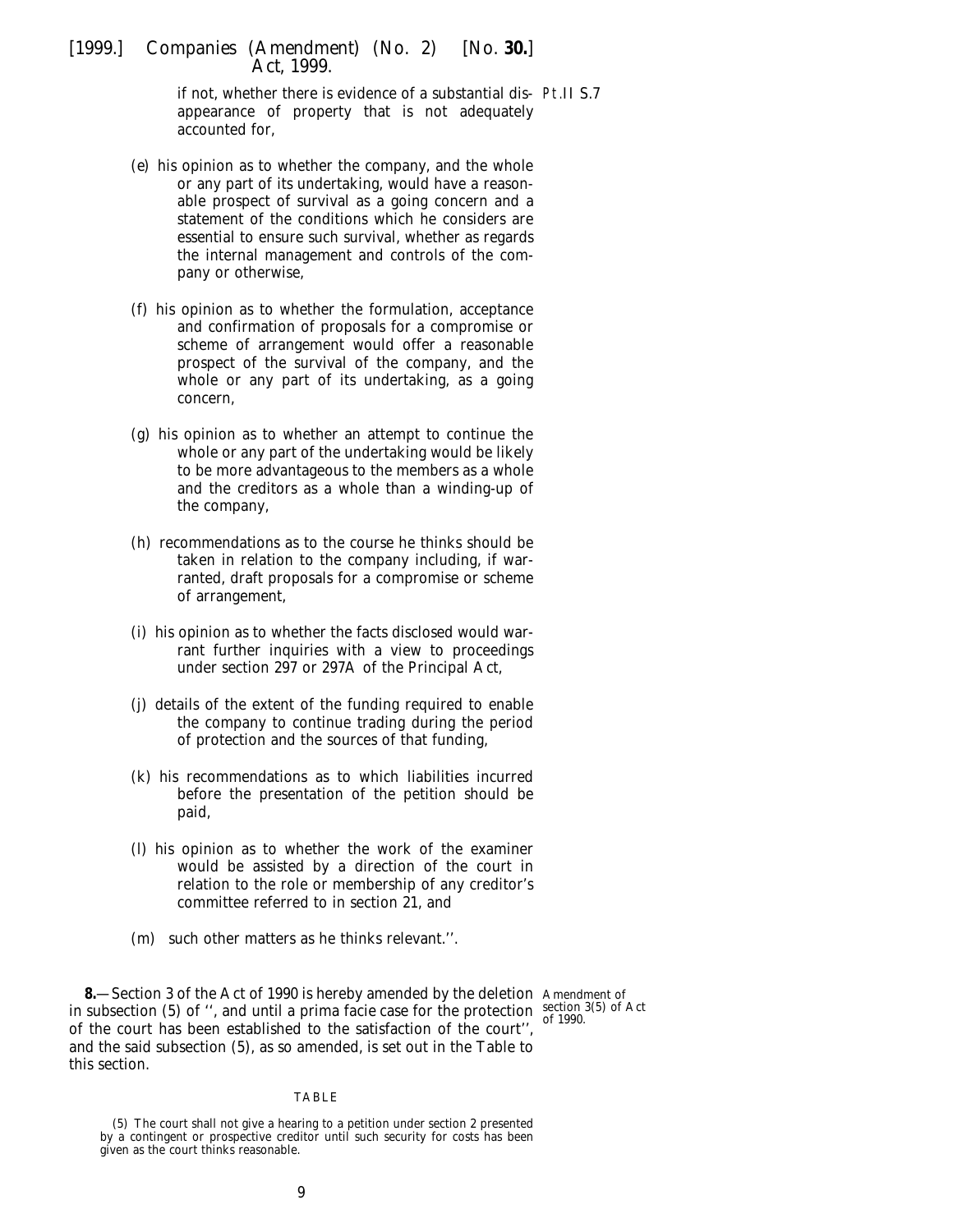if not, whether there is evidence of a substantial disappearance of property that is not adequately accounted for,

(e) his opinion as to whether the company, and the whole or any part of its undertaking, would have a reasonable prospect of survival as a going concern and a statement of the conditions which he considers are essential to ensure such survival, whether as regards the internal management and controls of the company or otherwise,

(f) his opinion as to whether the formulation, acceptance and confirmation of proposals for a compromise or scheme of arrangement would offer a reasonable prospect of the survival of the company, and the whole or any part of its undertaking, as a going concern,

(g) his opinion as to whether an attempt to continue the whole or any part of the undertaking would be likely to be more advantageous to the members as a whole and the creditors as a whole than a winding-up of the company,

(h) recommendations as to the course he thinks should be taken in relation to the company including, if warranted, draft proposals for a compromise or scheme of arrangement,

(i) his opinion as to whether the facts disclosed would warrant further inquiries with a view to proceedings under section 297 or 297A of the Principal Act,

(j) details of the extent of the funding required to enable the company to continue trading during the period of protection and the sources of that funding,

(k) his recommendations as to which liabilities incurred before the presentation of the petition should be paid,

(l) his opinion as to whether the work of the examiner would be assisted by a direction of the court in relation to the role or membership of any creditor's committee referred to in section 21, and

(m) such other matters as he thinks relevant.''.

Amendment of section 3(5) of Act of 1990.

**8.**—Section 3 of the Act of 1990 is hereby amended by the deletion in subsection (5) of '', and until a prima facie case for the protection of the court has been established to the satisfaction of the court'', and the said subsection (5), as so amended, is set out in the Table to this section.

TABLE

(5) The court shall not give a hearing to a petition under section 2 presented by a contingent or prospective creditor until such security for costs has been given as the court thinks reasonable.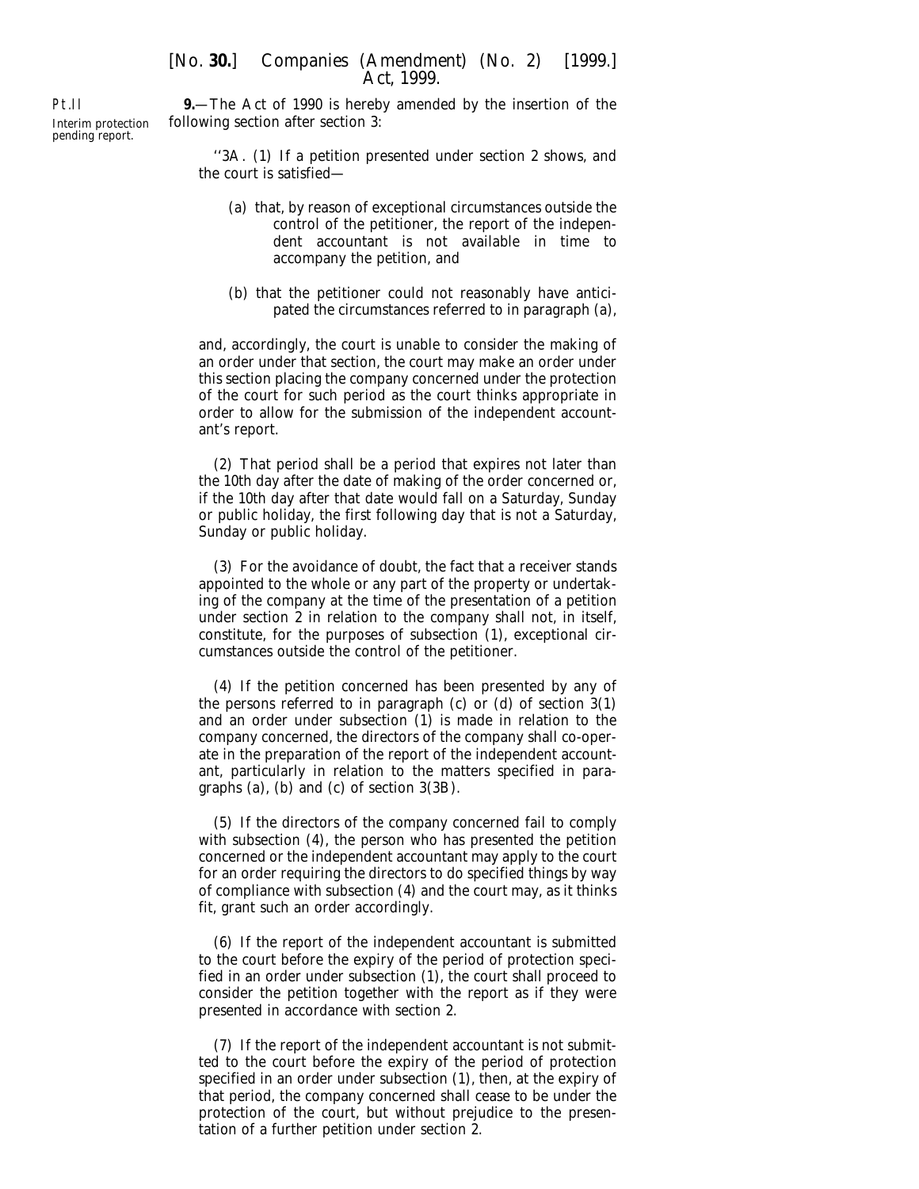Pt.II

Interim protection pending report.

**9.**—The Act of 1990 is hereby amended by the insertion of the following section after section 3:

''3A. (1) If a petition presented under section 2 shows, and the court is satisfied—

(*a*) that, by reason of exceptional circumstances outside the control of the petitioner, the report of the independent accountant is not available in time to accompany the petition, and

(*b*) that the petitioner could not reasonably have anticipated the circumstances referred to in paragraph (*a*),

and, accordingly, the court is unable to consider the making of an order under that section, the court may make an order under this section placing the company concerned under the protection of the court for such period as the court thinks appropriate in order to allow for the submission of the independent accountant's report.

(2) That period shall be a period that expires not later than the 10th day after the date of making of the order concerned or, if the 10th day after that date would fall on a Saturday, Sunday or public holiday, the first following day that is not a Saturday, Sunday or public holiday.

(3) For the avoidance of doubt, the fact that a receiver stands appointed to the whole or any part of the property or undertaking of the company at the time of the presentation of a petition under section 2 in relation to the company shall not, in itself, constitute, for the purposes of subsection (1), exceptional circumstances outside the control of the petitioner.

(4) If the petition concerned has been presented by any of the persons referred to in paragraph (*c*) or (*d*) of section 3(1) and an order under subsection (1) is made in relation to the company concerned, the directors of the company shall co-operate in the preparation of the report of the independent accountant, particularly in relation to the matters specified in paragraphs (*a*), (*b*) and (*c*) of section 3(3B).

(5) If the directors of the company concerned fail to comply with subsection (4), the person who has presented the petition concerned or the independent accountant may apply to the court for an order requiring the directors to do specified things by way of compliance with subsection (4) and the court may, as it thinks fit, grant such an order accordingly.

(6) If the report of the independent accountant is submitted to the court before the expiry of the period of protection specified in an order under subsection (1), the court shall proceed to consider the petition together with the report as if they were presented in accordance with section 2.

(7) If the report of the independent accountant is not submitted to the court before the expiry of the period of protection specified in an order under subsection (1), then, at the expiry of that period, the company concerned shall cease to be under the protection of the court, but without prejudice to the presentation of a further petition under section 2.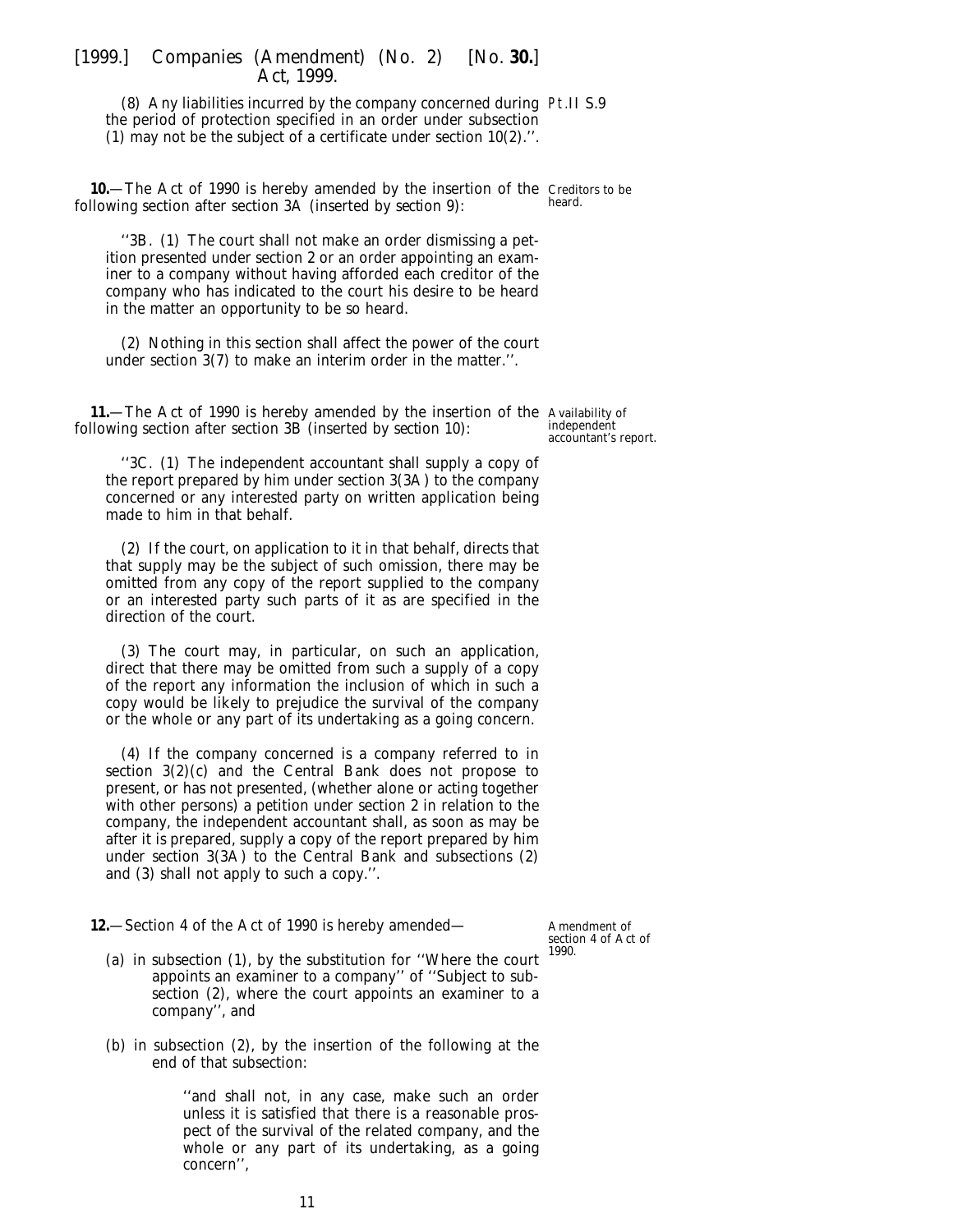(8) Any liabilities incurred by the company concerned during the period of protection specified in an order under subsection (1) may not be the subject of a certificate under section 10(2).''.

Pt.II S.9

**10.**—The Act of 1990 is hereby amended by the insertion of the following section after section 3A (inserted by *section 9*):

Creditors to be heard.

''3B. (1) The court shall not make an order dismissing a petition presented under section 2 or an order appointing an examiner to a company without having afforded each creditor of the company who has indicated to the court his desire to be heard in the matter an opportunity to be so heard.

(2) Nothing in this section shall affect the power of the court under section 3(7) to make an interim order in the matter.''.

**11.**—The Act of 1990 is hereby amended by the insertion of the following section after section 3B (inserted by *section 10*):

Availability of independent accountant's report.

''3C. (1) The independent accountant shall supply a copy of the report prepared by him under section 3(3A) to the company concerned or any interested party on written application being made to him in that behalf.

(2) If the court, on application to it in that behalf, directs that that supply may be the subject of such omission, there may be omitted from any copy of the report supplied to the company or an interested party such parts of it as are specified in the direction of the court.

(3) The court may, in particular, on such an application, direct that there may be omitted from such a supply of a copy of the report any information the inclusion of which in such a copy would be likely to prejudice the survival of the company or the whole or any part of its undertaking as a going concern.

(4) If the company concerned is a company referred to in section 3(2)(c) and the Central Bank does not propose to present, or has not presented, (whether alone or acting together with other persons) a petition under section 2 in relation to the company, the independent accountant shall, as soon as may be after it is prepared, supply a copy of the report prepared by him under section 3(3A) to the Central Bank and subsections (2) and (3) shall not apply to such a copy.''.

**12.**—Section 4 of the Act of 1990 is hereby amended—

Amendment of section 4 of Act of 1990.

(*a*) in subsection (1), by the substitution for ''Where the court appoints an examiner to a company'' of ''Subject to subsection (2), where the court appoints an examiner to a company'', and

(*b*) in subsection (2), by the insertion of the following at the end of that subsection:

''and shall not, in any case, make such an order unless it is satisfied that there is a reasonable prospect of the survival of the related company, and the whole or any part of its undertaking, as a going concern'',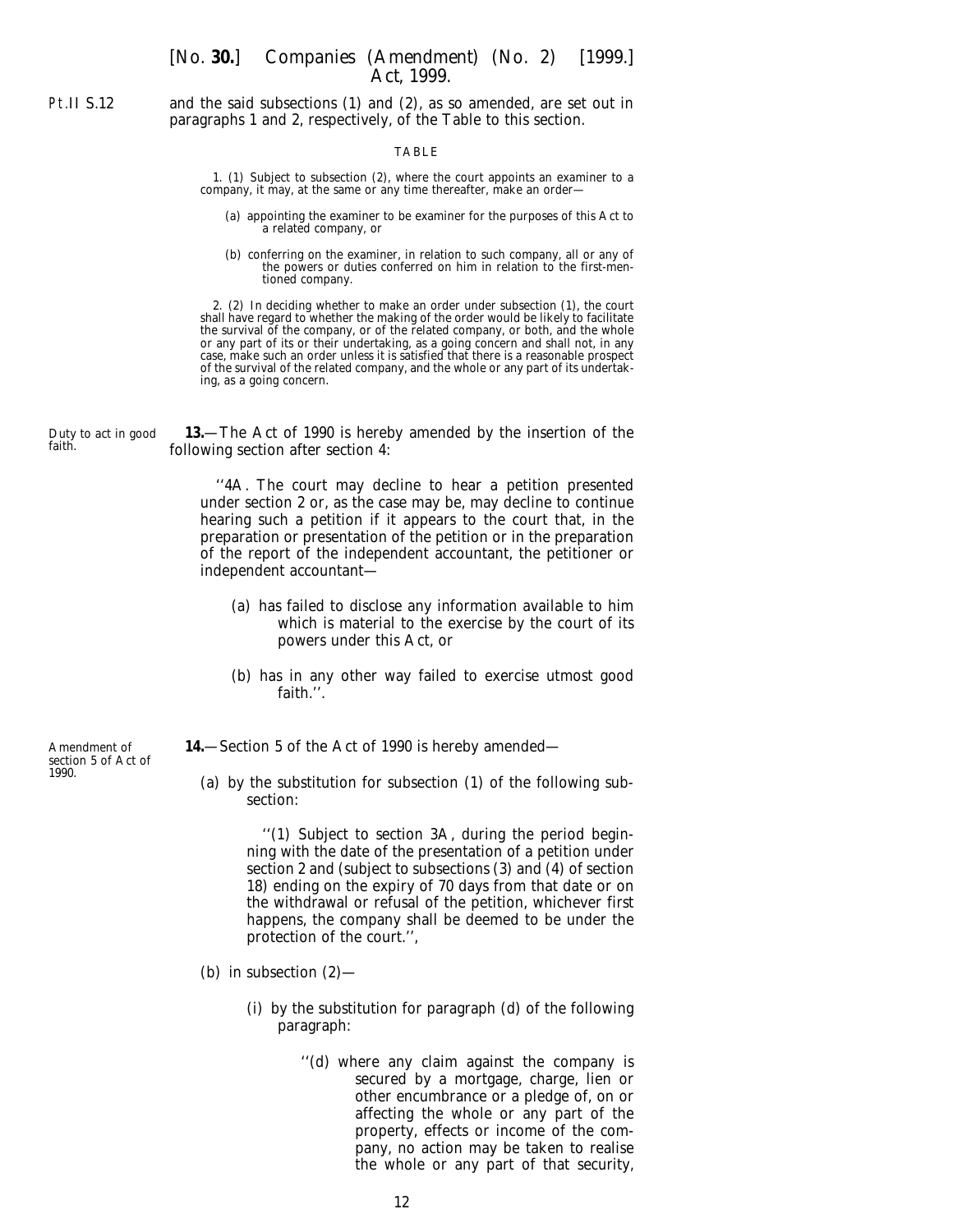Pt.II S.12

and the said subsections (1) and (2), as so amended, are set out in paragraphs 1 and 2, respectively, of the Table to this section.

TABLE

1. (1) Subject to subsection (2), where the court appoints an examiner to a company, it may, at the same or any time thereafter, make an order—

(a) appointing the examiner to be examiner for the purposes of this Act to a related company, or

(b) conferring on the examiner, in relation to such company, all or any of the powers or duties conferred on him in relation to the first-mentioned company.

2. (2) In deciding whether to make an order under subsection (1), the court shall have regard to whether the making of the order would be likely to facilitate the survival of the company, or of the related company, or both, and the whole or any part of its or their undertaking, as a going concern and shall not, in any case, make such an order unless it is satisfied that there is a reasonable prospect of the survival of the related company, and the whole or any part of its undertaking, as a going concern.

Duty to act in good faith.

**13.**—The Act of 1990 is hereby amended by the insertion of the following section after section 4:

''4A. The court may decline to hear a petition presented under section 2 or, as the case may be, may decline to continue hearing such a petition if it appears to the court that, in the preparation or presentation of the petition or in the preparation of the report of the independent accountant, the petitioner or independent accountant—

(a) has failed to disclose any information available to him which is material to the exercise by the court of its powers under this Act, or

(b) has in any other way failed to exercise utmost good faith.''.

Amendment of section 5 of Act of 1990.

**14.**—Section 5 of the Act of 1990 is hereby amended—

(a) by the substitution for subsection (1) of the following subsection:

''(1) Subject to section 3A, during the period beginning with the date of the presentation of a petition under section 2 and (subject to subsections (3) and (4) of section 18) ending on the expiry of 70 days from that date or on the withdrawal or refusal of the petition, whichever first happens, the company shall be deemed to be under the protection of the court.'',

(b) in subsection (2)—

(i) by the substitution for paragraph (d) of the following paragraph:

''(d) where any claim against the company is secured by a mortgage, charge, lien or other encumbrance or a pledge of, on or affecting the whole or any part of the property, effects or income of the company, no action may be taken to realise the whole or any part of that security,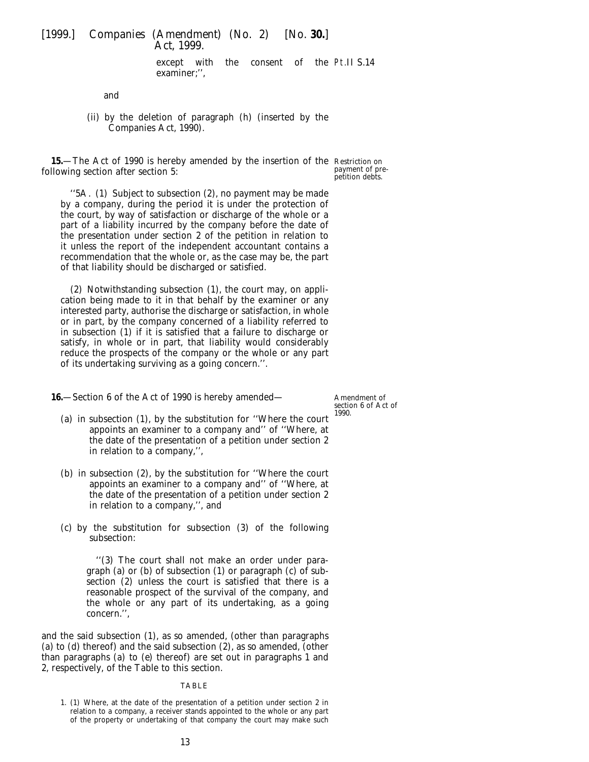except with the consent of the examiner;'',

and

(ii) by the deletion of paragraph (h) (inserted by the Companies Act, 1990).

Pt.II S.14

**15.**—The Act of 1990 is hereby amended by the insertion of the following section after section 5:

Restriction on payment of pre-petition debts.

''5A. (1) Subject to subsection (2), no payment may be made by a company, during the period it is under the protection of the court, by way of satisfaction or discharge of the whole or a part of a liability incurred by the company before the date of the presentation under section 2 of the petition in relation to it unless the report of the independent accountant contains a recommendation that the whole or, as the case may be, the part of that liability should be discharged or satisfied.

(2) Notwithstanding subsection (1), the court may, on application being made to it in that behalf by the examiner or any interested party, authorise the discharge or satisfaction, in whole or in part, by the company concerned of a liability referred to in subsection (1) if it is satisfied that a failure to discharge or satisfy, in whole or in part, that liability would considerably reduce the prospects of the company or the whole or any part of its undertaking surviving as a going concern.''.

**16.**—Section 6 of the Act of 1990 is hereby amended—

Amendment of section 6 of Act of 1990.

(a) in subsection (1), by the substitution for ''Where the court appoints an examiner to a company and'' of ''Where, at the date of the presentation of a petition under section 2 in relation to a company,'',

(b) in subsection (2), by the substitution for ''Where the court appoints an examiner to a company and'' of ''Where, at the date of the presentation of a petition under section 2 in relation to a company,'', and

(c) by the substitution for subsection (3) of the following subsection:

''(3) The court shall not make an order under paragraph (a) or (b) of subsection (1) or paragraph (c) of subsection (2) unless the court is satisfied that there is a reasonable prospect of the survival of the company, and the whole or any part of its undertaking, as a going concern.'',

and the said subsection (1), as so amended, (other than paragraphs (a) to (d) thereof) and the said subsection (2), as so amended, (other than paragraphs (a) to (e) thereof) are set out in paragraphs 1 and 2, respectively, of the Table to this section.

TABLE

1. (1) Where, at the date of the presentation of a petition under section 2 in relation to a company, a receiver stands appointed to the whole or any part of the property or undertaking of that company the court may make such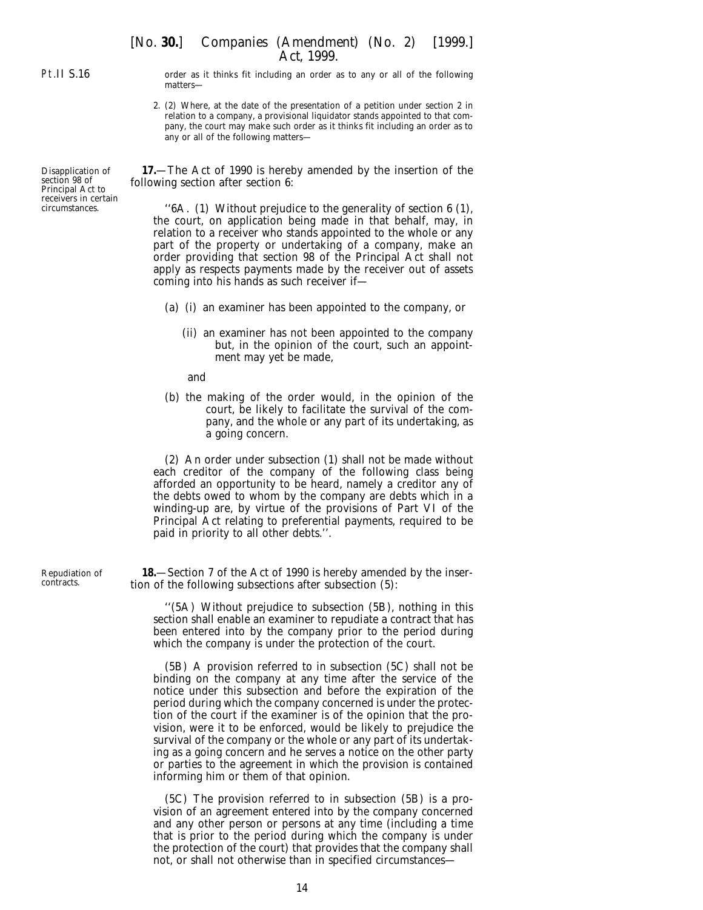order as it thinks fit including an order as to any or all of the following matters—

2. (2) Where, at the date of the presentation of a petition under section 2 in relation to a company, a provisional liquidator stands appointed to that company, the court may make such order as it thinks fit including an order as to any or all of the following matters—

Disapplication of section 98 of Principal Act to receivers in certain circumstances.

**17.**—The Act of 1990 is hereby amended by the insertion of the following section after section 6:

''6A. (1) Without prejudice to the generality of section 6 (1), the court, on application being made in that behalf, may, in relation to a receiver who stands appointed to the whole or any part of the property or undertaking of a company, make an order providing that section 98 of the Principal Act shall not apply as respects payments made by the receiver out of assets coming into his hands as such receiver if—

(a) (i) an examiner has been appointed to the company, or

(ii) an examiner has not been appointed to the company but, in the opinion of the court, such an appointment may yet be made,

and

(b) the making of the order would, in the opinion of the court, be likely to facilitate the survival of the company, and the whole or any part of its undertaking, as a going concern.

(2) An order under subsection (1) shall not be made without each creditor of the company of the following class being afforded an opportunity to be heard, namely a creditor any of the debts owed to whom by the company are debts which in a winding-up are, by virtue of the provisions of Part VI of the Principal Act relating to preferential payments, required to be paid in priority to all other debts.''.

Repudiation of contracts.

**18.**—Section 7 of the Act of 1990 is hereby amended by the insertion of the following subsections after subsection (5):

''(5A) Without prejudice to subsection (5B), nothing in this section shall enable an examiner to repudiate a contract that has been entered into by the company prior to the period during which the company is under the protection of the court.

(5B) A provision referred to in subsection (5C) shall not be binding on the company at any time after the service of the notice under this subsection and before the expiration of the period during which the company concerned is under the protection of the court if the examiner is of the opinion that the provision, were it to be enforced, would be likely to prejudice the survival of the company or the whole or any part of its undertaking as a going concern and he serves a notice on the other party or parties to the agreement in which the provision is contained informing him or them of that opinion.

(5C) The provision referred to in subsection (5B) is a provision of an agreement entered into by the company concerned and any other person or persons at any time (including a time that is prior to the period during which the company is under the protection of the court) that provides that the company shall not, or shall not otherwise than in specified circumstances—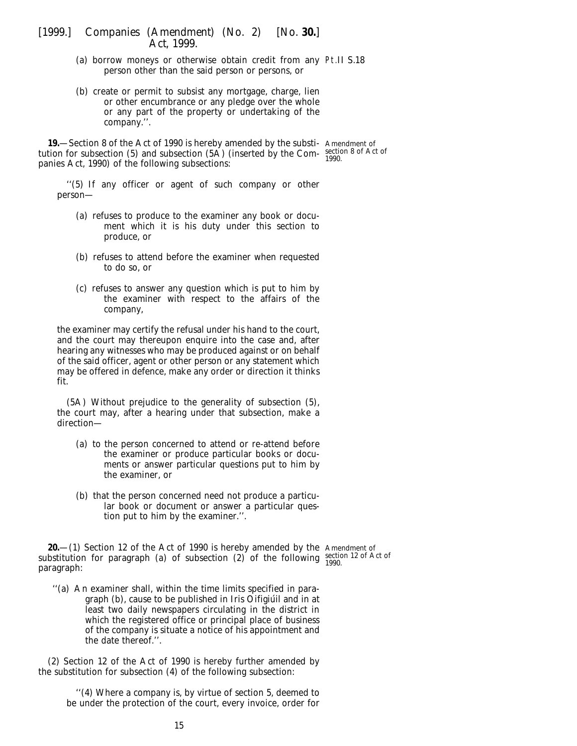(a) borrow moneys or otherwise obtain credit from any person other than the said person or persons, or

(b) create or permit to subsist any mortgage, charge, lien or other encumbrance or any pledge over the whole or any part of the property or undertaking of the company.''.

Pt.II S.18

**19.**—Section 8 of the Act of 1990 is hereby amended by the substitution for subsection (5) and subsection (5A) (inserted by the Companies Act, 1990) of the following subsections:

Amendment of section 8 of Act of 1990.

''(5) If any officer or agent of such company or other person—

(a) refuses to produce to the examiner any book or document which it is his duty under this section to produce, or

(b) refuses to attend before the examiner when requested to do so, or

(c) refuses to answer any question which is put to him by the examiner with respect to the affairs of the company,

the examiner may certify the refusal under his hand to the court, and the court may thereupon enquire into the case and, after hearing any witnesses who may be produced against or on behalf of the said officer, agent or other person or any statement which may be offered in defence, make any order or direction it thinks fit.

(5A) Without prejudice to the generality of subsection (5), the court may, after a hearing under that subsection, make a direction—

(a) to the person concerned to attend or re-attend before the examiner or produce particular books or documents or answer particular questions put to him by the examiner, or

(b) that the person concerned need not produce a particular book or document or answer a particular question put to him by the examiner.''.

**20.**—(1) Section 12 of the Act of 1990 is hereby amended by the substitution for paragraph (a) of subsection (2) of the following paragraph:

Amendment of section 12 of Act of 1990.

''(a) An examiner shall, within the time limits specified in paragraph (b), cause to be published in *Iris Oifigiúil* and in at least two daily newspapers circulating in the district in which the registered office or principal place of business of the company is situate a notice of his appointment and the date thereof.''.

(2) Section 12 of the Act of 1990 is hereby further amended by the substitution for subsection (4) of the following subsection:

''(4) Where a company is, by virtue of section 5, deemed to be under the protection of the court, every invoice, order for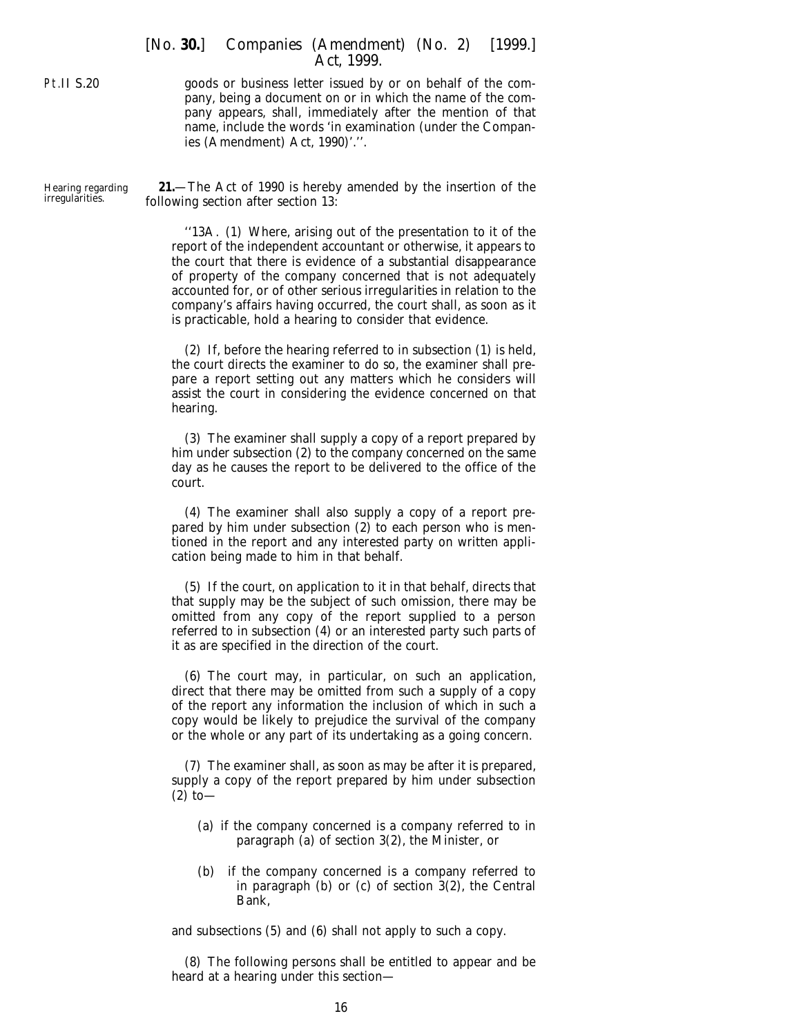Pt.II S.20

goods or business letter issued by or on behalf of the company, being a document on or in which the name of the company appears, shall, immediately after the mention of that name, include the words 'in examination (under the Companies (Amendment) Act, 1990)'.''.

Hearing regarding irregularities.

**21.**—The Act of 1990 is hereby amended by the insertion of the following section after section 13:

''13A. (1) Where, arising out of the presentation to it of the report of the independent accountant or otherwise, it appears to the court that there is evidence of a substantial disappearance of property of the company concerned that is not adequately accounted for, or of other serious irregularities in relation to the company's affairs having occurred, the court shall, as soon as it is practicable, hold a hearing to consider that evidence.

(2) If, before the hearing referred to in subsection (1) is held, the court directs the examiner to do so, the examiner shall prepare a report setting out any matters which he considers will assist the court in considering the evidence concerned on that hearing.

(3) The examiner shall supply a copy of a report prepared by him under subsection (2) to the company concerned on the same day as he causes the report to be delivered to the office of the court.

(4) The examiner shall also supply a copy of a report prepared by him under subsection (2) to each person who is mentioned in the report and any interested party on written application being made to him in that behalf.

(5) If the court, on application to it in that behalf, directs that that supply may be the subject of such omission, there may be omitted from any copy of the report supplied to a person referred to in subsection (4) or an interested party such parts of it as are specified in the direction of the court.

(6) The court may, in particular, on such an application, direct that there may be omitted from such a supply of a copy of the report any information the inclusion of which in such a copy would be likely to prejudice the survival of the company or the whole or any part of its undertaking as a going concern.

(7) The examiner shall, as soon as may be after it is prepared, supply a copy of the report prepared by him under subsection (2) to—

(a) if the company concerned is a company referred to in paragraph (a) of section 3(2), the Minister, or

(b) if the company concerned is a company referred to in paragraph (b) or (c) of section 3(2), the Central Bank,

and subsections (5) and (6) shall not apply to such a copy.

(8) The following persons shall be entitled to appear and be heard at a hearing under this section—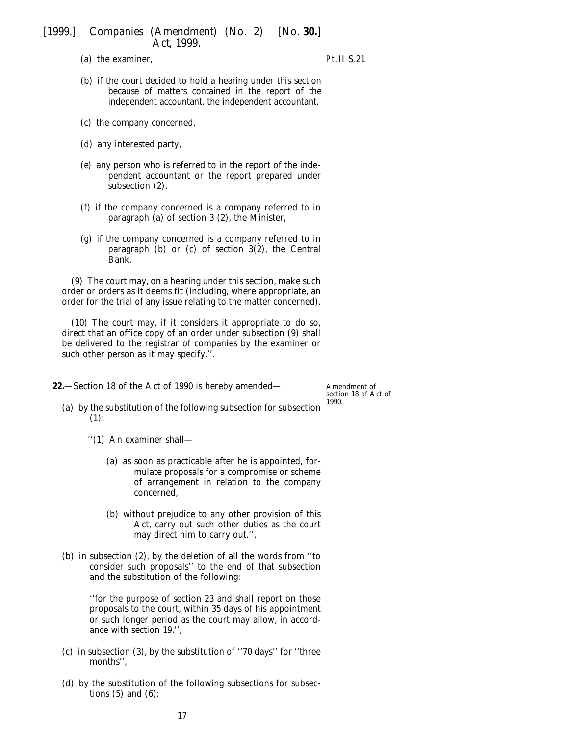(a) the examiner,

Pt.II S.21

(b) if the court decided to hold a hearing under this section because of matters contained in the report of the independent accountant, the independent accountant,

(c) the company concerned,

(d) any interested party,

(e) any person who is referred to in the report of the independent accountant or the report prepared under subsection (2),

(f) if the company concerned is a company referred to in paragraph (a) of section 3 (2), the Minister,

(g) if the company concerned is a company referred to in paragraph (b) or (c) of section 3(2), the Central Bank.

(9) The court may, on a hearing under this section, make such order or orders as it deems fit (including, where appropriate, an order for the trial of any issue relating to the matter concerned).

(10) The court may, if it considers it appropriate to do so, direct that an office copy of an order under subsection (9) shall be delivered to the registrar of companies by the examiner or such other person as it may specify.''.

**22.**—Section 18 of the Act of 1990 is hereby amended—

Amendment of section 18 of Act of 1990.

(a) by the substitution of the following subsection for subsection (1):

''(1) An examiner shall—

(a) as soon as practicable after he is appointed, formulate proposals for a compromise or scheme of arrangement in relation to the company concerned,

(b) without prejudice to any other provision of this Act, carry out such other duties as the court may direct him to carry out.'',

(b) in subsection (2), by the deletion of all the words from ''to consider such proposals'' to the end of that subsection and the substitution of the following:

''for the purpose of section 23 and shall report on those proposals to the court, within 35 days of his appointment or such longer period as the court may allow, in accordance with section 19.'',

(c) in subsection (3), by the substitution of ''70 days'' for ''three months'',

(d) by the substitution of the following subsections for subsections (5) and (6):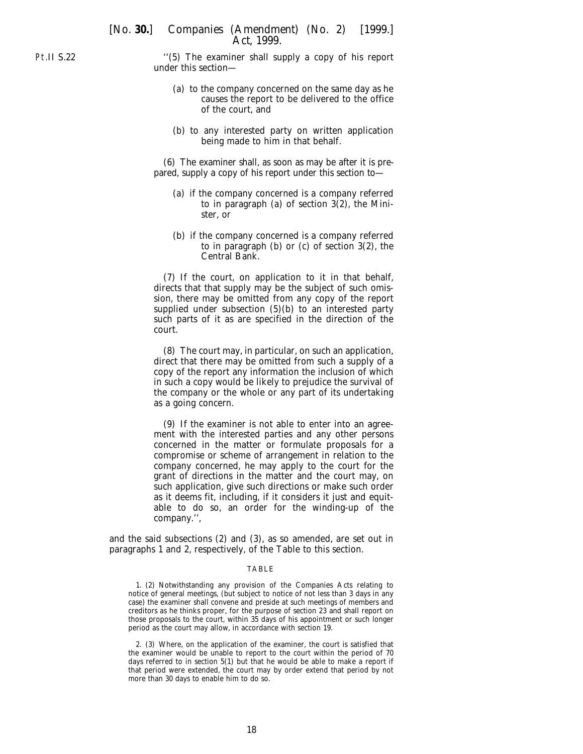Pt.II S.22

"(5) The examiner shall supply a copy of his report under this section—

(a) to the company concerned on the same day as he causes the report to be delivered to the office of the court, and

(b) to any interested party on written application being made to him in that behalf.

(6) The examiner shall, as soon as may be after it is prepared, supply a copy of his report under this section to—

(a) if the company concerned is a company referred to in paragraph (a) of section 3(2), the Minister, or

(b) if the company concerned is a company referred to in paragraph (b) or (c) of section 3(2), the Central Bank.

(7) If the court, on application to it in that behalf, directs that that supply may be the subject of such omission, there may be omitted from any copy of the report supplied under subsection (5)(b) to an interested party such parts of it as are specified in the direction of the court.

(8) The court may, in particular, on such an application, direct that there may be omitted from such a supply of a copy of the report any information the inclusion of which in such a copy would be likely to prejudice the survival of the company or the whole or any part of its undertaking as a going concern.

(9) If the examiner is not able to enter into an agreement with the interested parties and any other persons concerned in the matter or formulate proposals for a compromise or scheme of arrangement in relation to the company concerned, he may apply to the court for the grant of directions in the matter and the court may, on such application, give such directions or make such order as it deems fit, including, if it considers it just and equitable to do so, an order for the winding-up of the company.",

and the said subsections (2) and (3), as so amended, are set out in paragraphs 1 and 2, respectively, of the Table to this section.

TABLE

1. (2) Notwithstanding any provision of the Companies Acts relating to notice of general meetings, (but subject to notice of not less than 3 days in any case) the examiner shall convene and preside at such meetings of members and creditors as he thinks proper, for the purpose of section 23 and shall report on those proposals to the court, within 35 days of his appointment or such longer period as the court may allow, in accordance with section 19.

2. (3) Where, on the application of the examiner, the court is satisfied that the examiner would be unable to report to the court within the period of 70 days referred to in section 5(1) but that he would be able to make a report if that period were extended, the court may by order extend that period by not more than 30 days to enable him to do so.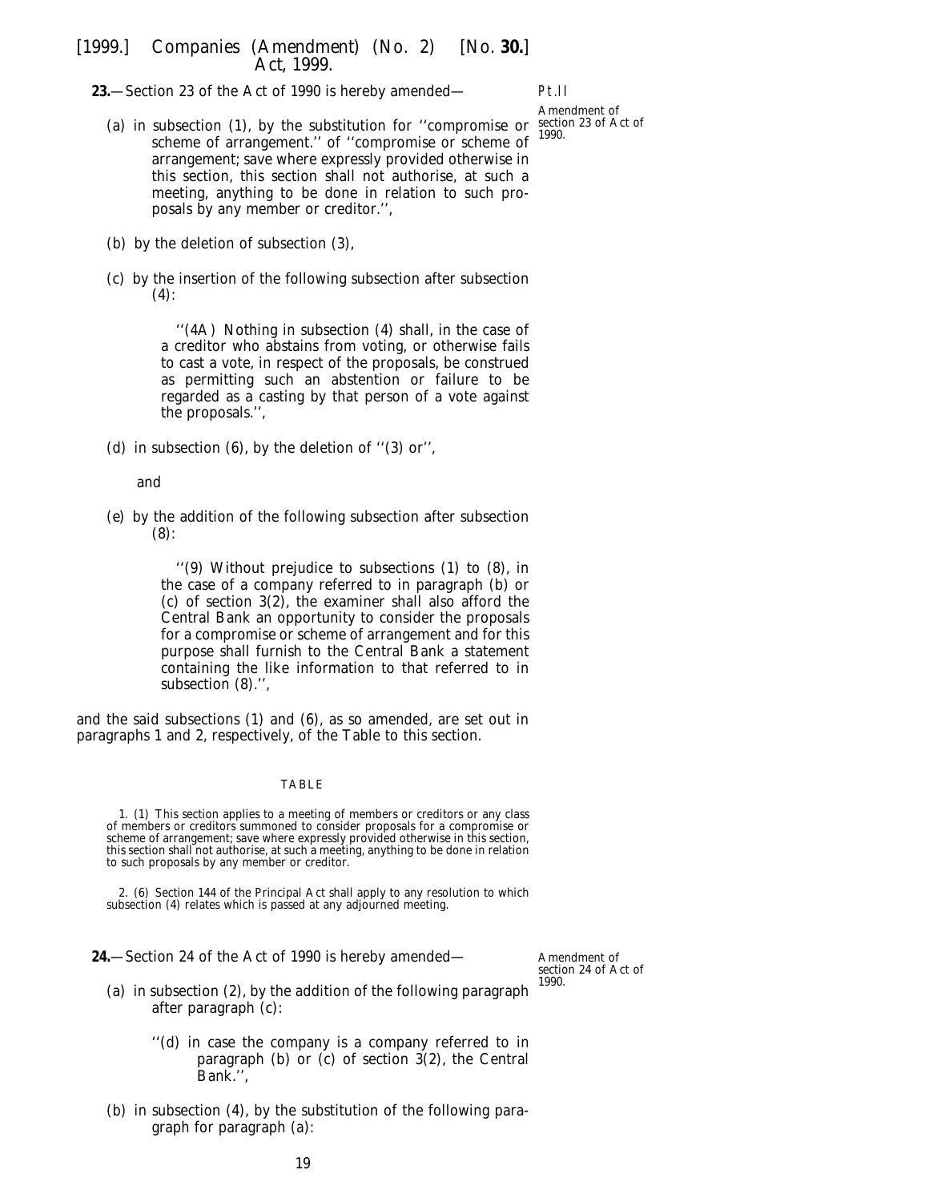**23.**—Section 23 of the Act of 1990 is hereby amended—

Pt.II

Amendment of section 23 of Act of 1990.

(*a*) in subsection (1), by the substitution for ''compromise or scheme of arrangement.'' of ''compromise or scheme of arrangement; save where expressly provided otherwise in this section, this section shall not authorise, at such a meeting, anything to be done in relation to such proposals by any member or creditor.'',

(*b*) by the deletion of subsection (3),

(*c*) by the insertion of the following subsection after subsection (4):

> ''(4A) Nothing in subsection (4) shall, in the case of a creditor who abstains from voting, or otherwise fails to cast a vote, in respect of the proposals, be construed as permitting such an abstention or failure to be regarded as a casting by that person of a vote against the proposals.'',

(*d*) in subsection (6), by the deletion of ''(3) or'',

and

(*e*) by the addition of the following subsection after subsection (8):

> ''(9) Without prejudice to subsections (1) to (8), in the case of a company referred to in paragraph (*b*) or (*c*) of section 3(2), the examiner shall also afford the Central Bank an opportunity to consider the proposals for a compromise or scheme of arrangement and for this purpose shall furnish to the Central Bank a statement containing the like information to that referred to in subsection (8).'',

and the said subsections (1) and (6), as so amended, are set out in paragraphs 1 and 2, respectively, of the Table to this section.

TABLE

1. (1) This section applies to a meeting of members or creditors or any class of members or creditors summoned to consider proposals for a compromise or scheme of arrangement; save where expressly provided otherwise in this section, this section shall not authorise, at such a meeting, anything to be done in relation to such proposals by any member or creditor.

2. (6) Section 144 of the Principal Act shall apply to any resolution to which subsection (4) relates which is passed at any adjourned meeting.

**24.**—Section 24 of the Act of 1990 is hereby amended—

Amendment of section 24 of Act of 1990.

(*a*) in subsection (2), by the addition of the following paragraph after paragraph (*c*):

> ''(*d*) in case the company is a company referred to in paragraph (*b*) or (*c*) of section 3(2), the Central Bank.'',

(*b*) in subsection (4), by the substitution of the following paragraph for paragraph (*a*):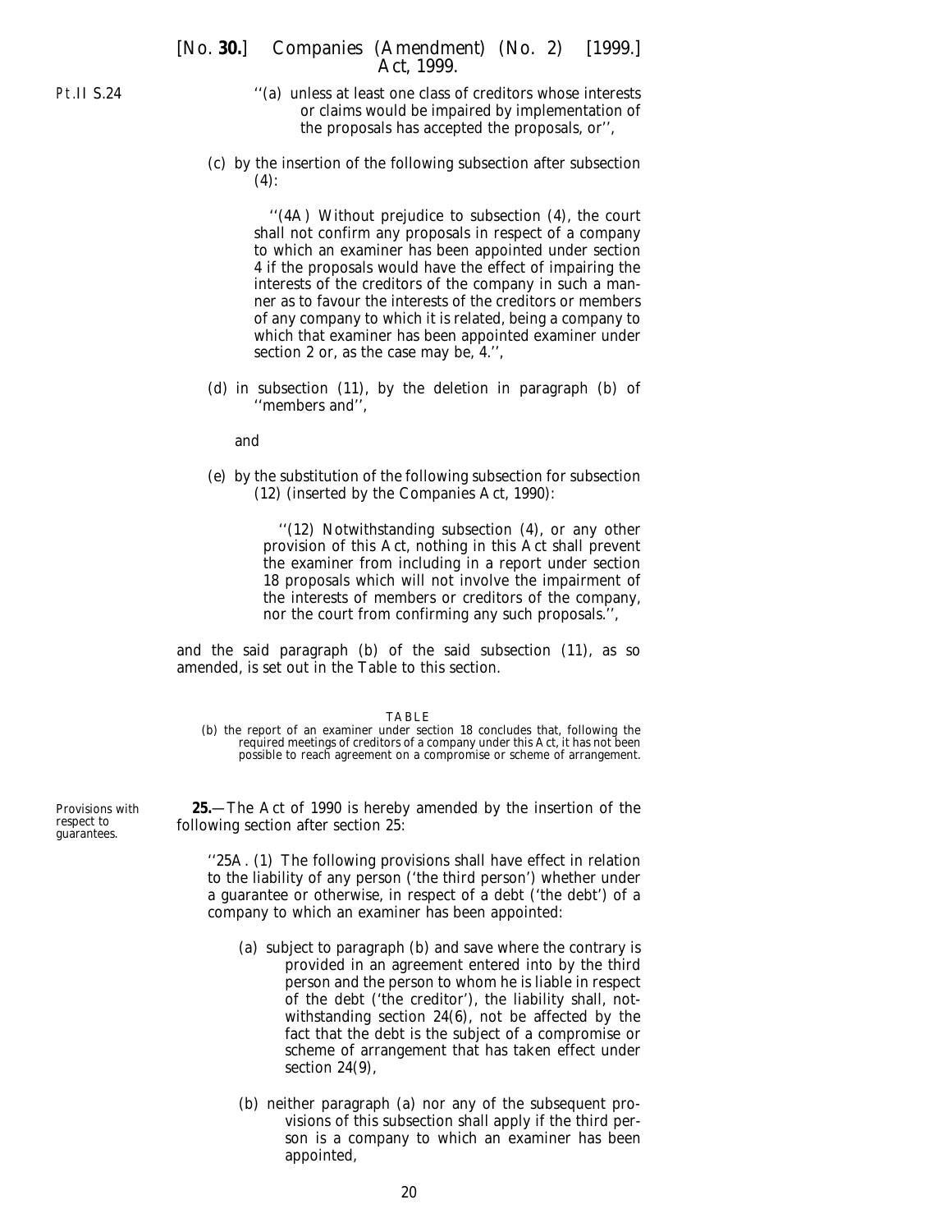Pt.II S.24

''(a) unless at least one class of creditors whose interests or claims would be impaired by implementation of the proposals has accepted the proposals, or'',

(c) by the insertion of the following subsection after subsection (4):

''(4A) Without prejudice to subsection (4), the court shall not confirm any proposals in respect of a company to which an examiner has been appointed under section 4 if the proposals would have the effect of impairing the interests of the creditors of the company in such a manner as to favour the interests of the creditors or members of any company to which it is related, being a company to which that examiner has been appointed examiner under section 2 or, as the case may be, 4.'',

(d) in subsection (11), by the deletion in paragraph (b) of ''members and'',

and

(e) by the substitution of the following subsection for subsection (12) (inserted by the Companies Act, 1990):

''(12) Notwithstanding subsection (4), or any other provision of this Act, nothing in this Act shall prevent the examiner from including in a report under section 18 proposals which will not involve the impairment of the interests of members or creditors of the company, nor the court from confirming any such proposals.'',

and the said paragraph (b) of the said subsection (11), as so amended, is set out in the Table to this section.

TABLE

(b) the report of an examiner under section 18 concludes that, following the required meetings of creditors of a company under this Act, it has not been possible to reach agreement on a compromise or scheme of arrangement.

Provisions with respect to guarantees.

**25.**—The Act of 1990 is hereby amended by the insertion of the following section after section 25:

''25A. (1) The following provisions shall have effect in relation to the liability of any person ('the third person') whether under a guarantee or otherwise, in respect of a debt ('the debt') of a company to which an examiner has been appointed:

(a) subject to paragraph (b) and save where the contrary is provided in an agreement entered into by the third person and the person to whom he is liable in respect of the debt ('the creditor'), the liability shall, notwithstanding section 24(6), not be affected by the fact that the debt is the subject of a compromise or scheme of arrangement that has taken effect under section 24(9),

(b) neither paragraph (a) nor any of the subsequent provisions of this subsection shall apply if the third person is a company to which an examiner has been appointed,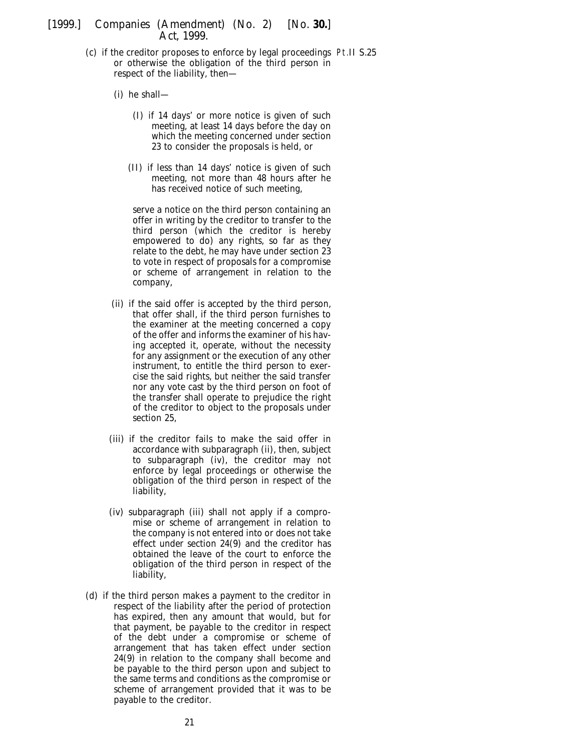(c) if the creditor proposes to enforce by legal proceedings or otherwise the obligation of the third person in respect of the liability, then—

Pt.II S.25

(i) he shall—

(I) if 14 days' or more notice is given of such meeting, at least 14 days before the day on which the meeting concerned under section 23 to consider the proposals is held, or

(II) if less than 14 days' notice is given of such meeting, not more than 48 hours after he has received notice of such meeting,

serve a notice on the third person containing an offer in writing by the creditor to transfer to the third person (which the creditor is hereby empowered to do) any rights, so far as they relate to the debt, he may have under section 23 to vote in respect of proposals for a compromise or scheme of arrangement in relation to the company,

(ii) if the said offer is accepted by the third person, that offer shall, if the third person furnishes to the examiner at the meeting concerned a copy of the offer and informs the examiner of his having accepted it, operate, without the necessity for any assignment or the execution of any other instrument, to entitle the third person to exercise the said rights, but neither the said transfer nor any vote cast by the third person on foot of the transfer shall operate to prejudice the right of the creditor to object to the proposals under section 25,

(iii) if the creditor fails to make the said offer in accordance with subparagraph (ii), then, subject to subparagraph (iv), the creditor may not enforce by legal proceedings or otherwise the obligation of the third person in respect of the liability,

(iv) subparagraph (iii) shall not apply if a compromise or scheme of arrangement in relation to the company is not entered into or does not take effect under section 24(9) and the creditor has obtained the leave of the court to enforce the obligation of the third person in respect of the liability,

(d) if the third person makes a payment to the creditor in respect of the liability after the period of protection has expired, then any amount that would, but for that payment, be payable to the creditor in respect of the debt under a compromise or scheme of arrangement that has taken effect under section 24(9) in relation to the company shall become and be payable to the third person upon and subject to the same terms and conditions as the compromise or scheme of arrangement provided that it was to be payable to the creditor.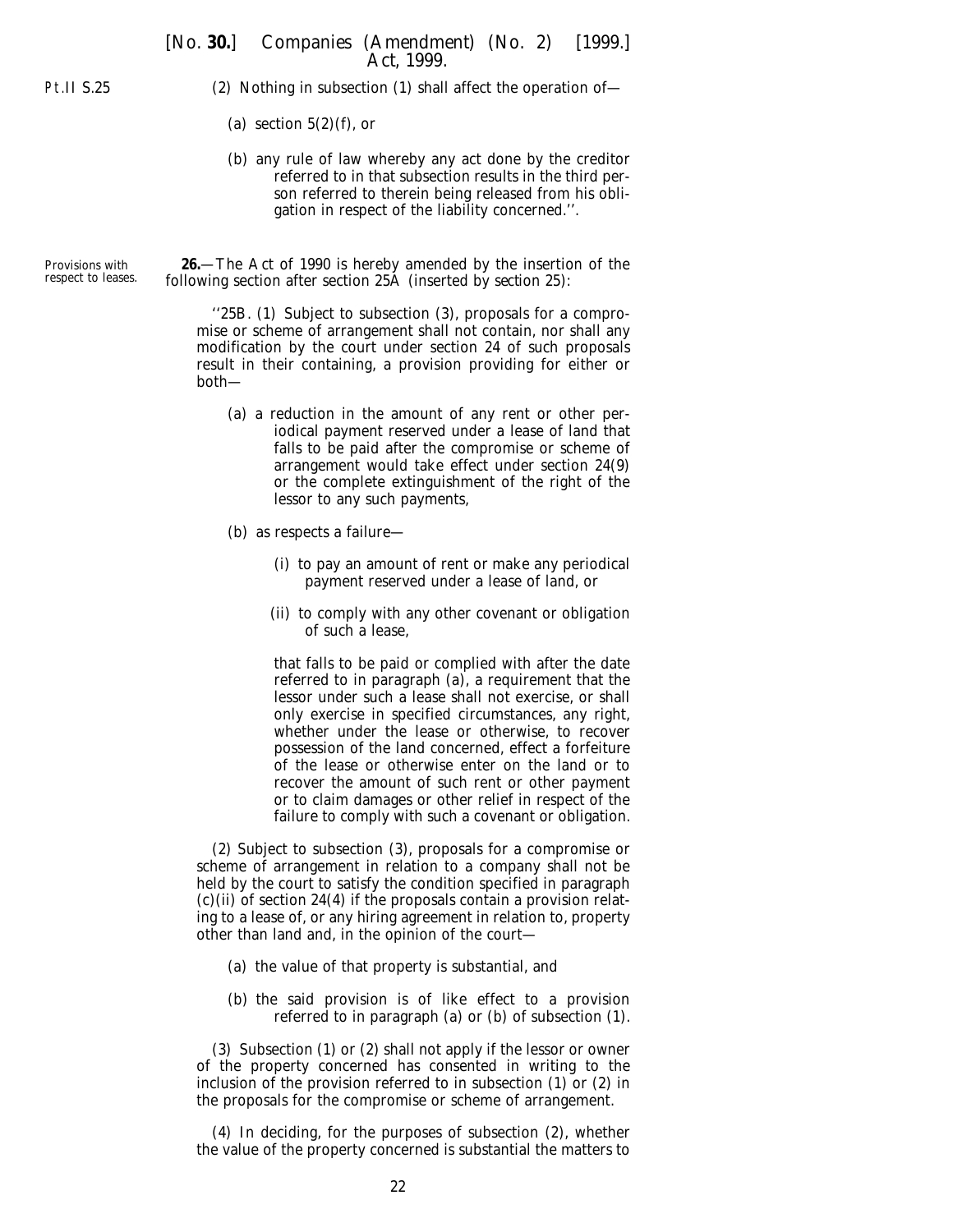(2) Nothing in subsection (1) shall affect the operation of—

(a) section 5(2)(f), or

(b) any rule of law whereby any act done by the creditor referred to in that subsection results in the third person referred to therein being released from his obligation in respect of the liability concerned.''.

Provisions with respect to leases.

**26.**—The Act of 1990 is hereby amended by the insertion of the following section after section 25A (inserted by *section 25*):

''25B. (1) Subject to subsection (3), proposals for a compromise or scheme of arrangement shall not contain, nor shall any modification by the court under section 24 of such proposals result in their containing, a provision providing for either or both—

(a) a reduction in the amount of any rent or other periodical payment reserved under a lease of land that falls to be paid after the compromise or scheme of arrangement would take effect under section 24(9) or the complete extinguishment of the right of the lessor to any such payments,

(b) as respects a failure—

(i) to pay an amount of rent or make any periodical payment reserved under a lease of land, or

(ii) to comply with any other covenant or obligation of such a lease,

that falls to be paid or complied with after the date referred to in paragraph (a), a requirement that the lessor under such a lease shall not exercise, or shall only exercise in specified circumstances, any right, whether under the lease or otherwise, to recover possession of the land concerned, effect a forfeiture of the lease or otherwise enter on the land or to recover the amount of such rent or other payment or to claim damages or other relief in respect of the failure to comply with such a covenant or obligation.

(2) Subject to subsection (3), proposals for a compromise or scheme of arrangement in relation to a company shall not be held by the court to satisfy the condition specified in paragraph (c)(ii) of section 24(4) if the proposals contain a provision relating to a lease of, or any hiring agreement in relation to, property other than land and, in the opinion of the court—

(a) the value of that property is substantial, and

(b) the said provision is of like effect to a provision referred to in paragraph (a) or (b) of subsection (1).

(3) Subsection (1) or (2) shall not apply if the lessor or owner of the property concerned has consented in writing to the inclusion of the provision referred to in subsection (1) or (2) in the proposals for the compromise or scheme of arrangement.

(4) In deciding, for the purposes of subsection (2), whether the value of the property concerned is substantial the matters to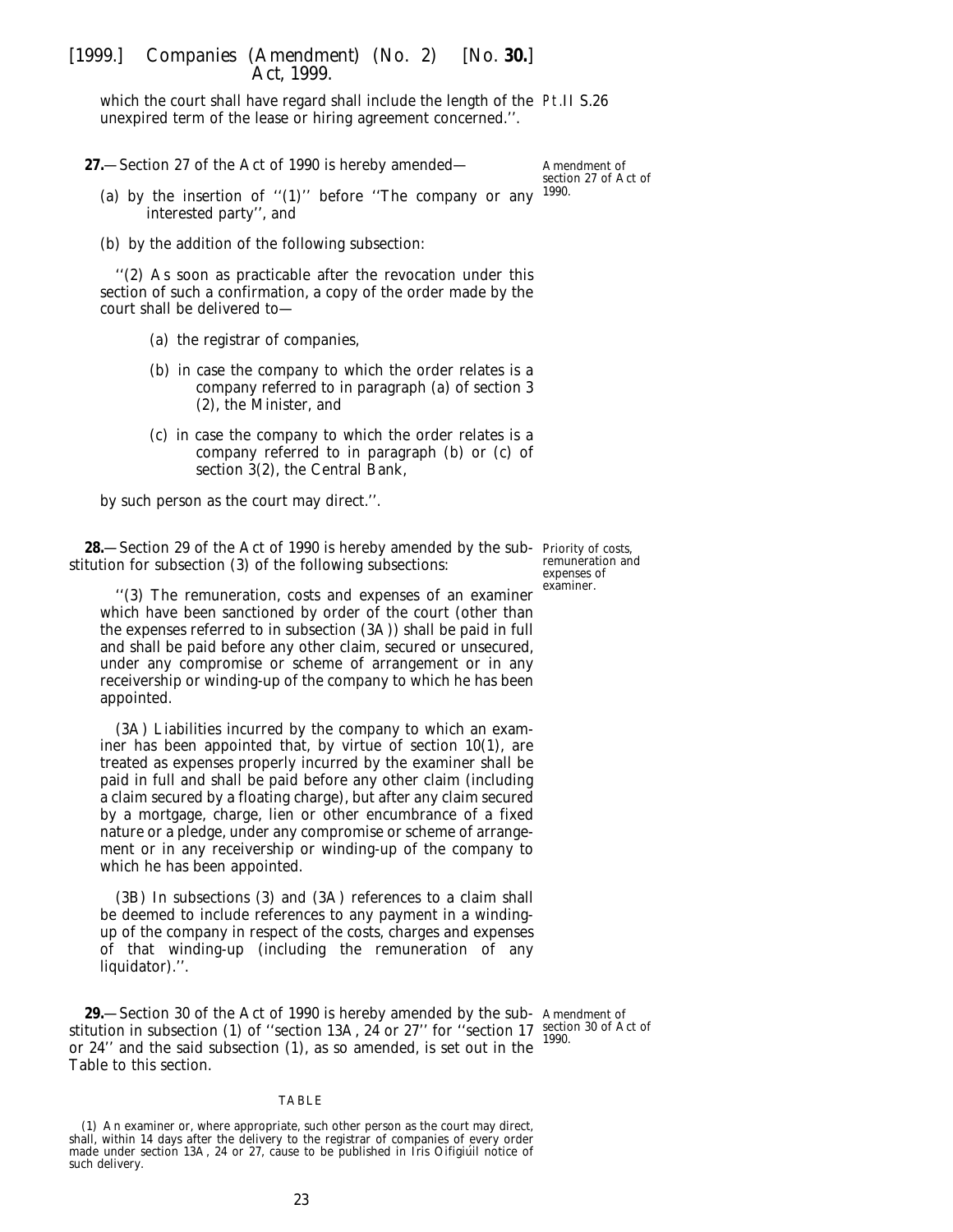which the court shall have regard shall include the length of the unexpired term of the lease or hiring agreement concerned.''.

Pt.II S.26

**27.**—Section 27 of the Act of 1990 is hereby amended—

Amendment of section 27 of Act of 1990.

(*a*) by the insertion of ''(1)'' before ''The company or any interested party'', and

(*b*) by the addition of the following subsection:

''(2) As soon as practicable after the revocation under this section of such a confirmation, a copy of the order made by the court shall be delivered to—

(*a*) the registrar of companies,

(*b*) in case the company to which the order relates is a company referred to in paragraph (*a*) of section 3 (2), the Minister, and

(*c*) in case the company to which the order relates is a company referred to in paragraph (*b*) or (*c*) of section 3(2), the Central Bank,

by such person as the court may direct.''.

**28.**—Section 29 of the Act of 1990 is hereby amended by the substitution for subsection (3) of the following subsections:

Priority of costs, remuneration and expenses of examiner.

''(3) The remuneration, costs and expenses of an examiner which have been sanctioned by order of the court (other than the expenses referred to in subsection (3A)) shall be paid in full and shall be paid before any other claim, secured or unsecured, under any compromise or scheme of arrangement or in any receivership or winding-up of the company to which he has been appointed.

(3A) Liabilities incurred by the company to which an examiner has been appointed that, by virtue of section 10(1), are treated as expenses properly incurred by the examiner shall be paid in full and shall be paid before any other claim (including a claim secured by a floating charge), but after any claim secured by a mortgage, charge, lien or other encumbrance of a fixed nature or a pledge, under any compromise or scheme of arrangement or in any receivership or winding-up of the company to which he has been appointed.

(3B) In subsections (3) and (3A) references to a claim shall be deemed to include references to any payment in a winding-up of the company in respect of the costs, charges and expenses of that winding-up (including the remuneration of any liquidator).''.

**29.**—Section 30 of the Act of 1990 is hereby amended by the substitution in subsection (1) of ''section 13A, 24 or 27'' for ''section 17 or 24'' and the said subsection (1), as so amended, is set out in the Table to this section.

Amendment of section 30 of Act of 1990.

TABLE

(1) An examiner or, where appropriate, such other person as the court may direct, shall, within 14 days after the delivery to the registrar of companies of every order made under section 13A, 24 or 27, cause to be published in *Iris Oifigiúil* notice of such delivery.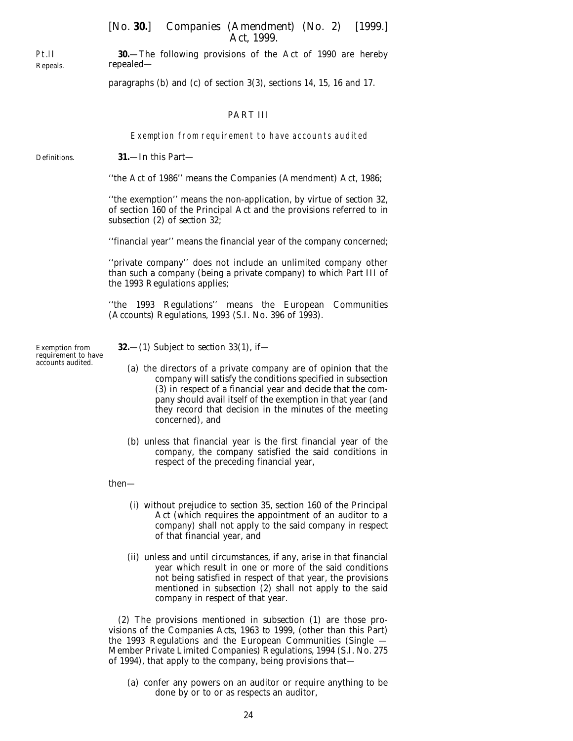Pt.II

Repeals.

**30.**—The following provisions of the Act of 1990 are hereby repealed—

paragraphs (*b*) and (*c*) of section 3(3), sections 14, 15, 16 and 17.

## PART III

*Exemption from requirement to have accounts audited*

Definitions.

**31.**—In this Part—

''the Act of 1986'' means the Companies (Amendment) Act, 1986;

''the exemption'' means the non-application, by virtue of *section 32*, of section 160 of the Principal Act and the provisions referred to in *subsection (2)* of *section 32*;

''financial year'' means the financial year of the company concerned;

''private company'' does not include an unlimited company other than such a company (being a private company) to which Part III of the 1993 Regulations applies;

''the 1993 Regulations'' means the European Communities (Accounts) Regulations, 1993 (S.I. No. 396 of 1993).

Exemption from requirement to have accounts audited.

**32.**—(1) Subject to *section 33(1)*, if—

(*a*) the directors of a private company are of opinion that the company will satisfy the conditions specified in *subsection (3)* in respect of a financial year and decide that the company should avail itself of the exemption in that year (and they record that decision in the minutes of the meeting concerned), and

(*b*) unless that financial year is the first financial year of the company, the company satisfied the said conditions in respect of the preceding financial year,

then—

(i) without prejudice to *section 35*, section 160 of the Principal Act (which requires the appointment of an auditor to a company) shall not apply to the said company in respect of that financial year, and

(ii) unless and until circumstances, if any, arise in that financial year which result in one or more of the said conditions not being satisfied in respect of that year, the provisions mentioned in *subsection (2)* shall not apply to the said company in respect of that year.

(2) The provisions mentioned in *subsection (1)* are those provisions of the Companies Acts, 1963 to 1999, (other than this Part) the 1993 Regulations and the European Communities (Single — Member Private Limited Companies) Regulations, 1994 (S.I. No. 275 of 1994), that apply to the company, being provisions that—

(*a*) confer any powers on an auditor or require anything to be done by or to or as respects an auditor,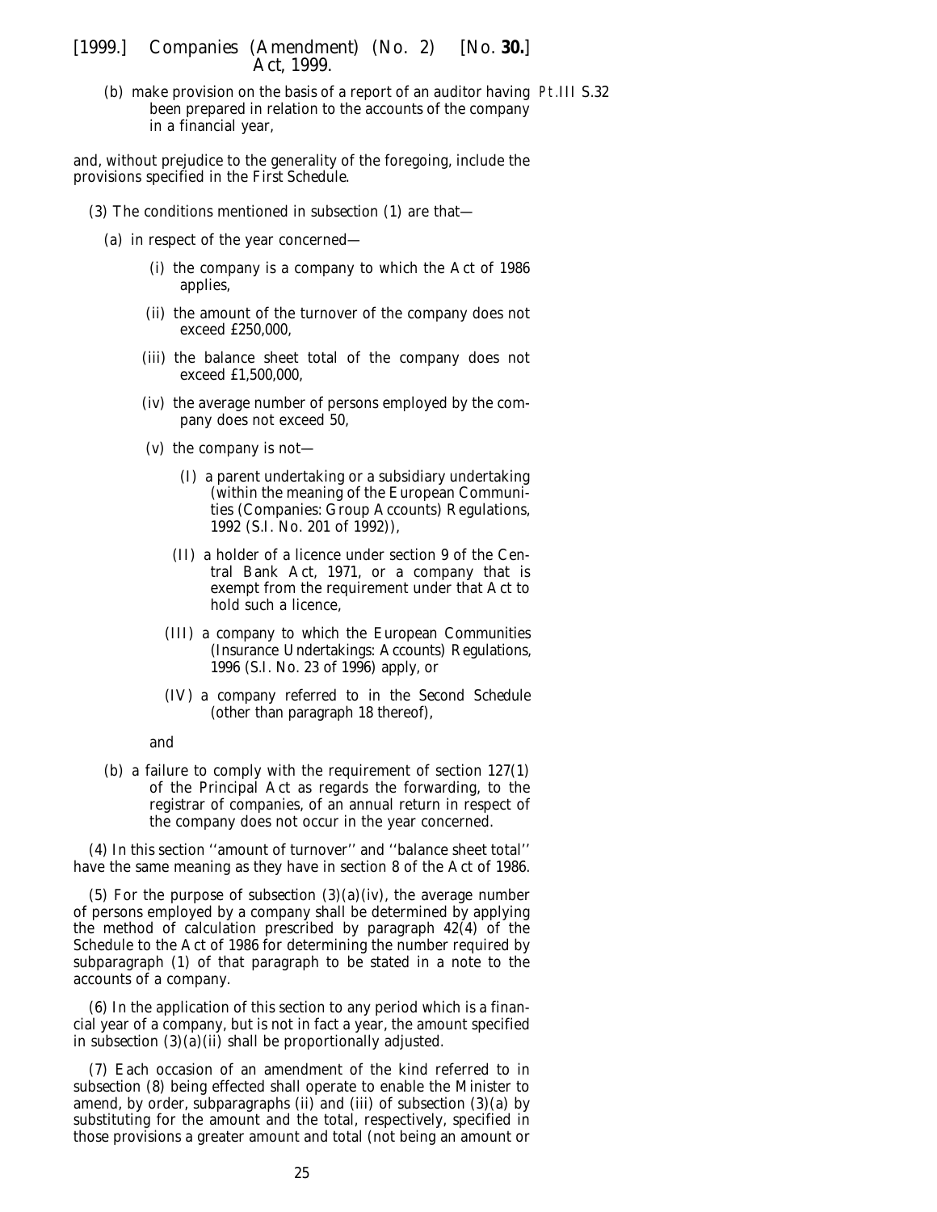(b) make provision on the basis of a report of an auditor having been prepared in relation to the accounts of the company in a financial year,

and, without prejudice to the generality of the foregoing, include the provisions specified in the *First Schedule*.

(3) The conditions mentioned in *subsection (1)* are that—

(a) in respect of the year concerned—

(i) the company is a company to which the Act of 1986 applies,

(ii) the amount of the turnover of the company does not exceed £250,000,

(iii) the balance sheet total of the company does not exceed £1,500,000,

(iv) the average number of persons employed by the company does not exceed 50,

(v) the company is not—

(I) a parent undertaking or a subsidiary undertaking (within the meaning of the European Communities (Companies: Group Accounts) Regulations, 1992 (S.I. No. 201 of 1992)),

(II) a holder of a licence under section 9 of the Central Bank Act, 1971, or a company that is exempt from the requirement under that Act to hold such a licence,

(III) a company to which the European Communities (Insurance Undertakings: Accounts) Regulations, 1996 (S.I. No. 23 of 1996) apply, or

(IV) a company referred to in the *Second Schedule* (other than *paragraph 18* thereof),

and

(b) a failure to comply with the requirement of section 127(1) of the Principal Act as regards the forwarding, to the registrar of companies, of an annual return in respect of the company does not occur in the year concerned.

(4) In this section ''amount of turnover'' and ''balance sheet total'' have the same meaning as they have in section 8 of the Act of 1986.

(5) For the purpose of *subsection (3)(a)(iv)*, the average number of persons employed by a company shall be determined by applying the method of calculation prescribed by paragraph 42(4) of the Schedule to the Act of 1986 for determining the number required by subparagraph (1) of that paragraph to be stated in a note to the accounts of a company.

(6) In the application of this section to any period which is a financial year of a company, but is not in fact a year, the amount specified in *subsection (3)(a)(ii)* shall be proportionally adjusted.

(7) Each occasion of an amendment of the kind referred to in *subsection (8)* being effected shall operate to enable the Minister to amend, by order, *subparagraphs (ii)* and *(iii)* of *subsection (3)(a)* by substituting for the amount and the total, respectively, specified in those provisions a greater amount and total (not being an amount or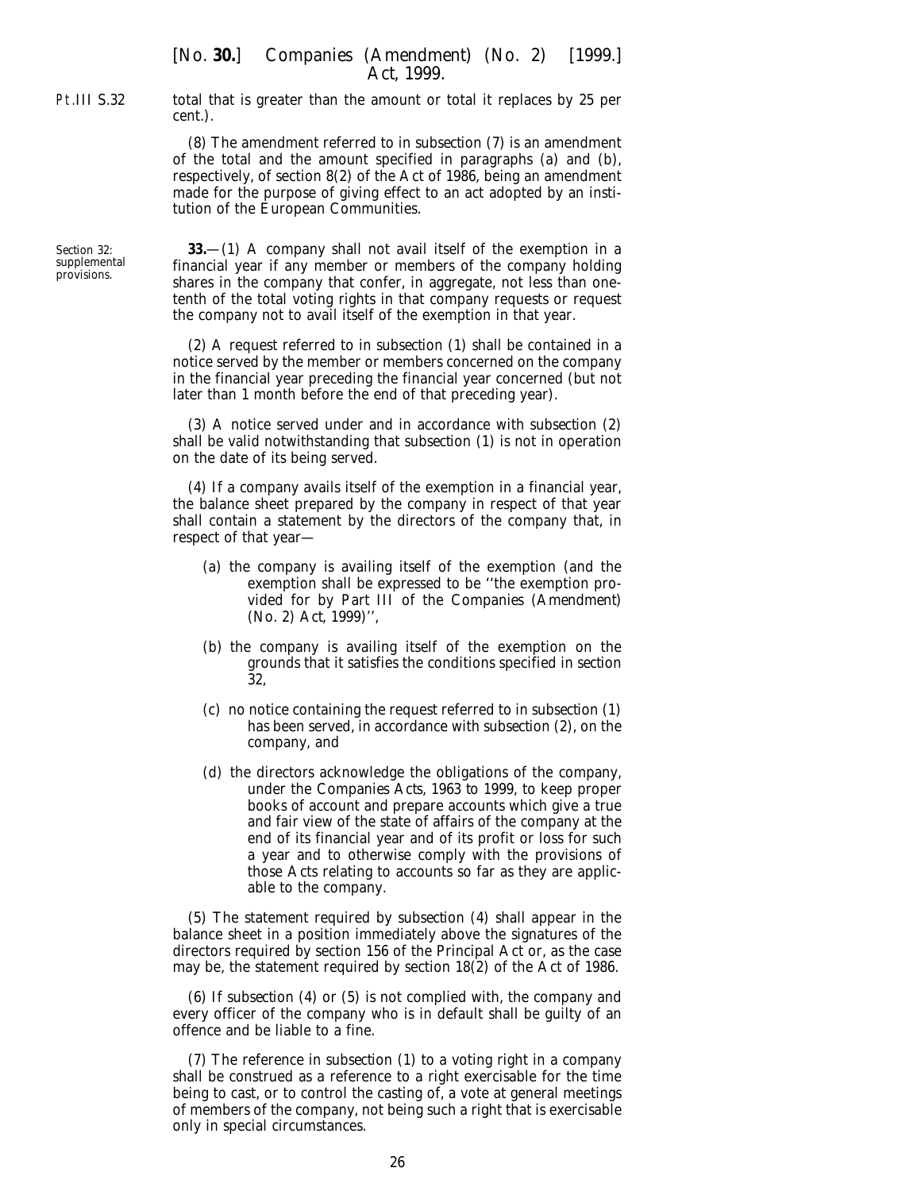total that is greater than the amount or total it replaces by 25 per cent.).

(8) The amendment referred to in *subsection (7)* is an amendment of the total and the amount specified in paragraphs (a) and (b), respectively, of section 8(2) of the Act of 1986, being an amendment made for the purpose of giving effect to an act adopted by an institution of the European Communities.

Section 32: supplemental provisions.

**33.**—(1) A company shall not avail itself of the exemption in a financial year if any member or members of the company holding shares in the company that confer, in aggregate, not less than one-tenth of the total voting rights in that company requests or request the company not to avail itself of the exemption in that year.

(2) A request referred to in *subsection (1)* shall be contained in a notice served by the member or members concerned on the company in the financial year preceding the financial year concerned (but not later than 1 month before the end of that preceding year).

(3) A notice served under and in accordance with *subsection (2)* shall be valid notwithstanding that *subsection (1)* is not in operation on the date of its being served.

(4) If a company avails itself of the exemption in a financial year, the balance sheet prepared by the company in respect of that year shall contain a statement by the directors of the company that, in respect of that year—

(*a*) the company is availing itself of the exemption (and the exemption shall be expressed to be ''the exemption provided for by *Part III* of the *Companies (Amendment) (No. 2) Act, 1999*'',

(*b*) the company is availing itself of the exemption on the grounds that it satisfies the conditions specified in *section 32*,

(*c*) no notice containing the request referred to in *subsection (1)* has been served, in accordance with *subsection (2)*, on the company, and

(*d*) the directors acknowledge the obligations of the company, under the *Companies Acts, 1963 to 1999*, to keep proper books of account and prepare accounts which give a true and fair view of the state of affairs of the company at the end of its financial year and of its profit or loss for such a year and to otherwise comply with the provisions of those Acts relating to accounts so far as they are applicable to the company.

(5) The statement required by *subsection (4)* shall appear in the balance sheet in a position immediately above the signatures of the directors required by section 156 of the Principal Act or, as the case may be, the statement required by section 18(2) of the Act of 1986.

(6) If *subsection (4)* or *(5)* is not complied with, the company and every officer of the company who is in default shall be guilty of an offence and be liable to a fine.

(7) The reference in *subsection (1)* to a voting right in a company shall be construed as a reference to a right exercisable for the time being to cast, or to control the casting of, a vote at general meetings of members of the company, not being such a right that is exercisable only in special circumstances.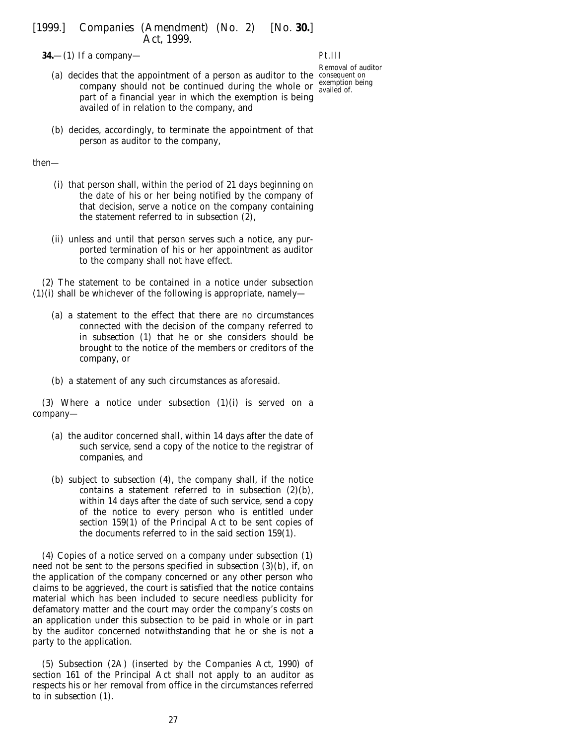**34.**—(1) If a company—

Pt.III

Removal of auditor consequent on exemption being availed of.

(a) decides that the appointment of a person as auditor to the company should not be continued during the whole or part of a financial year in which the exemption is being availed of in relation to the company, and

(b) decides, accordingly, to terminate the appointment of that person as auditor to the company,

then—

(i) that person shall, within the period of 21 days beginning on the date of his or her being notified by the company of that decision, serve a notice on the company containing the statement referred to in *subsection (2)*,

(ii) unless and until that person serves such a notice, any purported termination of his or her appointment as auditor to the company shall not have effect.

(2) The statement to be contained in a notice under *subsection (1)(i)* shall be whichever of the following is appropriate, namely—

(a) a statement to the effect that there are no circumstances connected with the decision of the company referred to in *subsection (1)* that he or she considers should be brought to the notice of the members or creditors of the company, or

(b) a statement of any such circumstances as aforesaid.

(3) Where a notice under *subsection (1)(i)* is served on a company—

(a) the auditor concerned shall, within 14 days after the date of such service, send a copy of the notice to the registrar of companies, and

(b) subject to *subsection (4)*, the company shall, if the notice contains a statement referred to in *subsection (2)(b)*, within 14 days after the date of such service, send a copy of the notice to every person who is entitled under section 159(1) of the Principal Act to be sent copies of the documents referred to in the said section 159(1).

(4) Copies of a notice served on a company under *subsection (1)* need not be sent to the persons specified in *subsection (3)(b)*, if, on the application of the company concerned or any other person who claims to be aggrieved, the court is satisfied that the notice contains material which has been included to secure needless publicity for defamatory matter and the court may order the company's costs on an application under this subsection to be paid in whole or in part by the auditor concerned notwithstanding that he or she is not a party to the application.

(5) Subsection (2A) (inserted by the Companies Act, 1990) of section 161 of the Principal Act shall not apply to an auditor as respects his or her removal from office in the circumstances referred to in *subsection (1)*.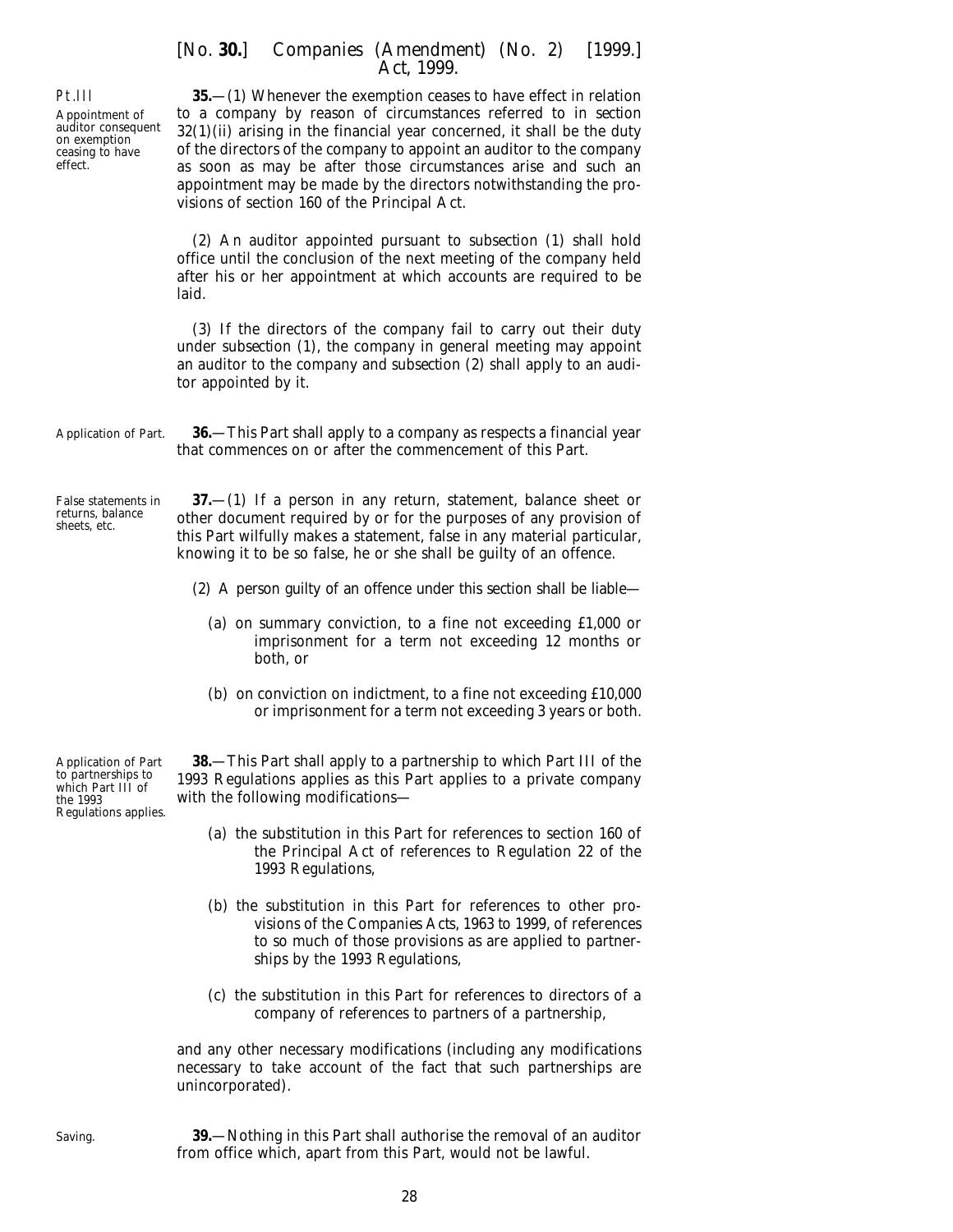Pt.III

*Appointment of auditor consequent on exemption ceasing to have effect.*

**35.**—(1) Whenever the exemption ceases to have effect in relation to a company by reason of circumstances referred to in *section 32(1)(ii)* arising in the financial year concerned, it shall be the duty of the directors of the company to appoint an auditor to the company as soon as may be after those circumstances arise and such an appointment may be made by the directors notwithstanding the provisions of section 160 of the Principal Act.

(2) An auditor appointed pursuant to *subsection (1)* shall hold office until the conclusion of the next meeting of the company held after his or her appointment at which accounts are required to be laid.

(3) If the directors of the company fail to carry out their duty under *subsection (1)*, the company in general meeting may appoint an auditor to the company and *subsection (2)* shall apply to an auditor appointed by it.

*Application of Part.*

**36.**—This Part shall apply to a company as respects a financial year that commences on or after the commencement of this Part.

*False statements in returns, balance sheets, etc.*

**37.**—(1) If a person in any return, statement, balance sheet or other document required by or for the purposes of any provision of this Part wilfully makes a statement, false in any material particular, knowing it to be so false, he or she shall be guilty of an offence.

(2) A person guilty of an offence under this section shall be liable—

(*a*) on summary conviction, to a fine not exceeding £1,000 or imprisonment for a term not exceeding 12 months or both, or

(*b*) on conviction on indictment, to a fine not exceeding £10,000 or imprisonment for a term not exceeding 3 years or both.

*Application of Part to partnerships to which Part III of the 1993 Regulations applies.*

**38.**—This Part shall apply to a partnership to which Part III of the 1993 Regulations applies as this Part applies to a private company with the following modifications—

(*a*) the substitution in this Part for references to section 160 of the Principal Act of references to Regulation 22 of the 1993 Regulations,

(*b*) the substitution in this Part for references to other provisions of the *Companies Acts, 1963 to 1999*, of references to so much of those provisions as are applied to partnerships by the 1993 Regulations,

(*c*) the substitution in this Part for references to directors of a company of references to partners of a partnership,

and any other necessary modifications (including any modifications necessary to take account of the fact that such partnerships are unincorporated).

*Saving.*

**39.**—Nothing in this Part shall authorise the removal of an auditor from office which, apart from this Part, would not be lawful.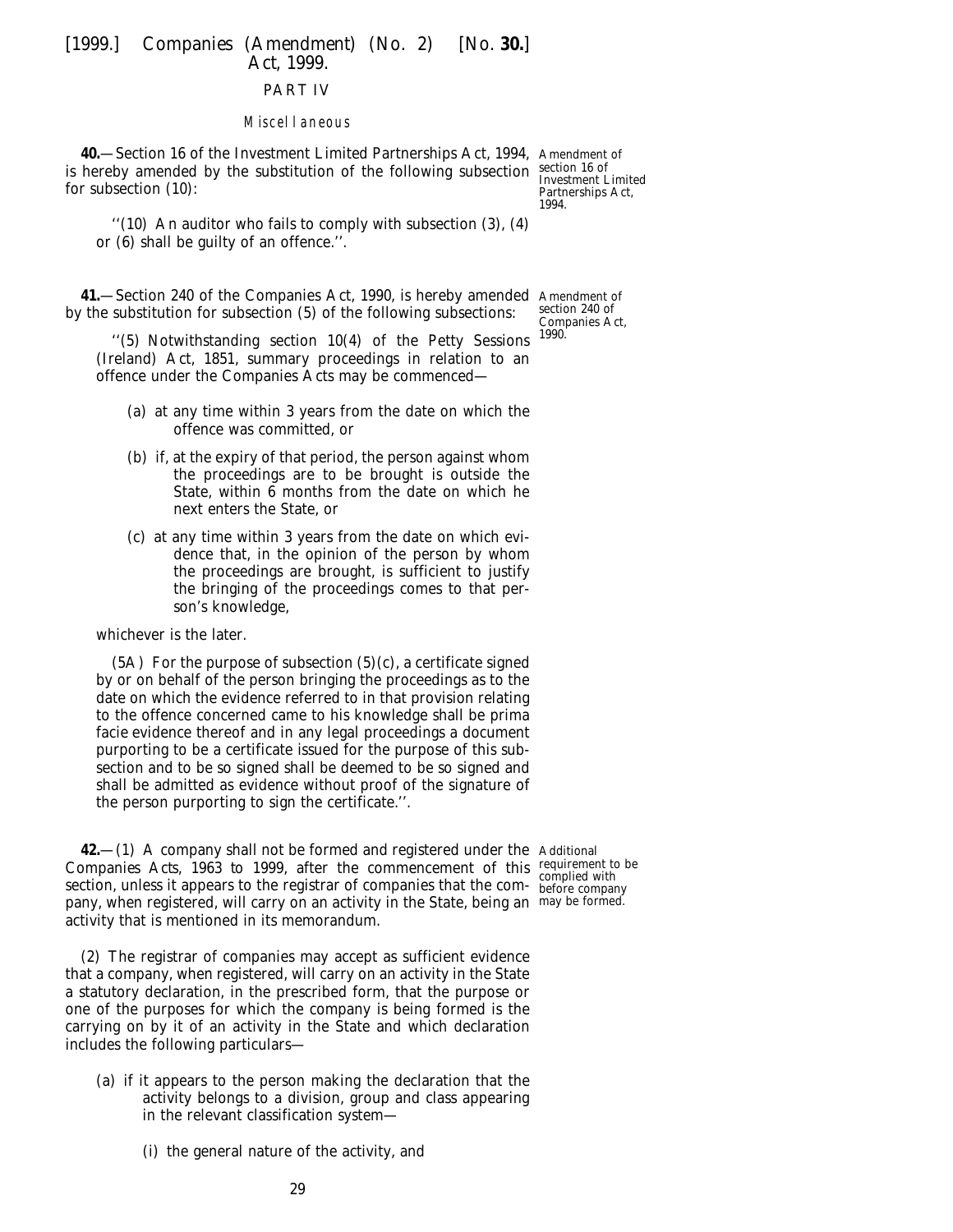## PART IV

### *Miscellaneous*

**40.**—Section 16 of the Investment Limited Partnerships Act, 1994, is hereby amended by the substitution of the following subsection for subsection (10):

*Amendment of section 16 of Investment Limited Partnerships Act, 1994.*

''(10) An auditor who fails to comply with subsection (3), (4) or (6) shall be guilty of an offence.''.

**41.**—Section 240 of the Companies Act, 1990, is hereby amended by the substitution for subsection (5) of the following subsections:

*Amendment of section 240 of Companies Act, 1990.*

''(5) Notwithstanding section 10(4) of the Petty Sessions (Ireland) Act, 1851, summary proceedings in relation to an offence under the Companies Acts may be commenced—

(*a*) at any time within 3 years from the date on which the offence was committed, or

(*b*) if, at the expiry of that period, the person against whom the proceedings are to be brought is outside the State, within 6 months from the date on which he next enters the State, or

(*c*) at any time within 3 years from the date on which evidence that, in the opinion of the person by whom the proceedings are brought, is sufficient to justify the bringing of the proceedings comes to that person's knowledge,

whichever is the later.

(5A) For the purpose of subsection (5)(*c*), a certificate signed by or on behalf of the person bringing the proceedings as to the date on which the evidence referred to in that provision relating to the offence concerned came to his knowledge shall be prima facie evidence thereof and in any legal proceedings a document purporting to be a certificate issued for the purpose of this subsection and to be so signed shall be deemed to be so signed and shall be admitted as evidence without proof of the signature of the person purporting to sign the certificate.''.

**42.**—(1) A company shall not be formed and registered under the Companies Acts, 1963 to 1999, after the commencement of this section, unless it appears to the registrar of companies that the company, when registered, will carry on an activity in the State, being an activity that is mentioned in its memorandum.

*Additional requirement to be complied with before company may be formed.*

(2) The registrar of companies may accept as sufficient evidence that a company, when registered, will carry on an activity in the State a statutory declaration, in the prescribed form, that the purpose or one of the purposes for which the company is being formed is the carrying on by it of an activity in the State and which declaration includes the following particulars—

(*a*) if it appears to the person making the declaration that the activity belongs to a division, group and class appearing in the relevant classification system—

(i) the general nature of the activity, and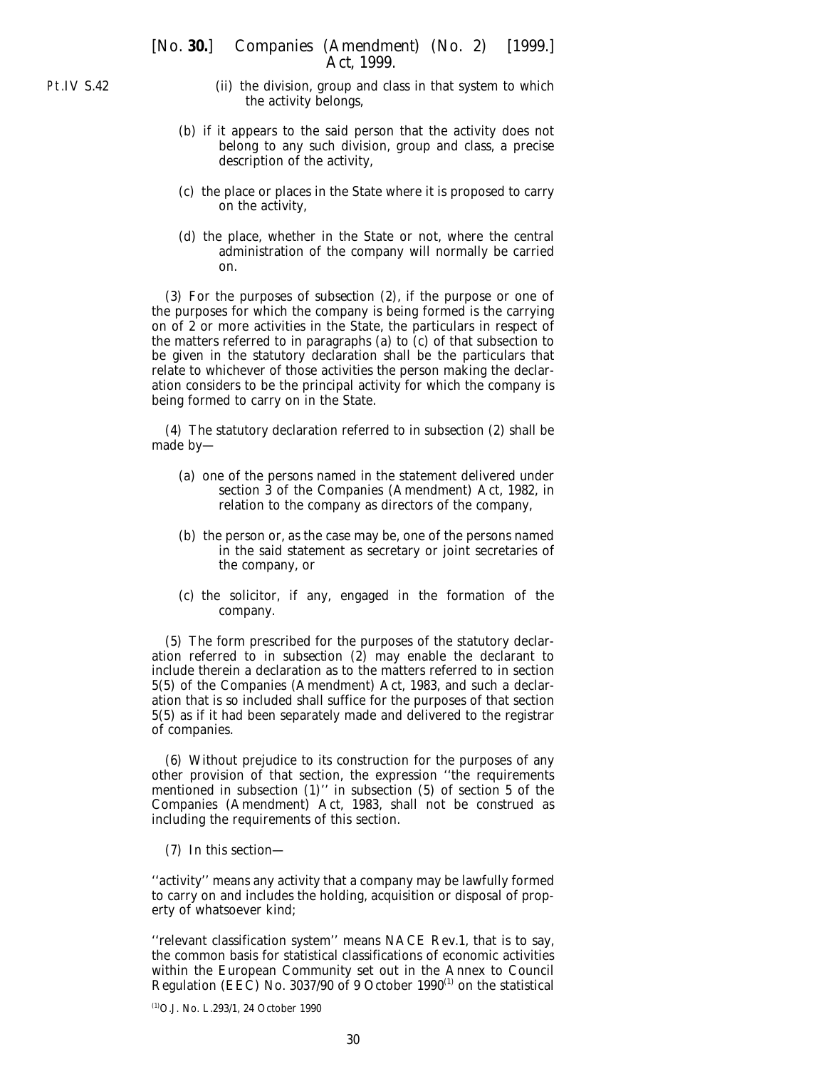(ii) the division, group and class in that system to which the activity belongs,

(b) if it appears to the said person that the activity does not belong to any such division, group and class, a precise description of the activity,

(c) the place or places in the State where it is proposed to carry on the activity,

(d) the place, whether in the State or not, where the central administration of the company will normally be carried on.

(3) For the purposes of *subsection (2)*, if the purpose or one of the purposes for which the company is being formed is the carrying on of 2 or more activities in the State, the particulars in respect of the matters referred to in *paragraphs (a)* to *(c)* of that subsection to be given in the statutory declaration shall be the particulars that relate to whichever of those activities the person making the declaration considers to be the principal activity for which the company is being formed to carry on in the State.

(4) The statutory declaration referred to in *subsection (2)* shall be made by—

(a) one of the persons named in the statement delivered under section 3 of the Companies (Amendment) Act, 1982, in relation to the company as directors of the company,

(b) the person or, as the case may be, one of the persons named in the said statement as secretary or joint secretaries of the company, or

(c) the solicitor, if any, engaged in the formation of the company.

(5) The form prescribed for the purposes of the statutory declaration referred to in *subsection (2)* may enable the declarant to include therein a declaration as to the matters referred to in section 5(5) of the Companies (Amendment) Act, 1983, and such a declaration that is so included shall suffice for the purposes of that section 5(5) as if it had been separately made and delivered to the registrar of companies.

(6) Without prejudice to its construction for the purposes of any other provision of that section, the expression ''the requirements mentioned in subsection (1)'' in subsection (5) of section 5 of the Companies (Amendment) Act, 1983, shall not be construed as including the requirements of this section.

(7) In this section—

''activity'' means any activity that a company may be lawfully formed to carry on and includes the holding, acquisition or disposal of property of whatsoever kind;

''relevant classification system'' means NACE Rev.1, that is to say, the common basis for statistical classifications of economic activities within the European Community set out in the Annex to Council Regulation (EEC) No. 3037/90 of 9 October 1990[1] on the statistical

[1]O.J. No. L.293/1, 24 October 1990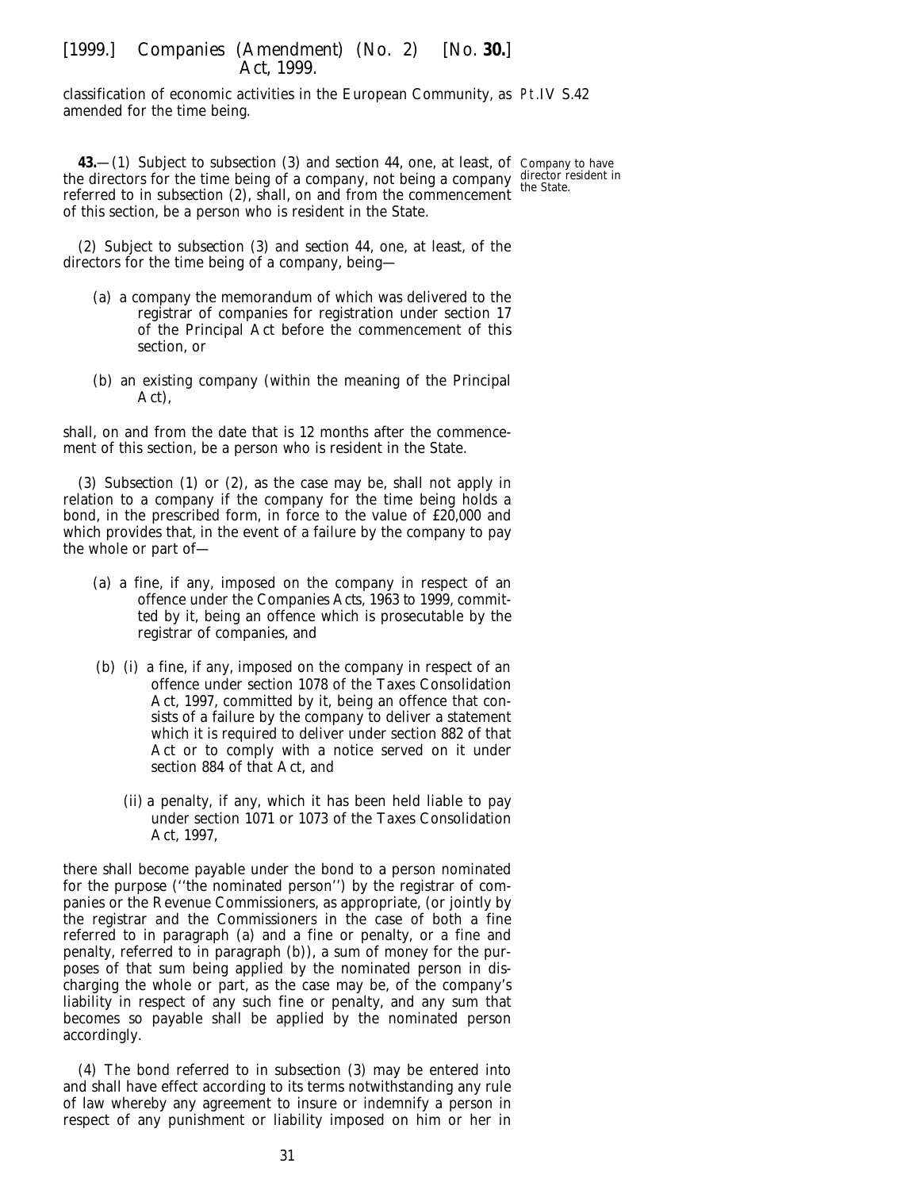classification of economic activities in the European Community, as amended for the time being.

Pt.IV S.42

**43.**—(1) Subject to *subsection (3)* and *section 44*, one, at least, of the directors for the time being of a company, not being a company referred to in *subsection (2)*, shall, on and from the commencement of this section, be a person who is resident in the State.

Company to have director resident in the State.

(2) Subject to *subsection (3)* and *section 44*, one, at least, of the directors for the time being of a company, being—

(*a*) a company the memorandum of which was delivered to the registrar of companies for registration under section 17 of the Principal Act before the commencement of this section, or

(*b*) an existing company (within the meaning of the Principal Act),

shall, on and from the date that is 12 months after the commencement of this section, be a person who is resident in the State.

(3) *Subsection (1)* or *(2)*, as the case may be, shall not apply in relation to a company if the company for the time being holds a bond, in the prescribed form, in force to the value of £20,000 and which provides that, in the event of a failure by the company to pay the whole or part of—

(*a*) a fine, if any, imposed on the company in respect of an offence under the Companies Acts, 1963 to 1999, committed by it, being an offence which is prosecutable by the registrar of companies, and

(*b*) (i) a fine, if any, imposed on the company in respect of an offence under section 1078 of the Taxes Consolidation Act, 1997, committed by it, being an offence that consists of a failure by the company to deliver a statement which it is required to deliver under section 882 of that Act or to comply with a notice served on it under section 884 of that Act, and

(ii) a penalty, if any, which it has been held liable to pay under section 1071 or 1073 of the Taxes Consolidation Act, 1997,

there shall become payable under the bond to a person nominated for the purpose (''the nominated person'') by the registrar of companies or the Revenue Commissioners, as appropriate, (or jointly by the registrar and the Commissioners in the case of both a fine referred to in *paragraph (a)* and a fine or penalty, or a fine and penalty, referred to in *paragraph (b)*), a sum of money for the purposes of that sum being applied by the nominated person in discharging the whole or part, as the case may be, of the company's liability in respect of any such fine or penalty, and any sum that becomes so payable shall be applied by the nominated person accordingly.

(4) The bond referred to in *subsection (3)* may be entered into and shall have effect according to its terms notwithstanding any rule of law whereby any agreement to insure or indemnify a person in respect of any punishment or liability imposed on him or her in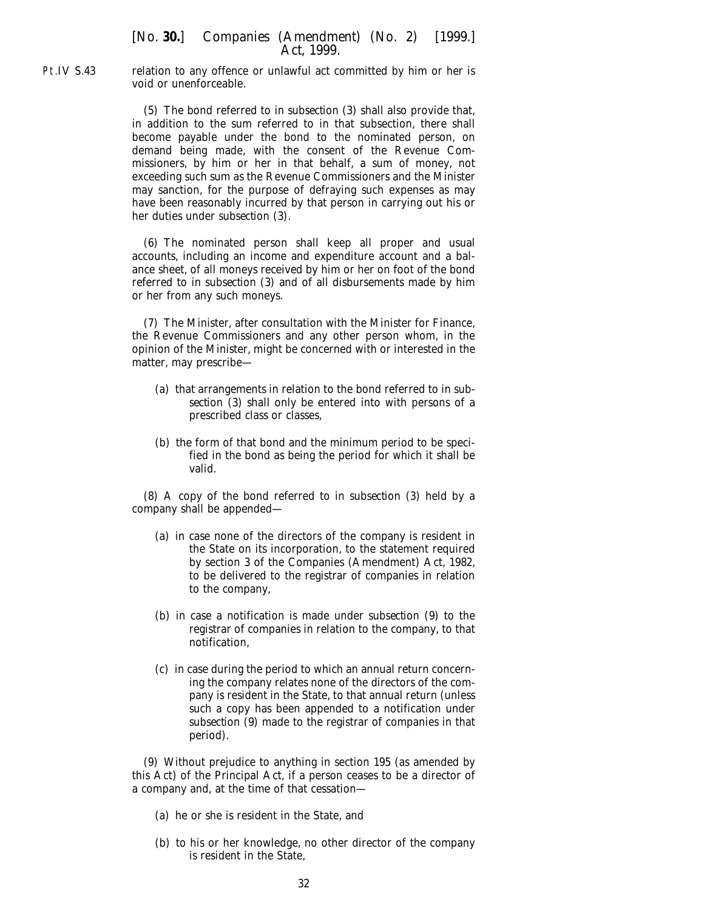relation to any offence or unlawful act committed by him or her is void or unenforceable.

(5) The bond referred to in *subsection (3)* shall also provide that, in addition to the sum referred to in that subsection, there shall become payable under the bond to the nominated person, on demand being made, with the consent of the Revenue Commissioners, by him or her in that behalf, a sum of money, not exceeding such sum as the Revenue Commissioners and the Minister may sanction, for the purpose of defraying such expenses as may have been reasonably incurred by that person in carrying out his or her duties under *subsection (3)*.

(6) The nominated person shall keep all proper and usual accounts, including an income and expenditure account and a balance sheet, of all moneys received by him or her on foot of the bond referred to in *subsection (3)* and of all disbursements made by him or her from any such moneys.

(7) The Minister, after consultation with the Minister for Finance, the Revenue Commissioners and any other person whom, in the opinion of the Minister, might be concerned with or interested in the matter, may prescribe—

(a) that arrangements in relation to the bond referred to in *subsection (3)* shall only be entered into with persons of a prescribed class or classes,

(b) the form of that bond and the minimum period to be specified in the bond as being the period for which it shall be valid.

(8) A copy of the bond referred to in *subsection (3)* held by a company shall be appended—

(a) in case none of the directors of the company is resident in the State on its incorporation, to the statement required by section 3 of the Companies (Amendment) Act, 1982, to be delivered to the registrar of companies in relation to the company,

(b) in case a notification is made under *subsection (9)* to the registrar of companies in relation to the company, to that notification,

(c) in case during the period to which an annual return concerning the company relates none of the directors of the company is resident in the State, to that annual return (unless such a copy has been appended to a notification under *subsection (9)* made to the registrar of companies in that period).

(9) Without prejudice to anything in section 195 (as amended by this Act) of the Principal Act, if a person ceases to be a director of a company and, at the time of that cessation—

(a) he or she is resident in the State, and

(b) to his or her knowledge, no other director of the company is resident in the State,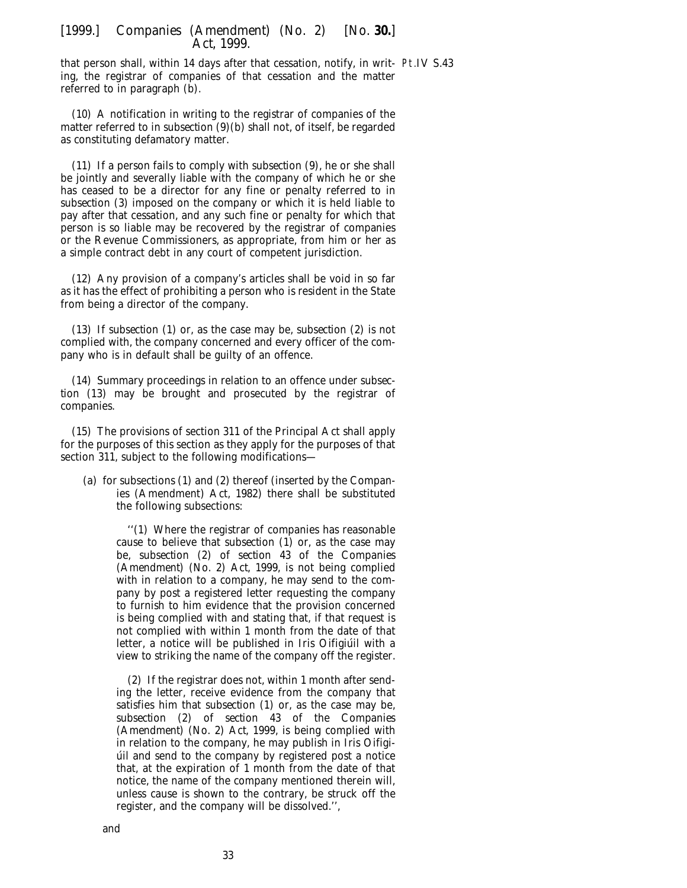that person shall, within 14 days after that cessation, notify, in writing, the registrar of companies of that cessation and the matter referred to in paragraph (*b*).

Pt.IV S.43

(10) A notification in writing to the registrar of companies of the matter referred to in *subsection (9)(b)* shall not, of itself, be regarded as constituting defamatory matter.

(11) If a person fails to comply with *subsection (9)*, he or she shall be jointly and severally liable with the company of which he or she has ceased to be a director for any fine or penalty referred to in *subsection (3)* imposed on the company or which it is held liable to pay after that cessation, and any such fine or penalty for which that person is so liable may be recovered by the registrar of companies or the Revenue Commissioners, as appropriate, from him or her as a simple contract debt in any court of competent jurisdiction.

(12) Any provision of a company's articles shall be void in so far as it has the effect of prohibiting a person who is resident in the State from being a director of the company.

(13) If *subsection (1)* or, as the case may be, *subsection (2)* is not complied with, the company concerned and every officer of the company who is in default shall be guilty of an offence.

(14) Summary proceedings in relation to an offence under *subsection (13)* may be brought and prosecuted by the registrar of companies.

(15) The provisions of section 311 of the Principal Act shall apply for the purposes of this section as they apply for the purposes of that section 311, subject to the following modifications—

(*a*) for subsections (1) and (2) thereof (inserted by the Companies (Amendment) Act, 1982) there shall be substituted the following subsections:

> ''(1) Where the registrar of companies has reasonable cause to believe that *subsection (1)* or, as the case may be, *subsection (2)* of *section 43* of the *Companies (Amendment) (No. 2) Act, 1999*, is not being complied with in relation to a company, he may send to the company by post a registered letter requesting the company to furnish to him evidence that the provision concerned is being complied with and stating that, if that request is not complied with within 1 month from the date of that letter, a notice will be published in Iris Oifigiúil with a view to striking the name of the company off the register.
>
> (2) If the registrar does not, within 1 month after sending the letter, receive evidence from the company that satisfies him that *subsection (1)* or, as the case may be, *subsection (2)* of *section 43* of the *Companies (Amendment) (No. 2) Act, 1999*, is being complied with in relation to the company, he may publish in Iris Oifigiúil and send to the company by registered post a notice that, at the expiration of 1 month from the date of that notice, the name of the company mentioned therein will, unless cause is shown to the contrary, be struck off the register, and the company will be dissolved.'',

and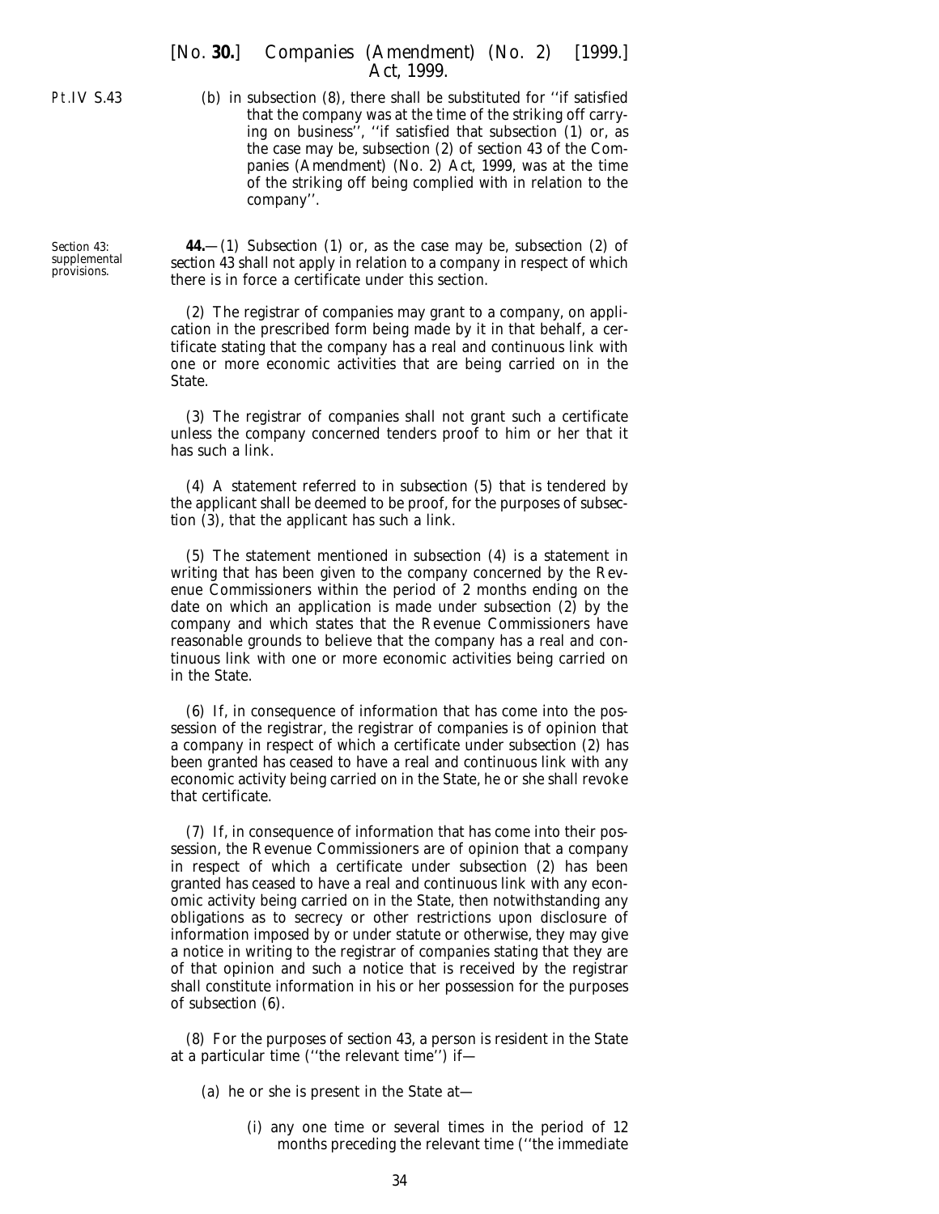Pt.IV S.43

(*b*) in subsection (8), there shall be substituted for ''if satisfied that the company was at the time of the striking off carrying on business'', ''if satisfied that *subsection (1)* or, as the case may be, *subsection (2)* of *section 43* of the *Companies (Amendment) (No. 2) Act, 1999*, was at the time of the striking off being complied with in relation to the company''.

Section 43: supplemental provisions.

**44.**—(1) *Subsection (1)* or, as the case may be, *subsection (2)* of *section 43* shall not apply in relation to a company in respect of which there is in force a certificate under this section.

(2) The registrar of companies may grant to a company, on application in the prescribed form being made by it in that behalf, a certificate stating that the company has a real and continuous link with one or more economic activities that are being carried on in the State.

(3) The registrar of companies shall not grant such a certificate unless the company concerned tenders proof to him or her that it has such a link.

(4) A statement referred to in *subsection (5)* that is tendered by the applicant shall be deemed to be proof, for the purposes of *subsection (3)*, that the applicant has such a link.

(5) The statement mentioned in *subsection (4)* is a statement in writing that has been given to the company concerned by the Revenue Commissioners within the period of 2 months ending on the date on which an application is made under *subsection (2)* by the company and which states that the Revenue Commissioners have reasonable grounds to believe that the company has a real and continuous link with one or more economic activities being carried on in the State.

(6) If, in consequence of information that has come into the possession of the registrar, the registrar of companies is of opinion that a company in respect of which a certificate under *subsection (2)* has been granted has ceased to have a real and continuous link with any economic activity being carried on in the State, he or she shall revoke that certificate.

(7) If, in consequence of information that has come into their possession, the Revenue Commissioners are of opinion that a company in respect of which a certificate under *subsection (2)* has been granted has ceased to have a real and continuous link with any economic activity being carried on in the State, then notwithstanding any obligations as to secrecy or other restrictions upon disclosure of information imposed by or under statute or otherwise, they may give a notice in writing to the registrar of companies stating that they are of that opinion and such a notice that is received by the registrar shall constitute information in his or her possession for the purposes of *subsection (6)*.

(8) For the purposes of *section 43*, a person is resident in the State at a particular time (''the relevant time'') if—

(*a*) he or she is present in the State at—

(i) any one time or several times in the period of 12 months preceding the relevant time (''the immediate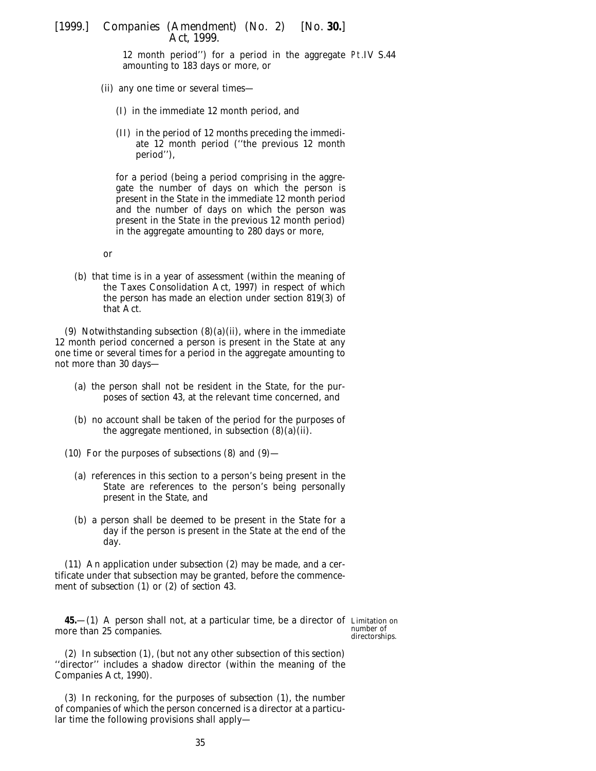12 month period'') for a period in the aggregate amounting to 183 days or more, or

(ii) any one time or several times—

(I) in the immediate 12 month period, and

(II) in the period of 12 months preceding the immediate 12 month period (''the previous 12 month period''),

for a period (being a period comprising in the aggregate the number of days on which the person is present in the State in the immediate 12 month period and the number of days on which the person was present in the State in the previous 12 month period) in the aggregate amounting to 280 days or more,

or

(b) that time is in a year of assessment (within the meaning of the Taxes Consolidation Act, 1997) in respect of which the person has made an election under section 819(3) of that Act.

(9) Notwithstanding *subsection (8)(a)(ii)*, where in the immediate 12 month period concerned a person is present in the State at any one time or several times for a period in the aggregate amounting to not more than 30 days—

(a) the person shall not be resident in the State, for the purposes of *section 43*, at the relevant time concerned, and

(b) no account shall be taken of the period for the purposes of the aggregate mentioned, in *subsection (8)(a)(ii)*.

(10) For the purposes of *subsections (8)* and *(9)*—

(a) references in this section to a person's being present in the State are references to the person's being personally present in the State, and

(b) a person shall be deemed to be present in the State for a day if the person is present in the State at the end of the day.

(11) An application under *subsection (2)* may be made, and a certificate under that subsection may be granted, before the commencement of *subsection (1)* or *(2)* of *section 43*.

Limitation on number of directorships.

**45.**—(1) A person shall not, at a particular time, be a director of more than 25 companies.

(2) In *subsection (1)*, (but not any other subsection of this section) ''director'' includes a shadow director (within the meaning of the Companies Act, 1990).

(3) In reckoning, for the purposes of *subsection (1)*, the number of companies of which the person concerned is a director at a particular time the following provisions shall apply—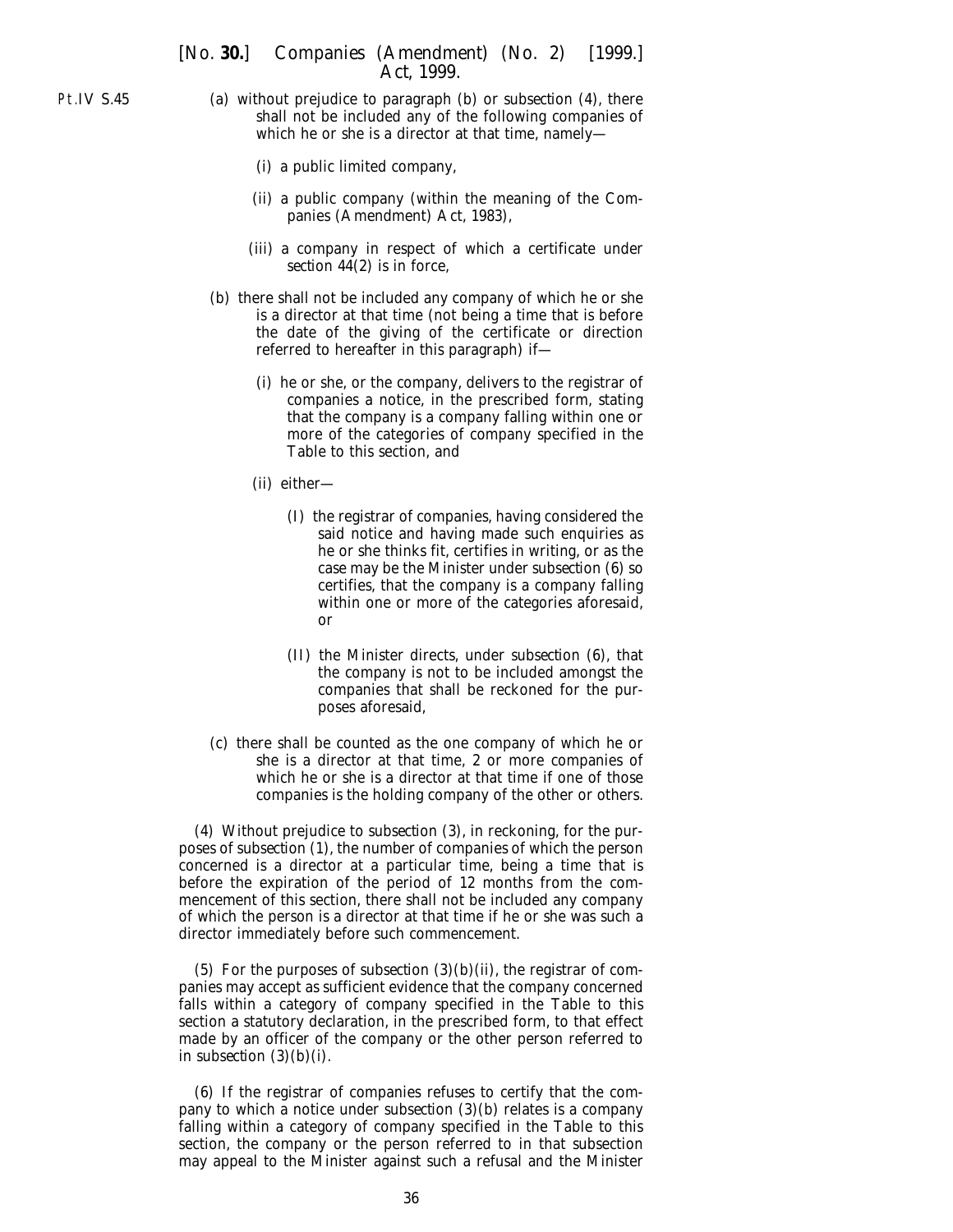(a) without prejudice to paragraph (b) or subsection (4), there shall not be included any of the following companies of which he or she is a director at that time, namely—

(i) a public limited company,

(ii) a public company (within the meaning of the Companies (Amendment) Act, 1983),

(iii) a company in respect of which a certificate under section 44(2) is in force,

(b) there shall not be included any company of which he or she is a director at that time (not being a time that is before the date of the giving of the certificate or direction referred to hereafter in this paragraph) if—

(i) he or she, or the company, delivers to the registrar of companies a notice, in the prescribed form, stating that the company is a company falling within one or more of the categories of company specified in the Table to this section, and

(ii) either—

(I) the registrar of companies, having considered the said notice and having made such enquiries as he or she thinks fit, certifies in writing, or as the case may be the Minister under subsection (6) so certifies, that the company is a company falling within one or more of the categories aforesaid, or

(II) the Minister directs, under subsection (6), that the company is not to be included amongst the companies that shall be reckoned for the purposes aforesaid,

(c) there shall be counted as the one company of which he or she is a director at that time, 2 or more companies of which he or she is a director at that time if one of those companies is the holding company of the other or others.

(4) Without prejudice to subsection (3), in reckoning, for the purposes of subsection (1), the number of companies of which the person concerned is a director at a particular time, being a time that is before the expiration of the period of 12 months from the commencement of this section, there shall not be included any company of which the person is a director at that time if he or she was such a director immediately before such commencement.

(5) For the purposes of subsection (3)(b)(ii), the registrar of companies may accept as sufficient evidence that the company concerned falls within a category of company specified in the Table to this section a statutory declaration, in the prescribed form, to that effect made by an officer of the company or the other person referred to in subsection (3)(b)(i).

(6) If the registrar of companies refuses to certify that the company to which a notice under subsection (3)(b) relates is a company falling within a category of company specified in the Table to this section, the company or the person referred to in that subsection may appeal to the Minister against such a refusal and the Minister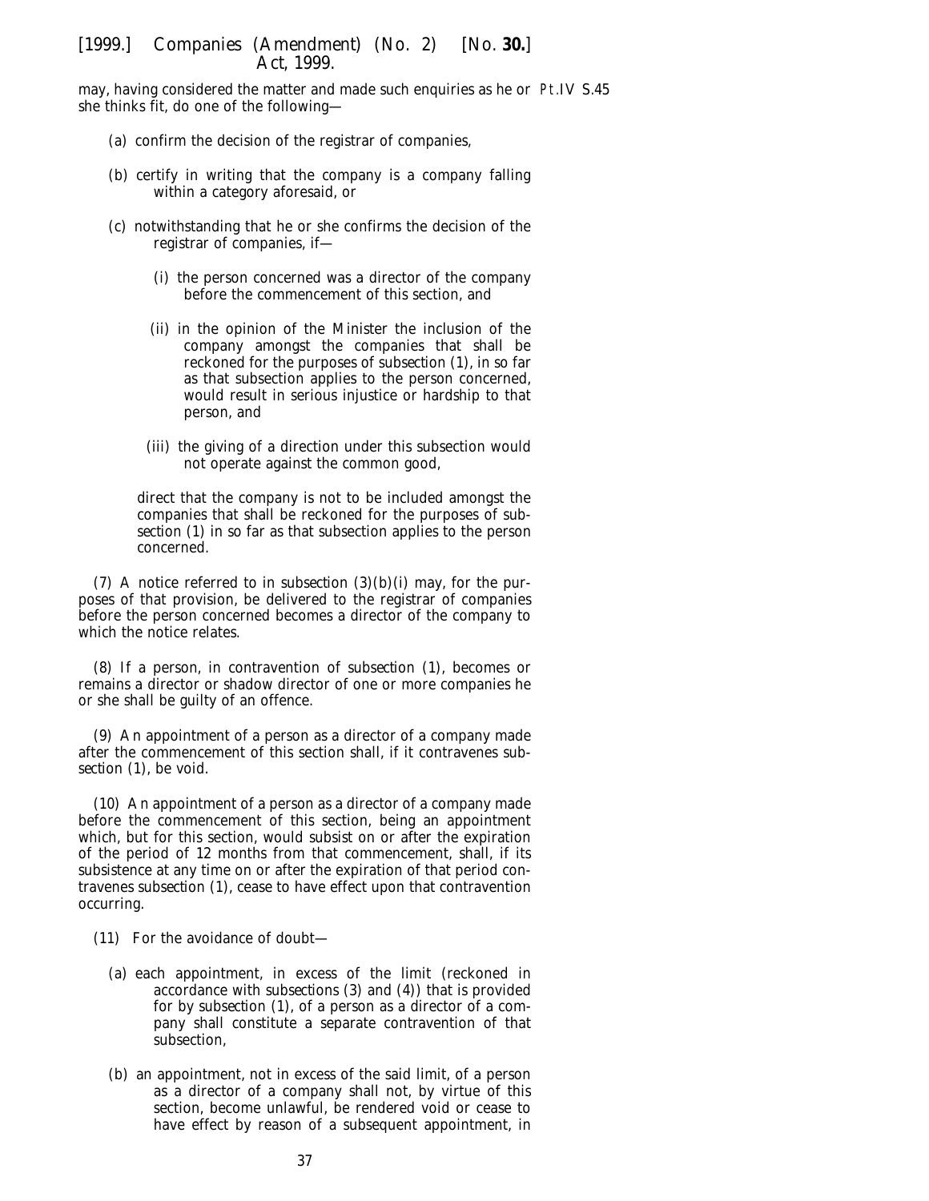may, having considered the matter and made such enquiries as he or she thinks fit, do one of the following—

(a) confirm the decision of the registrar of companies,

(b) certify in writing that the company is a company falling within a category aforesaid, or

(c) notwithstanding that he or she confirms the decision of the registrar of companies, if—

(i) the person concerned was a director of the company before the commencement of this section, and

(ii) in the opinion of the Minister the inclusion of the company amongst the companies that shall be reckoned for the purposes of *subsection (1)*, in so far as that subsection applies to the person concerned, would result in serious injustice or hardship to that person, and

(iii) the giving of a direction under this subsection would not operate against the common good,

direct that the company is not to be included amongst the companies that shall be reckoned for the purposes of *subsection (1)* in so far as that subsection applies to the person concerned.

(7) A notice referred to in *subsection (3)(b)(i)* may, for the purposes of that provision, be delivered to the registrar of companies before the person concerned becomes a director of the company to which the notice relates.

(8) If a person, in contravention of *subsection (1)*, becomes or remains a director or shadow director of one or more companies he or she shall be guilty of an offence.

(9) An appointment of a person as a director of a company made after the commencement of this section shall, if it contravenes *subsection (1)*, be void.

(10) An appointment of a person as a director of a company made before the commencement of this section, being an appointment which, but for this section, would subsist on or after the expiration of the period of 12 months from that commencement, shall, if its subsistence at any time on or after the expiration of that period contravenes *subsection (1)*, cease to have effect upon that contravention occurring.

(11) For the avoidance of doubt—

(a) each appointment, in excess of the limit (reckoned in accordance with *subsections (3)* and *(4)*) that is provided for by *subsection (1)*, of a person as a director of a company shall constitute a separate contravention of that subsection,

(b) an appointment, not in excess of the said limit, of a person as a director of a company shall not, by virtue of this section, become unlawful, be rendered void or cease to have effect by reason of a subsequent appointment, in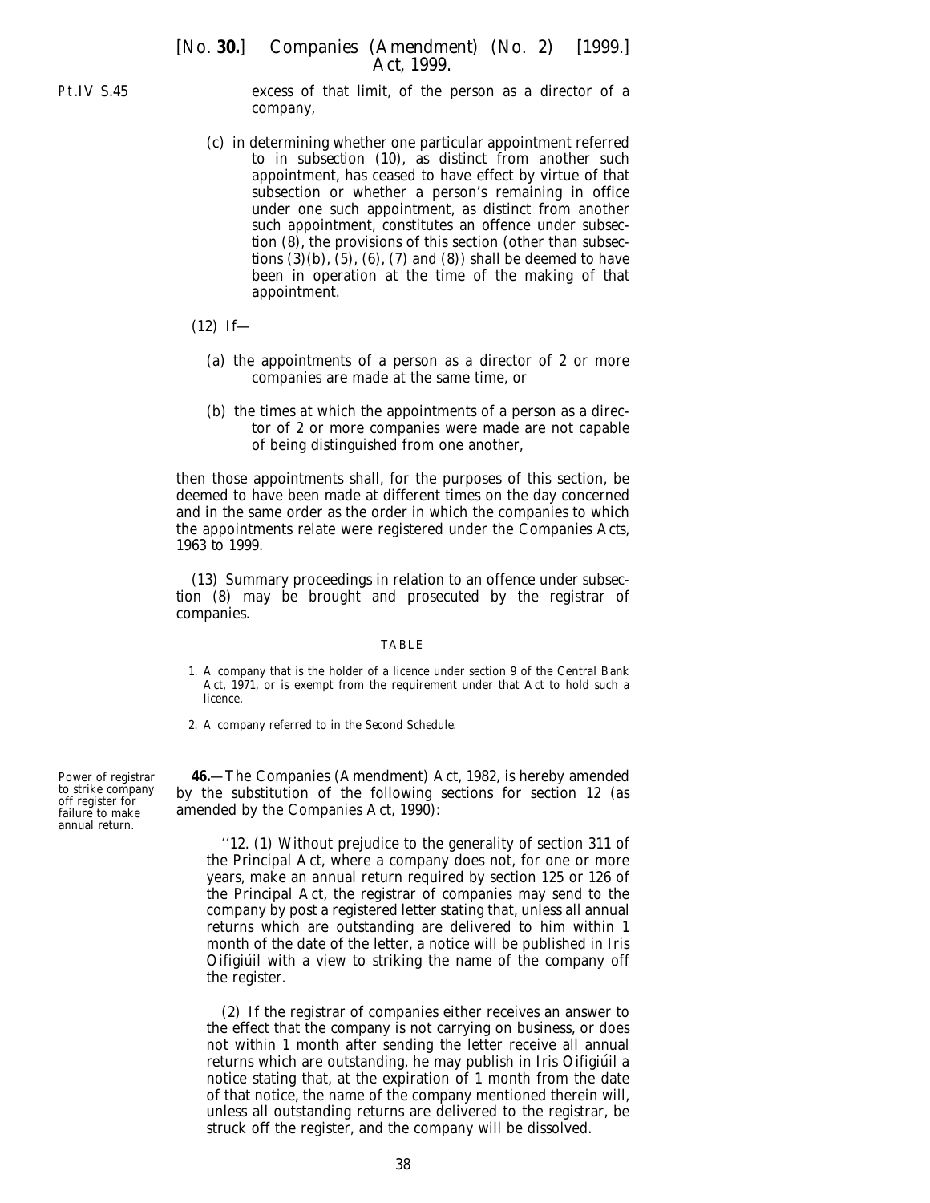excess of that limit, of the person as a director of a company,

(*c*) in determining whether one particular appointment referred to in *subsection (10)*, as distinct from another such appointment, has ceased to have effect by virtue of that subsection or whether a person's remaining in office under one such appointment, as distinct from another such appointment, constitutes an offence under *subsection (8)*, the provisions of this section (other than *subsections (3)(b)*, *(5)*, *(6)*, *(7)* and *(8)*) shall be deemed to have been in operation at the time of the making of that appointment.

(12) If—

(*a*) the appointments of a person as a director of 2 or more companies are made at the same time, or

(*b*) the times at which the appointments of a person as a director of 2 or more companies were made are not capable of being distinguished from one another,

then those appointments shall, for the purposes of this section, be deemed to have been made at different times on the day concerned and in the same order as the order in which the companies to which the appointments relate were registered under the Companies Acts, 1963 to 1999.

(13) Summary proceedings in relation to an offence under *subsection (8)* may be brought and prosecuted by the registrar of companies.

TABLE

1. A company that is the holder of a licence under section 9 of the Central Bank Act, 1971, or is exempt from the requirement under that Act to hold such a licence.

2. A company referred to in the *Second Schedule*.

Power of registrar to strike company off register for failure to make annual return.

**46.**—The Companies (Amendment) Act, 1982, is hereby amended by the substitution of the following sections for section 12 (as amended by the Companies Act, 1990):

''12. (1) Without prejudice to the generality of section 311 of the Principal Act, where a company does not, for one or more years, make an annual return required by section 125 or 126 of the Principal Act, the registrar of companies may send to the company by post a registered letter stating that, unless all annual returns which are outstanding are delivered to him within 1 month of the date of the letter, a notice will be published in *Iris Oifigiúil* with a view to striking the name of the company off the register.

(2) If the registrar of companies either receives an answer to the effect that the company is not carrying on business, or does not within 1 month after sending the letter receive all annual returns which are outstanding, he may publish in *Iris Oifigiúil* a notice stating that, at the expiration of 1 month from the date of that notice, the name of the company mentioned therein will, unless all outstanding returns are delivered to the registrar, be struck off the register, and the company will be dissolved.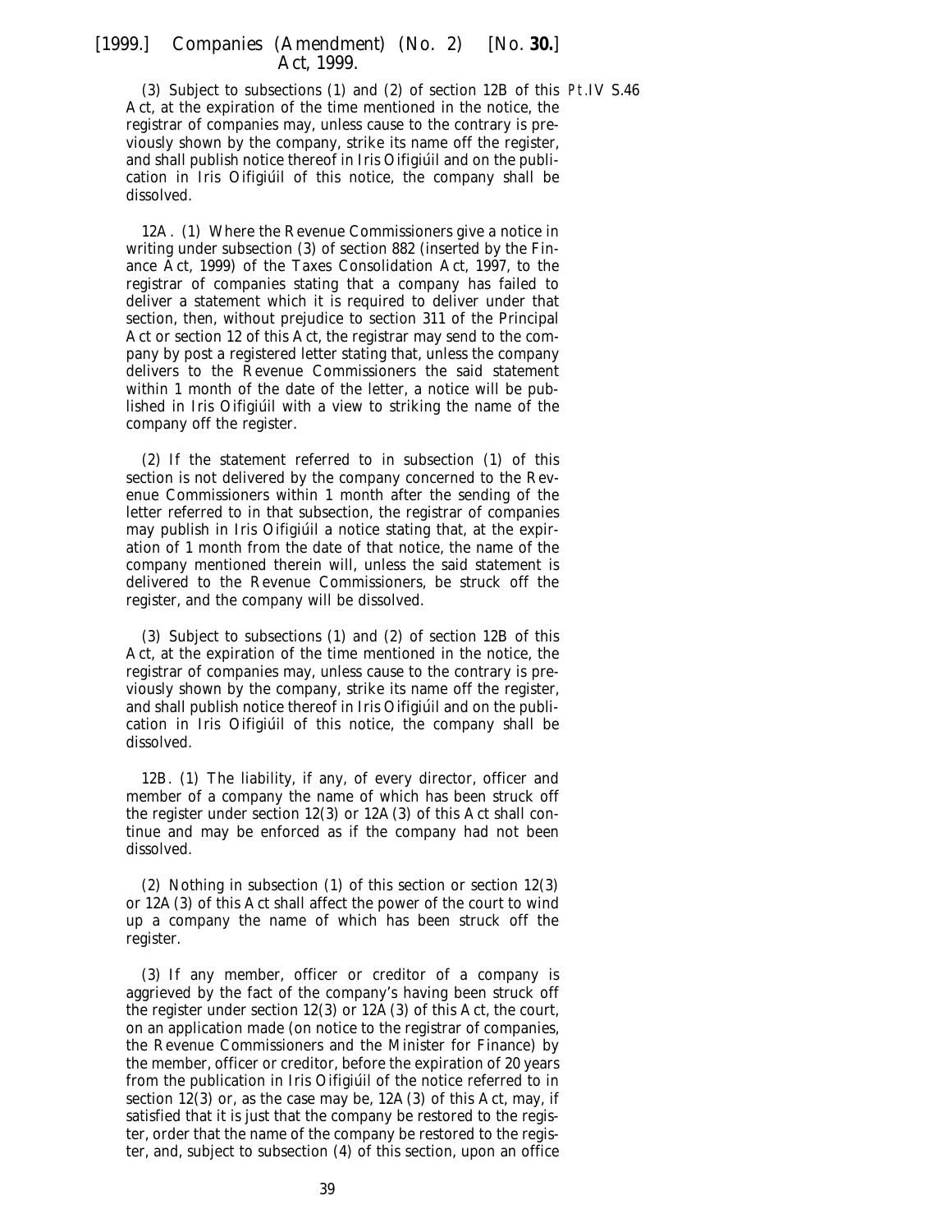(3) Subject to subsections (1) and (2) of section 12B of this Act, at the expiration of the time mentioned in the notice, the registrar of companies may, unless cause to the contrary is previously shown by the company, strike its name off the register, and shall publish notice thereof in Iris Oifigiúil and on the publication in Iris Oifigiúil of this notice, the company shall be dissolved.

Pt.IV S.46

12A. (1) Where the Revenue Commissioners give a notice in writing under subsection (3) of section 882 (inserted by the Finance Act, 1999) of the Taxes Consolidation Act, 1997, to the registrar of companies stating that a company has failed to deliver a statement which it is required to deliver under that section, then, without prejudice to section 311 of the Principal Act or section 12 of this Act, the registrar may send to the company by post a registered letter stating that, unless the company delivers to the Revenue Commissioners the said statement within 1 month of the date of the letter, a notice will be published in Iris Oifigiúil with a view to striking the name of the company off the register.

(2) If the statement referred to in subsection (1) of this section is not delivered by the company concerned to the Revenue Commissioners within 1 month after the sending of the letter referred to in that subsection, the registrar of companies may publish in Iris Oifigiúil a notice stating that, at the expiration of 1 month from the date of that notice, the name of the company mentioned therein will, unless the said statement is delivered to the Revenue Commissioners, be struck off the register, and the company will be dissolved.

(3) Subject to subsections (1) and (2) of section 12B of this Act, at the expiration of the time mentioned in the notice, the registrar of companies may, unless cause to the contrary is previously shown by the company, strike its name off the register, and shall publish notice thereof in Iris Oifigiúil and on the publication in Iris Oifigiúil of this notice, the company shall be dissolved.

12B. (1) The liability, if any, of every director, officer and member of a company the name of which has been struck off the register under section 12(3) or 12A(3) of this Act shall continue and may be enforced as if the company had not been dissolved.

(2) Nothing in subsection (1) of this section or section 12(3) or 12A(3) of this Act shall affect the power of the court to wind up a company the name of which has been struck off the register.

(3) If any member, officer or creditor of a company is aggrieved by the fact of the company's having been struck off the register under section 12(3) or 12A(3) of this Act, the court, on an application made (on notice to the registrar of companies, the Revenue Commissioners and the Minister for Finance) by the member, officer or creditor, before the expiration of 20 years from the publication in Iris Oifigiúil of the notice referred to in section 12(3) or, as the case may be, 12A(3) of this Act, may, if satisfied that it is just that the company be restored to the register, order that the name of the company be restored to the register, and, subject to subsection (4) of this section, upon an office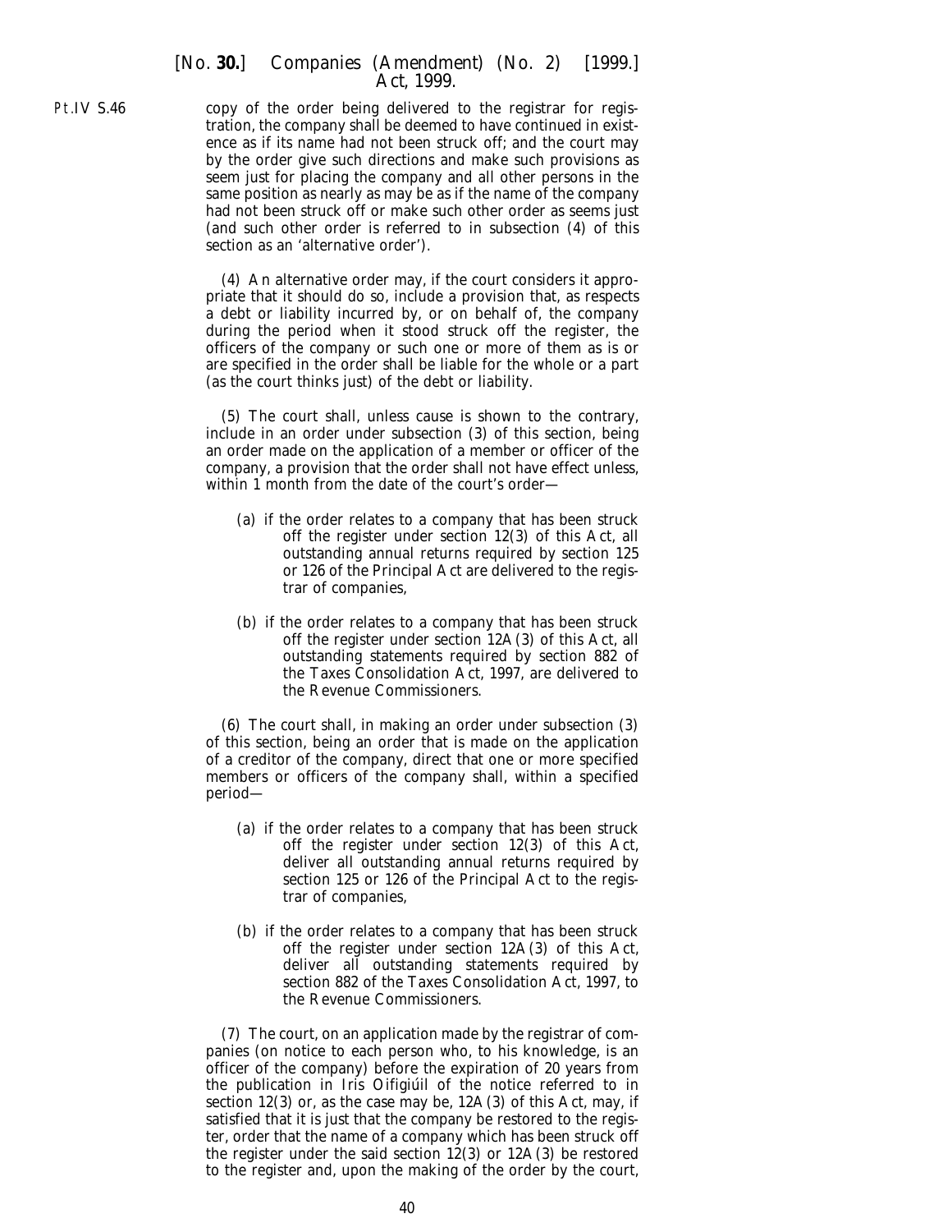copy of the order being delivered to the registrar for registration, the company shall be deemed to have continued in existence as if its name had not been struck off; and the court may by the order give such directions and make such provisions as seem just for placing the company and all other persons in the same position as nearly as may be as if the name of the company had not been struck off or make such other order as seems just (and such other order is referred to in subsection (4) of this section as an 'alternative order').

(4) An alternative order may, if the court considers it appropriate that it should do so, include a provision that, as respects a debt or liability incurred by, or on behalf of, the company during the period when it stood struck off the register, the officers of the company or such one or more of them as is or are specified in the order shall be liable for the whole or a part (as the court thinks just) of the debt or liability.

(5) The court shall, unless cause is shown to the contrary, include in an order under subsection (3) of this section, being an order made on the application of a member or officer of the company, a provision that the order shall not have effect unless, within 1 month from the date of the court's order—

(*a*) if the order relates to a company that has been struck off the register under section 12(3) of this Act, all outstanding annual returns required by section 125 or 126 of the Principal Act are delivered to the registrar of companies,

(*b*) if the order relates to a company that has been struck off the register under section 12A(3) of this Act, all outstanding statements required by section 882 of the Taxes Consolidation Act, 1997, are delivered to the Revenue Commissioners.

(6) The court shall, in making an order under subsection (3) of this section, being an order that is made on the application of a creditor of the company, direct that one or more specified members or officers of the company shall, within a specified period—

(*a*) if the order relates to a company that has been struck off the register under section 12(3) of this Act, deliver all outstanding annual returns required by section 125 or 126 of the Principal Act to the registrar of companies,

(*b*) if the order relates to a company that has been struck off the register under section 12A(3) of this Act, deliver all outstanding statements required by section 882 of the Taxes Consolidation Act, 1997, to the Revenue Commissioners.

(7) The court, on an application made by the registrar of companies (on notice to each person who, to his knowledge, is an officer of the company) before the expiration of 20 years from the publication in *Iris Oifigiúil* of the notice referred to in section 12(3) or, as the case may be, 12A(3) of this Act, may, if satisfied that it is just that the company be restored to the register, order that the name of a company which has been struck off the register under the said section 12(3) or 12A(3) be restored to the register and, upon the making of the order by the court,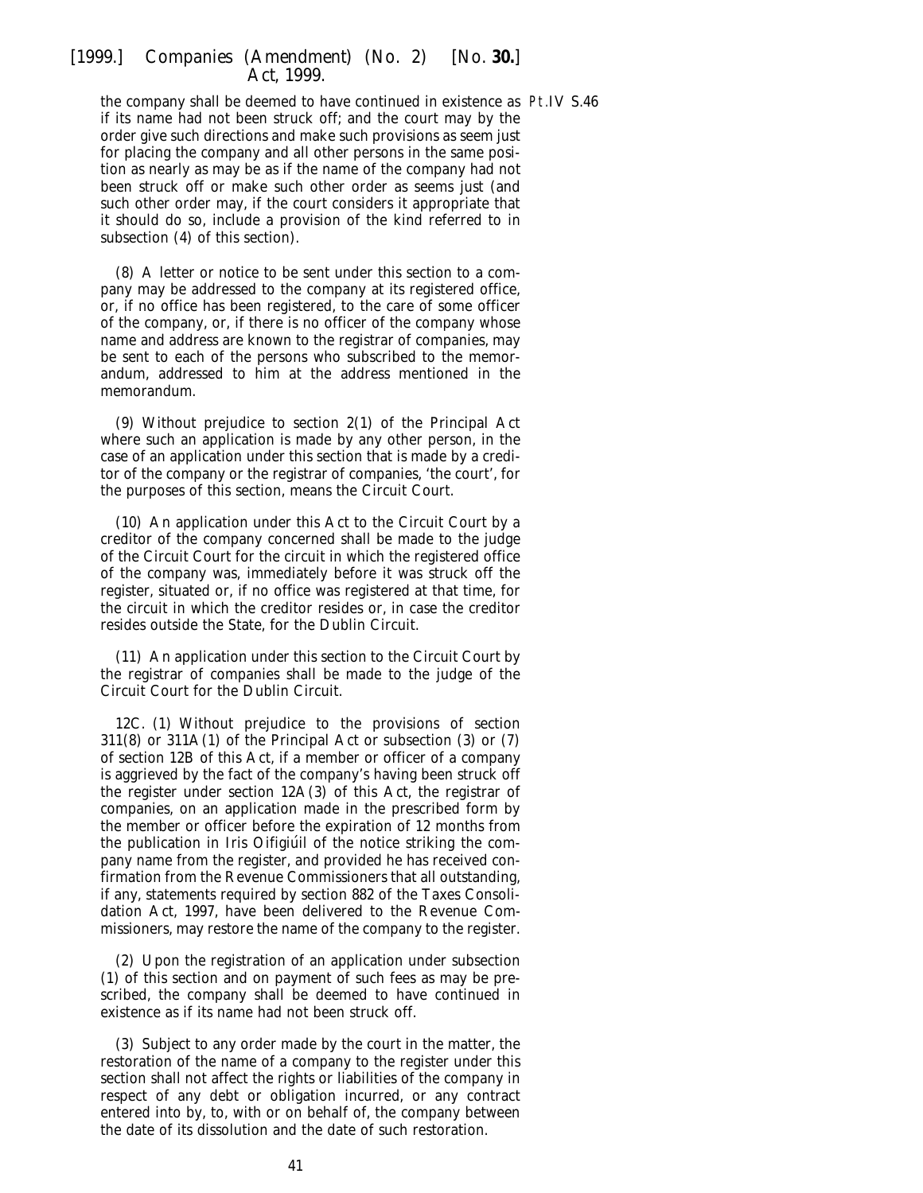the company shall be deemed to have continued in existence as if its name had not been struck off; and the court may by the order give such directions and make such provisions as seem just for placing the company and all other persons in the same position as nearly as may be as if the name of the company had not been struck off or make such other order as seems just (and such other order may, if the court considers it appropriate that it should do so, include a provision of the kind referred to in subsection (4) of this section).

(8) A letter or notice to be sent under this section to a company may be addressed to the company at its registered office, or, if no office has been registered, to the care of some officer of the company, or, if there is no officer of the company whose name and address are known to the registrar of companies, may be sent to each of the persons who subscribed to the memorandum, addressed to him at the address mentioned in the memorandum.

(9) Without prejudice to section 2(1) of the Principal Act where such an application is made by any other person, in the case of an application under this section that is made by a creditor of the company or the registrar of companies, 'the court', for the purposes of this section, means the Circuit Court.

(10) An application under this Act to the Circuit Court by a creditor of the company concerned shall be made to the judge of the Circuit Court for the circuit in which the registered office of the company was, immediately before it was struck off the register, situated or, if no office was registered at that time, for the circuit in which the creditor resides or, in case the creditor resides outside the State, for the Dublin Circuit.

(11) An application under this section to the Circuit Court by the registrar of companies shall be made to the judge of the Circuit Court for the Dublin Circuit.

12C. (1) Without prejudice to the provisions of section 311(8) or 311A(1) of the Principal Act or subsection (3) or (7) of section 12B of this Act, if a member or officer of a company is aggrieved by the fact of the company's having been struck off the register under section 12A(3) of this Act, the registrar of companies, on an application made in the prescribed form by the member or officer before the expiration of 12 months from the publication in *Iris Oifigiúil* of the notice striking the company name from the register, and provided he has received confirmation from the Revenue Commissioners that all outstanding, if any, statements required by section 882 of the Taxes Consolidation Act, 1997, have been delivered to the Revenue Commissioners, may restore the name of the company to the register.

(2) Upon the registration of an application under subsection (1) of this section and on payment of such fees as may be prescribed, the company shall be deemed to have continued in existence as if its name had not been struck off.

(3) Subject to any order made by the court in the matter, the restoration of the name of a company to the register under this section shall not affect the rights or liabilities of the company in respect of any debt or obligation incurred, or any contract entered into by, to, with or on behalf of, the company between the date of its dissolution and the date of such restoration.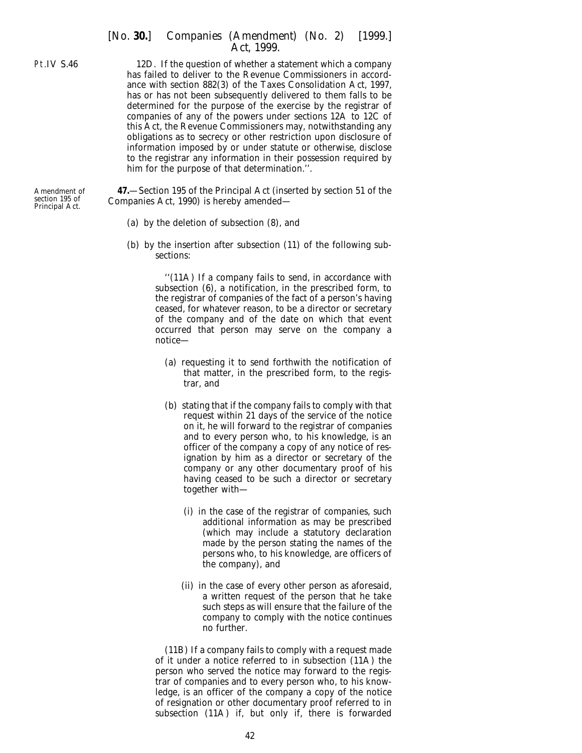Pt.IV S.46

12D. If the question of whether a statement which a company has failed to deliver to the Revenue Commissioners in accordance with section 882(3) of the Taxes Consolidation Act, 1997, has or has not been subsequently delivered to them falls to be determined for the purpose of the exercise by the registrar of companies of any of the powers under sections 12A to 12C of this Act, the Revenue Commissioners may, notwithstanding any obligations as to secrecy or other restriction upon disclosure of information imposed by or under statute or otherwise, disclose to the registrar any information in their possession required by him for the purpose of that determination.''.

Amendment of section 195 of Principal Act.

**47.**—Section 195 of the Principal Act (inserted by section 51 of the Companies Act, 1990) is hereby amended—

(*a*) by the deletion of subsection (8), and

(*b*) by the insertion after subsection (11) of the following subsections:

''(11A) If a company fails to send, in accordance with subsection (6), a notification, in the prescribed form, to the registrar of companies of the fact of a person's having ceased, for whatever reason, to be a director or secretary of the company and of the date on which that event occurred that person may serve on the company a notice—

(*a*) requesting it to send forthwith the notification of that matter, in the prescribed form, to the registrar, and

(*b*) stating that if the company fails to comply with that request within 21 days of the service of the notice on it, he will forward to the registrar of companies and to every person who, to his knowledge, is an officer of the company a copy of any notice of resignation by him as a director or secretary of the company or any other documentary proof of his having ceased to be such a director or secretary together with—

(i) in the case of the registrar of companies, such additional information as may be prescribed (which may include a statutory declaration made by the person stating the names of the persons who, to his knowledge, are officers of the company), and

(ii) in the case of every other person as aforesaid, a written request of the person that he take such steps as will ensure that the failure of the company to comply with the notice continues no further.

(11B) If a company fails to comply with a request made of it under a notice referred to in subsection (11A) the person who served the notice may forward to the registrar of companies and to every person who, to his knowledge, is an officer of the company a copy of the notice of resignation or other documentary proof referred to in subsection (11A) if, but only if, there is forwarded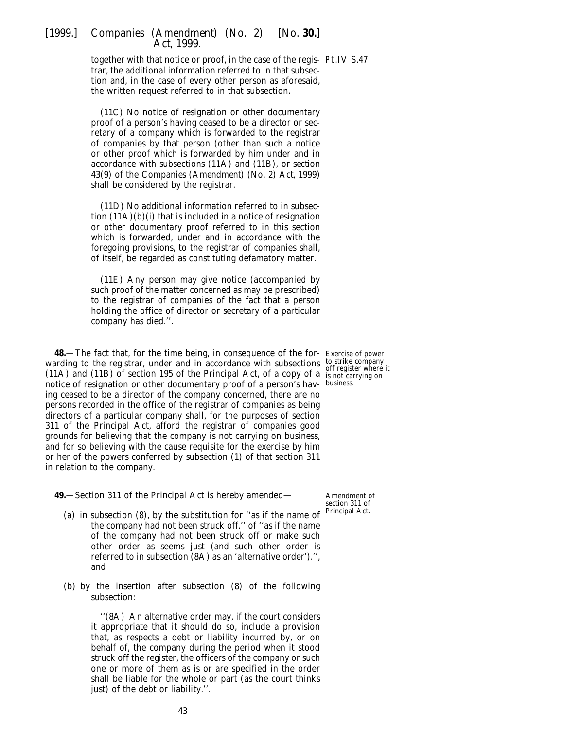together with that notice or proof, in the case of the registrar, the additional information referred to in that subsection and, in the case of every other person as aforesaid, the written request referred to in that subsection.

(11C) No notice of resignation or other documentary proof of a person's having ceased to be a director or secretary of a company which is forwarded to the registrar of companies by that person (other than such a notice or other proof which is forwarded by him under and in accordance with subsections (11A) and (11B), or section 43(9) of the Companies (Amendment) (No. 2) Act, 1999) shall be considered by the registrar.

(11D) No additional information referred to in subsection (11A)(b)(i) that is included in a notice of resignation or other documentary proof referred to in this section which is forwarded, under and in accordance with the foregoing provisions, to the registrar of companies shall, of itself, be regarded as constituting defamatory matter.

(11E) Any person may give notice (accompanied by such proof of the matter concerned as may be prescribed) to the registrar of companies of the fact that a person holding the office of director or secretary of a particular company has died.''.

Exercise of power to strike company off register where it is not carrying on business.

**48.**—The fact that, for the time being, in consequence of the forwarding to the registrar, under and in accordance with subsections (11A) and (11B) of section 195 of the Principal Act, of a copy of a notice of resignation or other documentary proof of a person's having ceased to be a director of the company concerned, there are no persons recorded in the office of the registrar of companies as being directors of a particular company shall, for the purposes of section 311 of the Principal Act, afford the registrar of companies good grounds for believing that the company is not carrying on business, and for so believing with the cause requisite for the exercise by him or her of the powers conferred by subsection (1) of that section 311 in relation to the company.

Amendment of section 311 of Principal Act.

**49.**—Section 311 of the Principal Act is hereby amended—

(a) in subsection (8), by the substitution for ''as if the name of the company had not been struck off.'' of ''as if the name of the company had not been struck off or make such other order as seems just (and such other order is referred to in subsection (8A) as an 'alternative order').'', and

(b) by the insertion after subsection (8) of the following subsection:

''(8A) An alternative order may, if the court considers it appropriate that it should do so, include a provision that, as respects a debt or liability incurred by, or on behalf of, the company during the period when it stood struck off the register, the officers of the company or such one or more of them as is or are specified in the order shall be liable for the whole or part (as the court thinks just) of the debt or liability.''.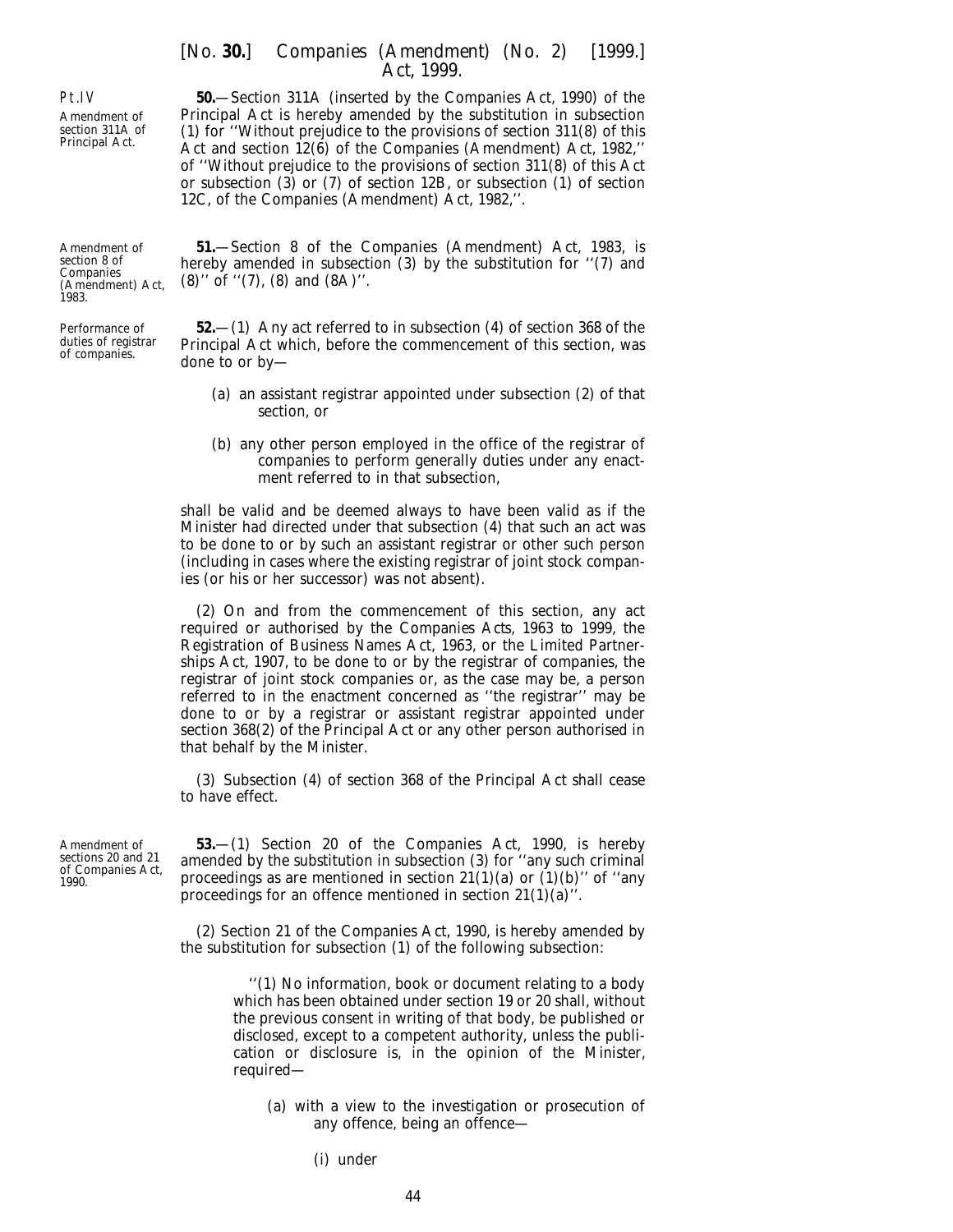Pt.IV

Amendment of section 311A of Principal Act.

**50.**—Section 311A (inserted by the Companies Act, 1990) of the Principal Act is hereby amended by the substitution in subsection (1) for ''Without prejudice to the provisions of section 311(8) of this Act and section 12(6) of the Companies (Amendment) Act, 1982,'' of ''Without prejudice to the provisions of section 311(8) of this Act or subsection (3) or (7) of section 12B, or subsection (1) of section 12C, of the Companies (Amendment) Act, 1982,''.

Amendment of section 8 of Companies (Amendment) Act, 1983.

**51.**—Section 8 of the Companies (Amendment) Act, 1983, is hereby amended in subsection (3) by the substitution for ''(7) and (8)'' of ''(7), (8) and (8A)''.

Performance of duties of registrar of companies.

**52.**—(1) Any act referred to in subsection (4) of section 368 of the Principal Act which, before the commencement of this section, was done to or by—

(*a*) an assistant registrar appointed under subsection (2) of that section, or

(*b*) any other person employed in the office of the registrar of companies to perform generally duties under any enactment referred to in that subsection,

shall be valid and be deemed always to have been valid as if the Minister had directed under that subsection (4) that such an act was to be done to or by such an assistant registrar or other such person (including in cases where the existing registrar of joint stock companies (or his or her successor) was not absent).

(2) On and from the commencement of this section, any act required or authorised by the Companies Acts, 1963 to 1999, the Registration of Business Names Act, 1963, or the Limited Partnerships Act, 1907, to be done to or by the registrar of companies, the registrar of joint stock companies or, as the case may be, a person referred to in the enactment concerned as ''the registrar'' may be done to or by a registrar or assistant registrar appointed under section 368(2) of the Principal Act or any other person authorised in that behalf by the Minister.

(3) Subsection (4) of section 368 of the Principal Act shall cease to have effect.

Amendment of sections 20 and 21 of Companies Act, 1990.

**53.**—(1) Section 20 of the Companies Act, 1990, is hereby amended by the substitution in subsection (3) for ''any such criminal proceedings as are mentioned in section 21(1)(*a*) or (1)(*b*)'' of ''any proceedings for an offence mentioned in section 21(1)(*a*)''.

(2) Section 21 of the Companies Act, 1990, is hereby amended by the substitution for subsection (1) of the following subsection:

> ''(1) No information, book or document relating to a body which has been obtained under section 19 or 20 shall, without the previous consent in writing of that body, be published or disclosed, except to a competent authority, unless the publication or disclosure is, in the opinion of the Minister, required—
>
> (*a*) with a view to the investigation or prosecution of any offence, being an offence—
>
> (i) under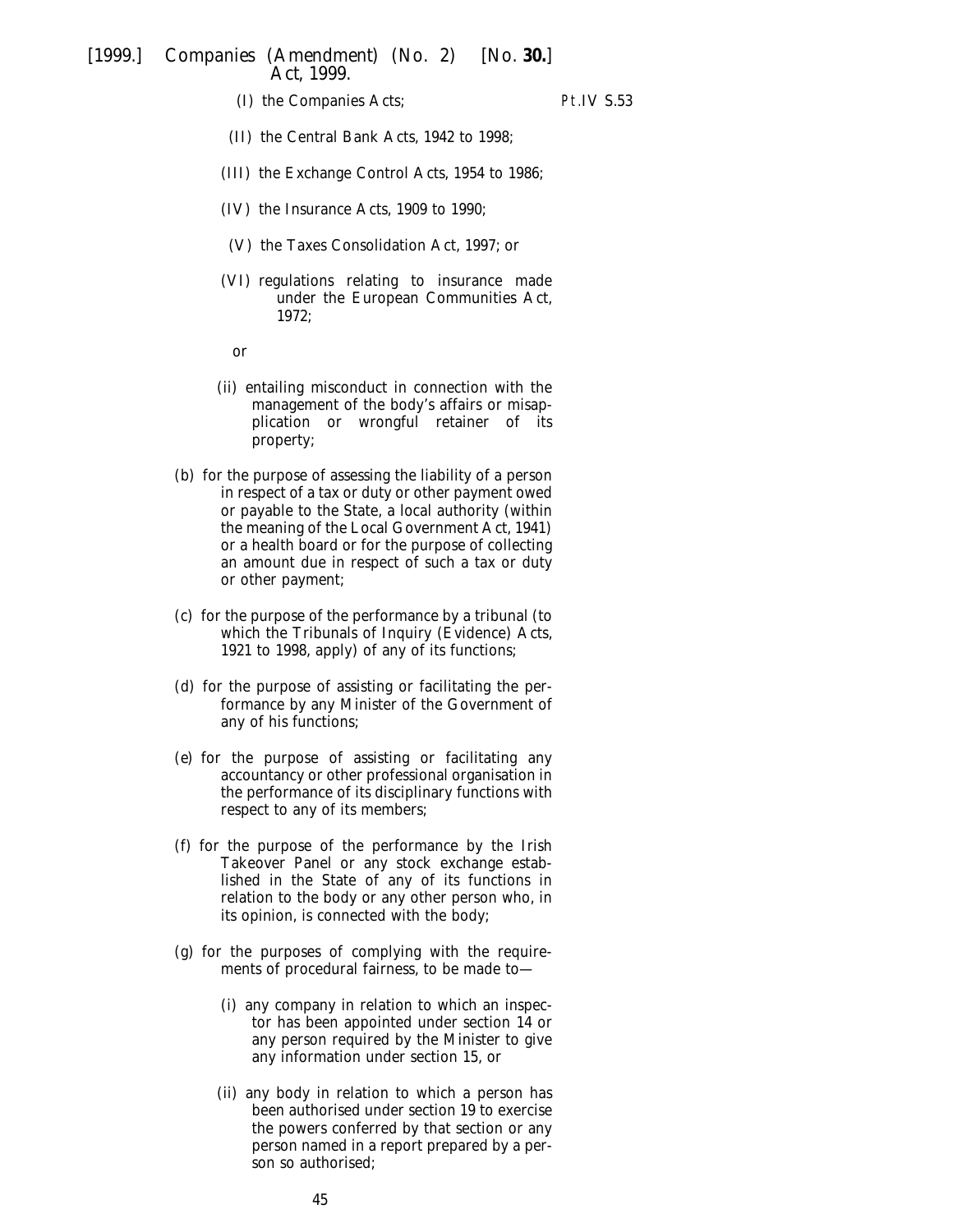(I) the Companies Acts;

(II) the Central Bank Acts, 1942 to 1998;

(III) the Exchange Control Acts, 1954 to 1986;

(IV) the Insurance Acts, 1909 to 1990;

(V) the Taxes Consolidation Act, 1997; or

(VI) regulations relating to insurance made under the European Communities Act, 1972;

or

(ii) entailing misconduct in connection with the management of the body's affairs or misapplication or wrongful retainer of its property;

(b) for the purpose of assessing the liability of a person in respect of a tax or duty or other payment owed or payable to the State, a local authority (within the meaning of the Local Government Act, 1941) or a health board or for the purpose of collecting an amount due in respect of such a tax or duty or other payment;

(c) for the purpose of the performance by a tribunal (to which the Tribunals of Inquiry (Evidence) Acts, 1921 to 1998, apply) of any of its functions;

(d) for the purpose of assisting or facilitating the performance by any Minister of the Government of any of his functions;

(e) for the purpose of assisting or facilitating any accountancy or other professional organisation in the performance of its disciplinary functions with respect to any of its members;

(f) for the purpose of the performance by the Irish Takeover Panel or any stock exchange established in the State of any of its functions in relation to the body or any other person who, in its opinion, is connected with the body;

(g) for the purposes of complying with the requirements of procedural fairness, to be made to—

(i) any company in relation to which an inspector has been appointed under section 14 or any person required by the Minister to give any information under section 15, or

(ii) any body in relation to which a person has been authorised under section 19 to exercise the powers conferred by that section or any person named in a report prepared by a person so authorised;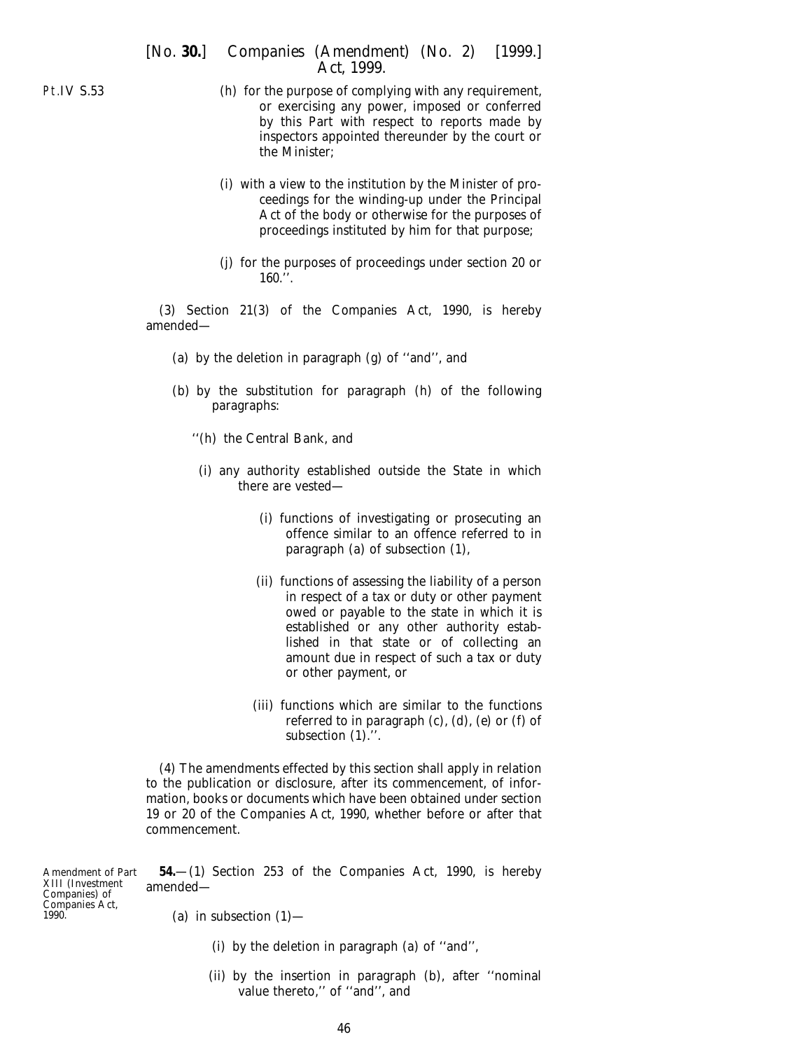(*h*) for the purpose of complying with any requirement, or exercising any power, imposed or conferred by this Part with respect to reports made by inspectors appointed thereunder by the court or the Minister;

(*i*) with a view to the institution by the Minister of proceedings for the winding-up under the Principal Act of the body or otherwise for the purposes of proceedings instituted by him for that purpose;

(*j*) for the purposes of proceedings under section 20 or 160.''.

(3) Section 21(3) of the Companies Act, 1990, is hereby amended—

(*a*) by the deletion in paragraph (*g*) of ''and'', and

(*b*) by the substitution for paragraph (*h*) of the following paragraphs:

''(*h*) the Central Bank, and

(*i*) any authority established outside the State in which there are vested—

(i) functions of investigating or prosecuting an offence similar to an offence referred to in paragraph (*a*) of subsection (1),

(ii) functions of assessing the liability of a person in respect of a tax or duty or other payment owed or payable to the state in which it is established or any other authority established in that state or of collecting an amount due in respect of such a tax or duty or other payment, or

(iii) functions which are similar to the functions referred to in paragraph (*c*), (*d*), (*e*) or (*f*) of subsection (1).''.

(4) The amendments effected by this section shall apply in relation to the publication or disclosure, after its commencement, of information, books or documents which have been obtained under section 19 or 20 of the Companies Act, 1990, whether before or after that commencement.

Amendment of Part XIII (Investment Companies) of Companies Act, 1990.

**54.**—(1) Section 253 of the Companies Act, 1990, is hereby amended—

(*a*) in subsection (1)—

(i) by the deletion in paragraph (*a*) of ''and'',

(ii) by the insertion in paragraph (*b*), after ''nominal value thereto,'' of ''and'', and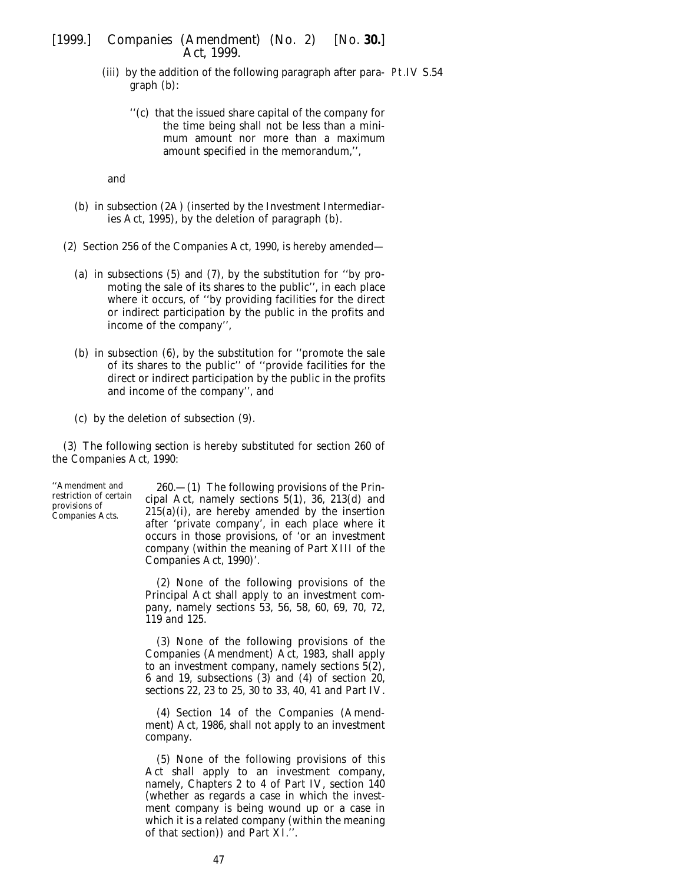(iii) by the addition of the following paragraph after paragraph (*b*):

Pt.IV S.54

''(*c*) that the issued share capital of the company for the time being shall not be less than a minimum amount nor more than a maximum amount specified in the memorandum,'',

and

(*b*) in subsection (2A) (inserted by the Investment Intermediaries Act, 1995), by the deletion of paragraph (*b*).

(2) Section 256 of the Companies Act, 1990, is hereby amended—

(*a*) in subsections (5) and (7), by the substitution for ''by promoting the sale of its shares to the public'', in each place where it occurs, of ''by providing facilities for the direct or indirect participation by the public in the profits and income of the company'',

(*b*) in subsection (6), by the substitution for ''promote the sale of its shares to the public'' of ''provide facilities for the direct or indirect participation by the public in the profits and income of the company'', and

(*c*) by the deletion of subsection (9).

(3) The following section is hereby substituted for section 260 of the Companies Act, 1990:

''Amendment and restriction of certain provisions of Companies Acts.

260.—(1) The following provisions of the Principal Act, namely sections 5(1), 36, 213(*d*) and 215(*a*)(i), are hereby amended by the insertion after 'private company', in each place where it occurs in those provisions, of 'or an investment company (within the meaning of Part XIII of the Companies Act, 1990)'.

(2) None of the following provisions of the Principal Act shall apply to an investment company, namely sections 53, 56, 58, 60, 69, 70, 72, 119 and 125.

(3) None of the following provisions of the Companies (Amendment) Act, 1983, shall apply to an investment company, namely sections 5(2), 6 and 19, subsections (3) and (4) of section 20, sections 22, 23 to 25, 30 to 33, 40, 41 and Part IV.

(4) Section 14 of the Companies (Amendment) Act, 1986, shall not apply to an investment company.

(5) None of the following provisions of this Act shall apply to an investment company, namely, Chapters 2 to 4 of Part IV, section 140 (whether as regards a case in which the investment company is being wound up or a case in which it is a related company (within the meaning of that section)) and Part XI.''.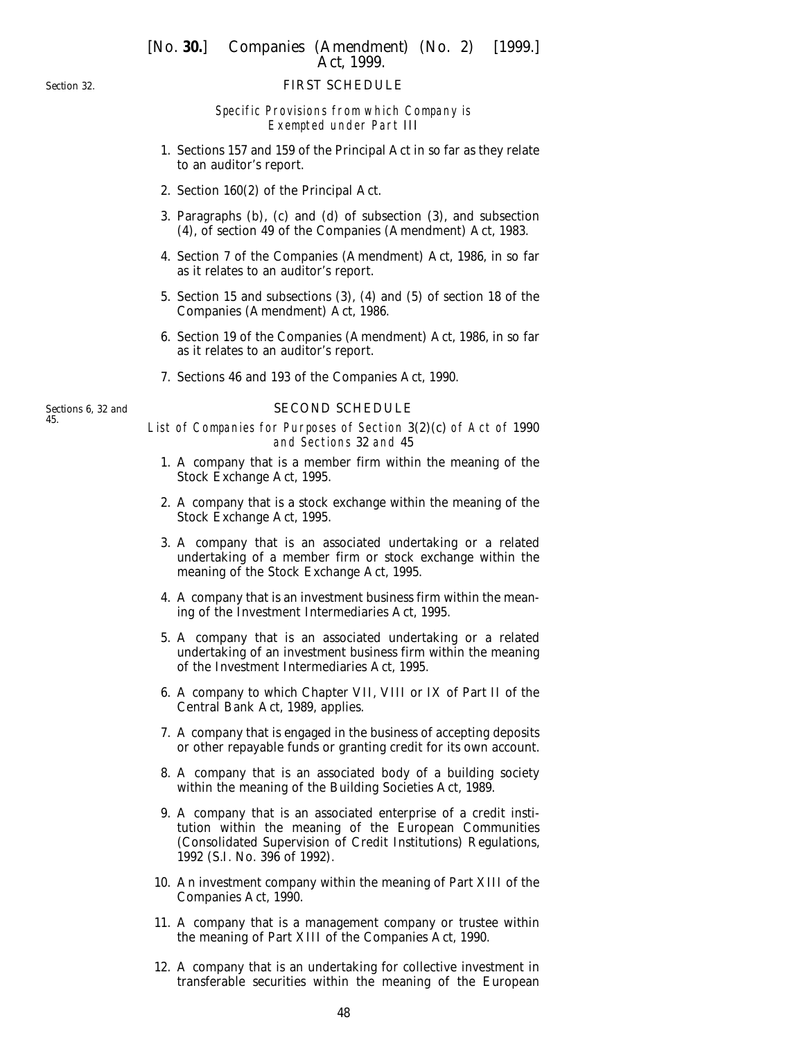Section 32.

## FIRST SCHEDULE

### *Specific Provisions from which Company is Exempted under Part* III

1. Sections 157 and 159 of the Principal Act in so far as they relate to an auditor's report.
2. Section 160(2) of the Principal Act.
3. Paragraphs (*b*), (*c*) and (*d*) of subsection (3), and subsection (4), of section 49 of the Companies (Amendment) Act, 1983.
4. Section 7 of the Companies (Amendment) Act, 1986, in so far as it relates to an auditor's report.
5. Section 15 and subsections (3), (4) and (5) of section 18 of the Companies (Amendment) Act, 1986.
6. Section 19 of the Companies (Amendment) Act, 1986, in so far as it relates to an auditor's report.
7. Sections 46 and 193 of the Companies Act, 1990.

Sections 6, 32 and 45.

## SECOND SCHEDULE

### *List of Companies for Purposes of Section* 3(2)(c) *of Act of* 1990 *and Sections* 32 *and* 45

1. A company that is a member firm within the meaning of the Stock Exchange Act, 1995.
2. A company that is a stock exchange within the meaning of the Stock Exchange Act, 1995.
3. A company that is an associated undertaking or a related undertaking of a member firm or stock exchange within the meaning of the Stock Exchange Act, 1995.
4. A company that is an investment business firm within the meaning of the Investment Intermediaries Act, 1995.
5. A company that is an associated undertaking or a related undertaking of an investment business firm within the meaning of the Investment Intermediaries Act, 1995.
6. A company to which Chapter VII, VIII or IX of Part II of the Central Bank Act, 1989, applies.
7. A company that is engaged in the business of accepting deposits or other repayable funds or granting credit for its own account.
8. A company that is an associated body of a building society within the meaning of the Building Societies Act, 1989.
9. A company that is an associated enterprise of a credit institution within the meaning of the European Communities (Consolidated Supervision of Credit Institutions) Regulations, 1992 (S.I. No. 396 of 1992).
10. An investment company within the meaning of Part XIII of the Companies Act, 1990.
11. A company that is a management company or trustee within the meaning of Part XIII of the Companies Act, 1990.
12. A company that is an undertaking for collective investment in transferable securities within the meaning of the European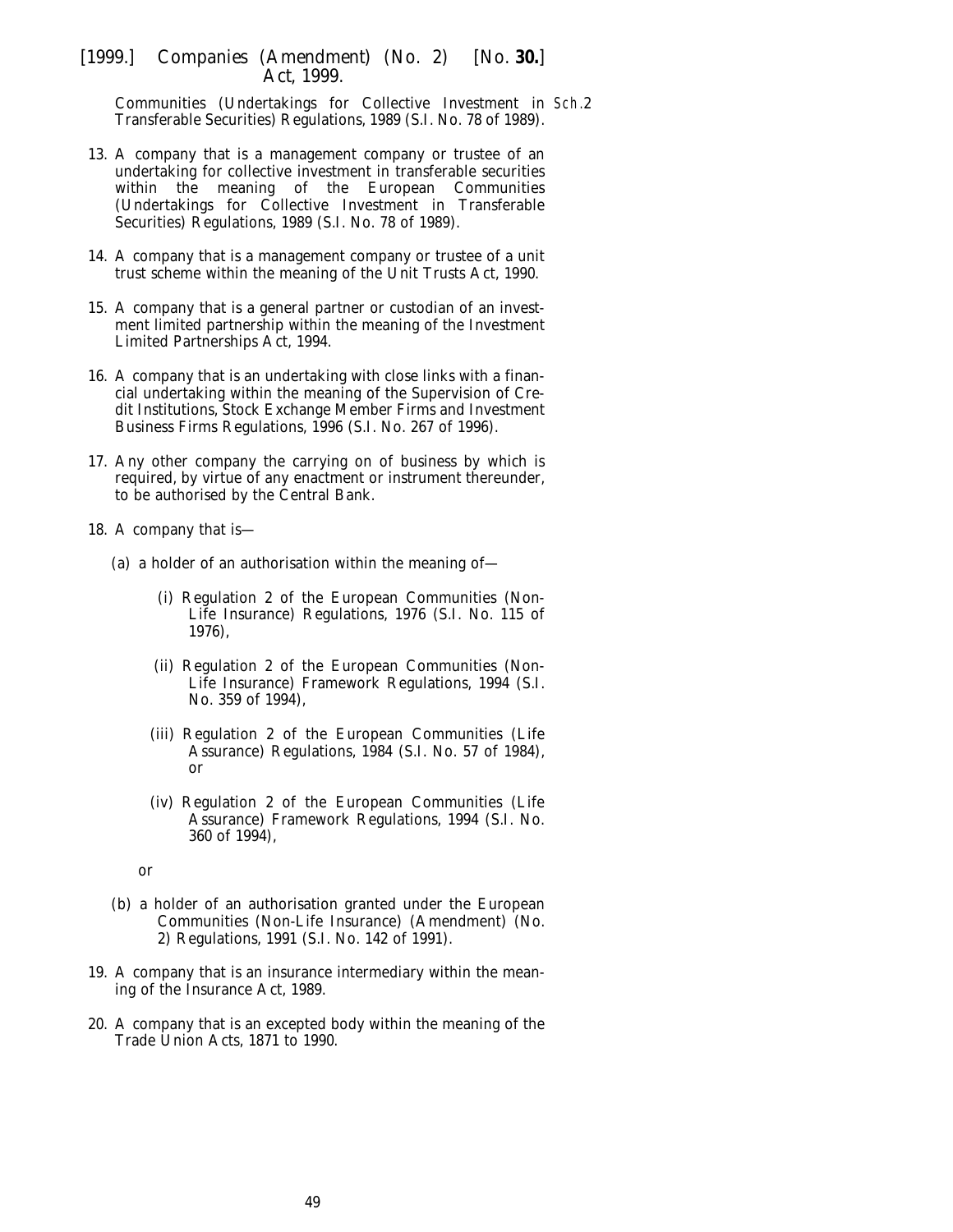Communities (Undertakings for Collective Investment in Transferable Securities) Regulations, 1989 (S.I. No. 78 of 1989).

13. A company that is a management company or trustee of an undertaking for collective investment in transferable securities within the meaning of the European Communities (Undertakings for Collective Investment in Transferable Securities) Regulations, 1989 (S.I. No. 78 of 1989).

14. A company that is a management company or trustee of a unit trust scheme within the meaning of the Unit Trusts Act, 1990.

15. A company that is a general partner or custodian of an investment limited partnership within the meaning of the Investment Limited Partnerships Act, 1994.

16. A company that is an undertaking with close links with a financial undertaking within the meaning of the Supervision of Credit Institutions, Stock Exchange Member Firms and Investment Business Firms Regulations, 1996 (S.I. No. 267 of 1996).

17. Any other company the carrying on of business by which is required, by virtue of any enactment or instrument thereunder, to be authorised by the Central Bank.

18. A company that is—

   (a) a holder of an authorisation within the meaning of—

      (i) Regulation 2 of the European Communities (Non-Life Insurance) Regulations, 1976 (S.I. No. 115 of 1976),

      (ii) Regulation 2 of the European Communities (Non-Life Insurance) Framework Regulations, 1994 (S.I. No. 359 of 1994),

      (iii) Regulation 2 of the European Communities (Life Assurance) Regulations, 1984 (S.I. No. 57 of 1984), or

      (iv) Regulation 2 of the European Communities (Life Assurance) Framework Regulations, 1994 (S.I. No. 360 of 1994),

   or

   (b) a holder of an authorisation granted under the European Communities (Non-Life Insurance) (Amendment) (No. 2) Regulations, 1991 (S.I. No. 142 of 1991).

19. A company that is an insurance intermediary within the meaning of the Insurance Act, 1989.

20. A company that is an excepted body within the meaning of the Trade Union Acts, 1871 to 1990.